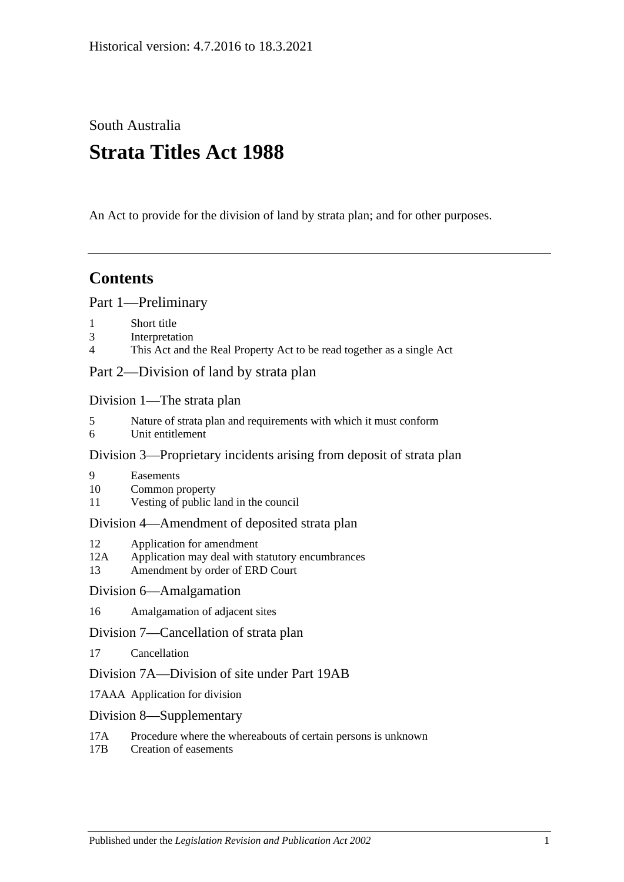Historical version: 4.7.2016 to 18.3.2021

South Australia

# Strata Titles Act 1988

An Act to provide for the division of land by strata plan; and for other purposes.

---

## Contents

### Part 1—Preliminary

1 Short title
3 Interpretation
4 This Act and the Real Property Act to be read together as a single Act

### Part 2—Division of land by strata plan

#### Division 1—The strata plan

5 Nature of strata plan and requirements with which it must conform
6 Unit entitlement

#### Division 3—Proprietary incidents arising from deposit of strata plan

9 Easements
10 Common property
11 Vesting of public land in the council

#### Division 4—Amendment of deposited strata plan

12 Application for amendment
12A Application may deal with statutory encumbrances
13 Amendment by order of ERD Court

#### Division 6—Amalgamation

16 Amalgamation of adjacent sites

#### Division 7—Cancellation of strata plan

17 Cancellation

#### Division 7A—Division of site under Part 19AB

17AAA Application for division

#### Division 8—Supplementary

17A Procedure where the whereabouts of certain persons is unknown
17B Creation of easements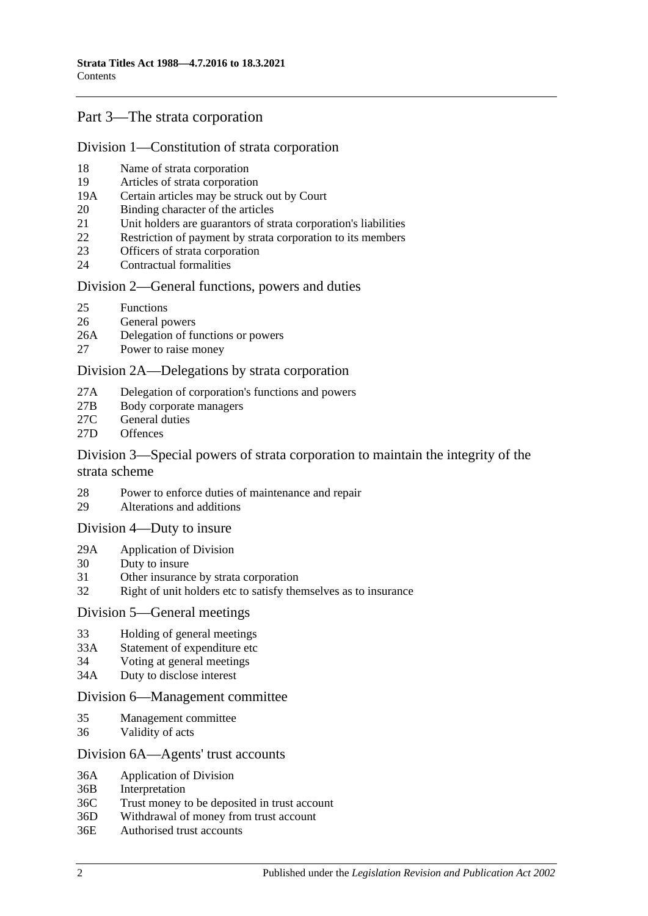## Part 3—The strata corporation

### Division 1—Constitution of strata corporation

- 18 Name of strata corporation
- 19 Articles of strata corporation
- 19A Certain articles may be struck out by Court
- 20 Binding character of the articles
- 21 Unit holders are guarantors of strata corporation's liabilities
- 22 Restriction of payment by strata corporation to its members
- 23 Officers of strata corporation
- 24 Contractual formalities

### Division 2—General functions, powers and duties

- 25 Functions
- 26 General powers
- 26A Delegation of functions or powers
- 27 Power to raise money

### Division 2A—Delegations by strata corporation

- 27A Delegation of corporation's functions and powers
- 27B Body corporate managers
- 27C General duties
- 27D Offences

### Division 3—Special powers of strata corporation to maintain the integrity of the strata scheme

- 28 Power to enforce duties of maintenance and repair
- 29 Alterations and additions

### Division 4—Duty to insure

- 29A Application of Division
- 30 Duty to insure
- 31 Other insurance by strata corporation
- 32 Right of unit holders etc to satisfy themselves as to insurance

### Division 5—General meetings

- 33 Holding of general meetings
- 33A Statement of expenditure etc
- 34 Voting at general meetings
- 34A Duty to disclose interest

### Division 6—Management committee

- 35 Management committee
- 36 Validity of acts

### Division 6A—Agents' trust accounts

- 36A Application of Division
- 36B Interpretation
- 36C Trust money to be deposited in trust account
- 36D Withdrawal of money from trust account
- 36E Authorised trust accounts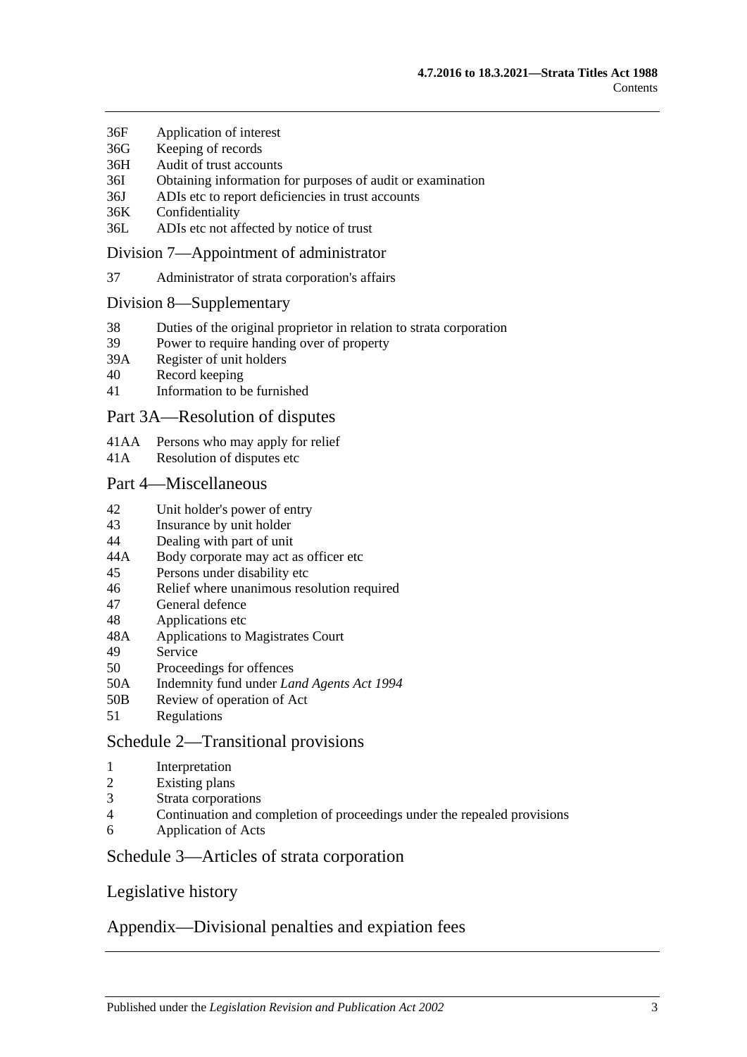36F Application of interest
36G Keeping of records
36H Audit of trust accounts
36I Obtaining information for purposes of audit or examination
36J ADIs etc to report deficiencies in trust accounts
36K Confidentiality
36L ADIs etc not affected by notice of trust

## Division 7—Appointment of administrator

37 Administrator of strata corporation's affairs

## Division 8—Supplementary

38 Duties of the original proprietor in relation to strata corporation
39 Power to require handing over of property
39A Register of unit holders
40 Record keeping
41 Information to be furnished

## Part 3A—Resolution of disputes

41AA Persons who may apply for relief
41A Resolution of disputes etc

## Part 4—Miscellaneous

42 Unit holder's power of entry
43 Insurance by unit holder
44 Dealing with part of unit
44A Body corporate may act as officer etc
45 Persons under disability etc
46 Relief where unanimous resolution required
47 General defence
48 Applications etc
48A Applications to Magistrates Court
49 Service
50 Proceedings for offences
50A Indemnity fund under *Land Agents Act 1994*
50B Review of operation of Act
51 Regulations

## Schedule 2—Transitional provisions

1 Interpretation
2 Existing plans
3 Strata corporations
4 Continuation and completion of proceedings under the repealed provisions
6 Application of Acts

## Schedule 3—Articles of strata corporation

## Legislative history

## Appendix—Divisional penalties and expiation fees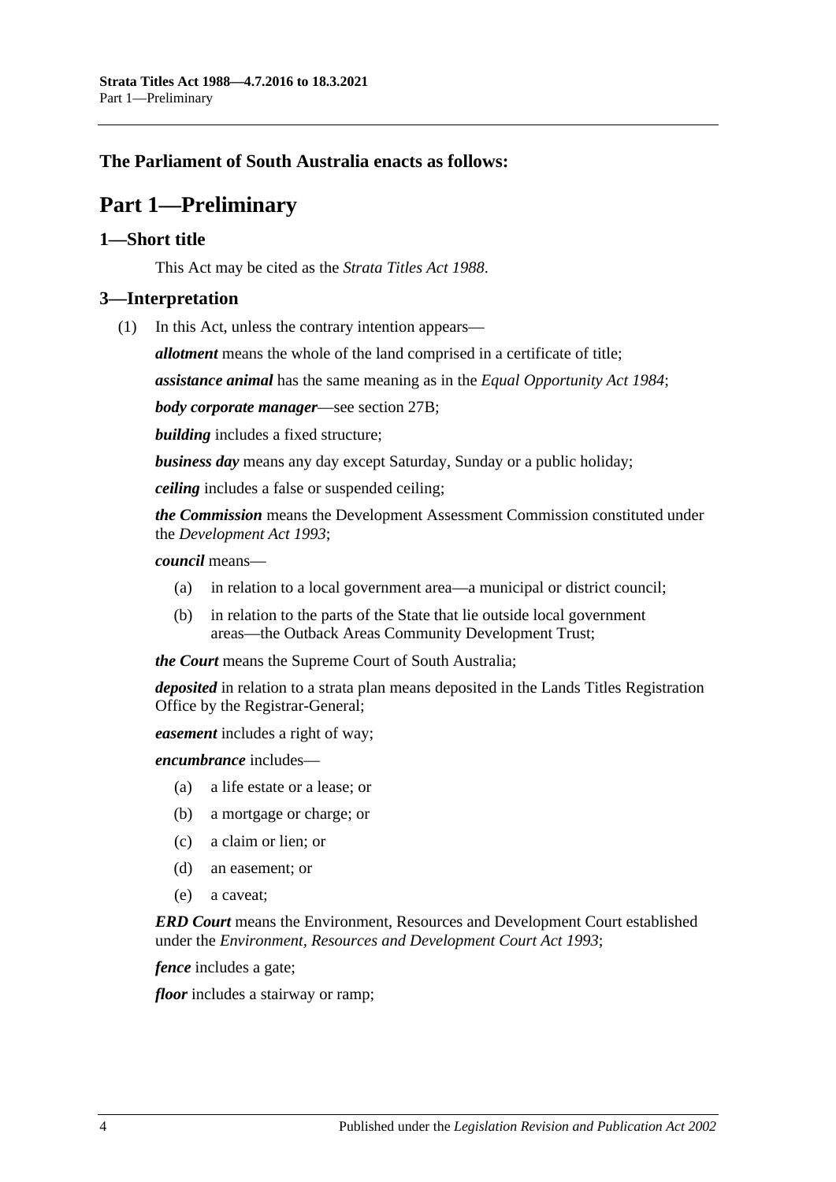**The Parliament of South Australia enacts as follows:**

# Part 1—Preliminary

## 1—Short title

This Act may be cited as the *Strata Titles Act 1988*.

## 3—Interpretation

(1) In this Act, unless the contrary intention appears—

***allotment*** means the whole of the land comprised in a certificate of title;

***assistance animal*** has the same meaning as in the *Equal Opportunity Act 1984*;

***body corporate manager***—see section 27B;

***building*** includes a fixed structure;

***business day*** means any day except Saturday, Sunday or a public holiday;

***ceiling*** includes a false or suspended ceiling;

***the Commission*** means the Development Assessment Commission constituted under the *Development Act 1993*;

***council*** means—

- (a) in relation to a local government area—a municipal or district council;
- (b) in relation to the parts of the State that lie outside local government areas—the Outback Areas Community Development Trust;

***the Court*** means the Supreme Court of South Australia;

***deposited*** in relation to a strata plan means deposited in the Lands Titles Registration Office by the Registrar-General;

***easement*** includes a right of way;

***encumbrance*** includes—

- (a) a life estate or a lease; or
- (b) a mortgage or charge; or
- (c) a claim or lien; or
- (d) an easement; or
- (e) a caveat;

***ERD Court*** means the Environment, Resources and Development Court established under the *Environment, Resources and Development Court Act 1993*;

***fence*** includes a gate;

***floor*** includes a stairway or ramp;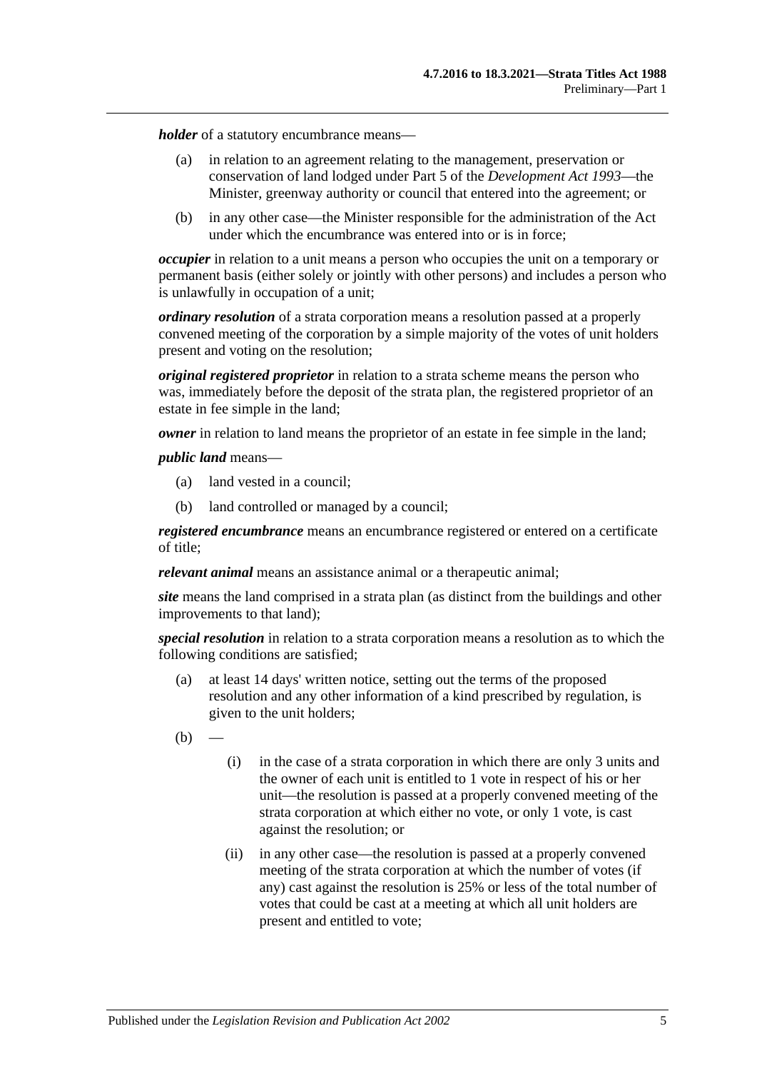***holder*** of a statutory encumbrance means—

- (a) in relation to an agreement relating to the management, preservation or conservation of land lodged under Part 5 of the *Development Act 1993*—the Minister, greenway authority or council that entered into the agreement; or
- (b) in any other case—the Minister responsible for the administration of the Act under which the encumbrance was entered into or is in force;

***occupier*** in relation to a unit means a person who occupies the unit on a temporary or permanent basis (either solely or jointly with other persons) and includes a person who is unlawfully in occupation of a unit;

***ordinary resolution*** of a strata corporation means a resolution passed at a properly convened meeting of the corporation by a simple majority of the votes of unit holders present and voting on the resolution;

***original registered proprietor*** in relation to a strata scheme means the person who was, immediately before the deposit of the strata plan, the registered proprietor of an estate in fee simple in the land;

***owner*** in relation to land means the proprietor of an estate in fee simple in the land;

***public land*** means—

- (a) land vested in a council;
- (b) land controlled or managed by a council;

***registered encumbrance*** means an encumbrance registered or entered on a certificate of title;

***relevant animal*** means an assistance animal or a therapeutic animal;

***site*** means the land comprised in a strata plan (as distinct from the buildings and other improvements to that land);

***special resolution*** in relation to a strata corporation means a resolution as to which the following conditions are satisfied;

- (a) at least 14 days' written notice, setting out the terms of the proposed resolution and any other information of a kind prescribed by regulation, is given to the unit holders;
- (b) —
  - (i) in the case of a strata corporation in which there are only 3 units and the owner of each unit is entitled to 1 vote in respect of his or her unit—the resolution is passed at a properly convened meeting of the strata corporation at which either no vote, or only 1 vote, is cast against the resolution; or
  - (ii) in any other case—the resolution is passed at a properly convened meeting of the strata corporation at which the number of votes (if any) cast against the resolution is 25% or less of the total number of votes that could be cast at a meeting at which all unit holders are present and entitled to vote;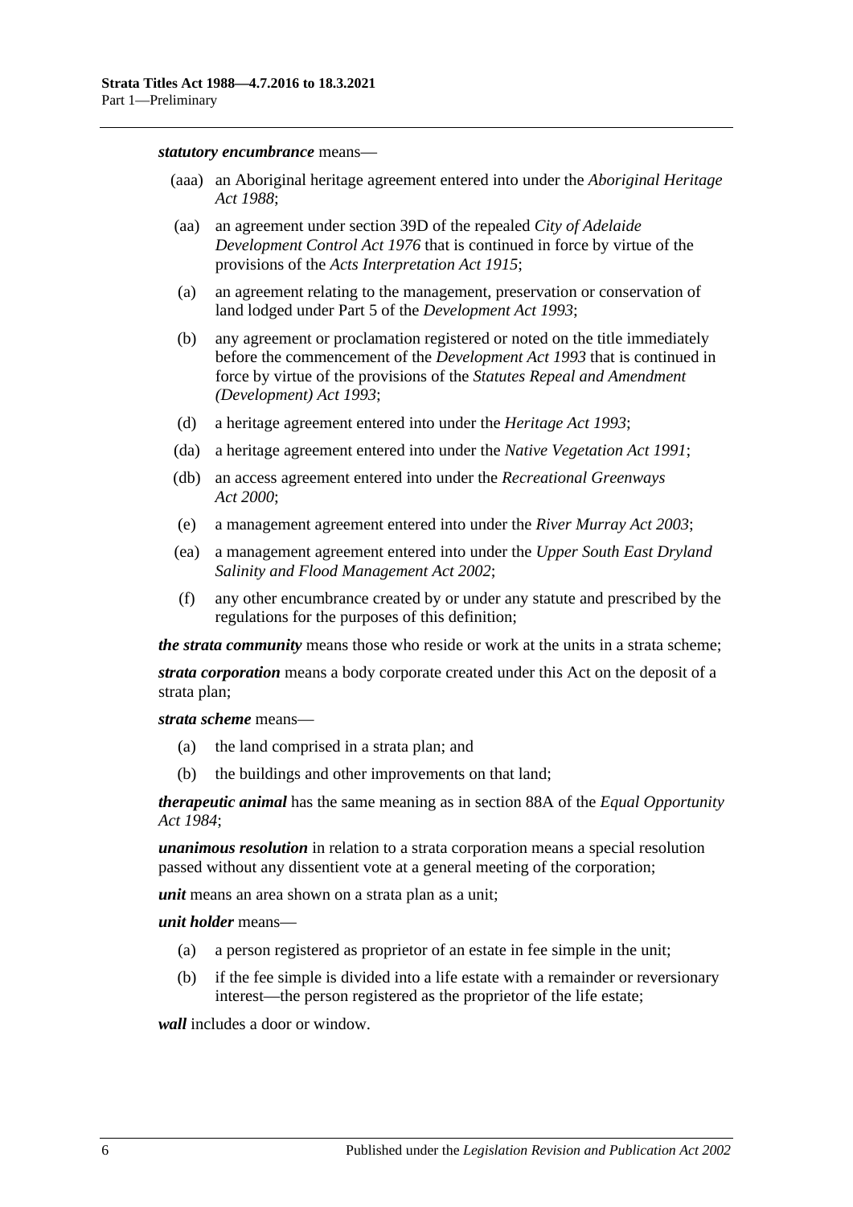***statutory encumbrance*** means—

- (aaa) an Aboriginal heritage agreement entered into under the *Aboriginal Heritage Act 1988*;
- (aa) an agreement under section 39D of the repealed *City of Adelaide Development Control Act 1976* that is continued in force by virtue of the provisions of the *Acts Interpretation Act 1915*;
- (a) an agreement relating to the management, preservation or conservation of land lodged under Part 5 of the *Development Act 1993*;
- (b) any agreement or proclamation registered or noted on the title immediately before the commencement of the *Development Act 1993* that is continued in force by virtue of the provisions of the *Statutes Repeal and Amendment (Development) Act 1993*;
- (d) a heritage agreement entered into under the *Heritage Act 1993*;
- (da) a heritage agreement entered into under the *Native Vegetation Act 1991*;
- (db) an access agreement entered into under the *Recreational Greenways Act 2000*;
- (e) a management agreement entered into under the *River Murray Act 2003*;
- (ea) a management agreement entered into under the *Upper South East Dryland Salinity and Flood Management Act 2002*;
- (f) any other encumbrance created by or under any statute and prescribed by the regulations for the purposes of this definition;

***the strata community*** means those who reside or work at the units in a strata scheme;

***strata corporation*** means a body corporate created under this Act on the deposit of a strata plan;

***strata scheme*** means—

- (a) the land comprised in a strata plan; and
- (b) the buildings and other improvements on that land;

***therapeutic animal*** has the same meaning as in section 88A of the *Equal Opportunity Act 1984*;

***unanimous resolution*** in relation to a strata corporation means a special resolution passed without any dissentient vote at a general meeting of the corporation;

***unit*** means an area shown on a strata plan as a unit;

***unit holder*** means—

- (a) a person registered as proprietor of an estate in fee simple in the unit;
- (b) if the fee simple is divided into a life estate with a remainder or reversionary interest—the person registered as the proprietor of the life estate;

***wall*** includes a door or window.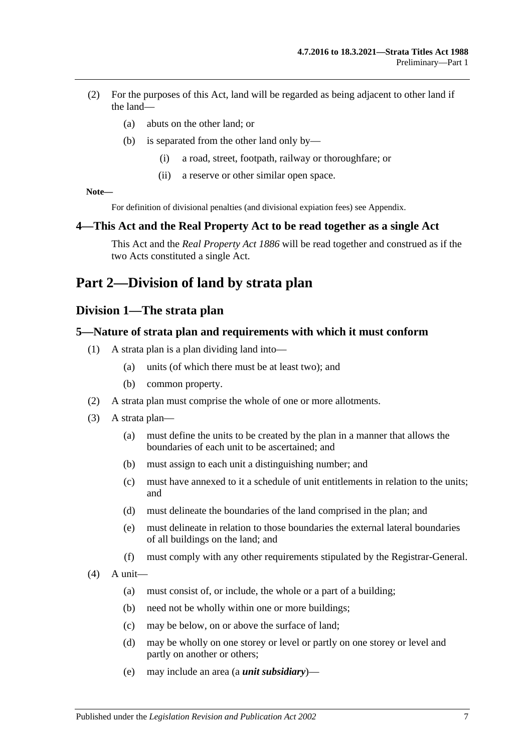(2) For the purposes of this Act, land will be regarded as being adjacent to other land if the land—

(a) abuts on the other land; or

(b) is separated from the other land only by—

(i) a road, street, footpath, railway or thoroughfare; or

(ii) a reserve or other similar open space.

**Note—**

For definition of divisional penalties (and divisional expiation fees) see Appendix.

### 4—This Act and the Real Property Act to be read together as a single Act

This Act and the *Real Property Act 1886* will be read together and construed as if the two Acts constituted a single Act.

# Part 2—Division of land by strata plan

## Division 1—The strata plan

### 5—Nature of strata plan and requirements with which it must conform

(1) A strata plan is a plan dividing land into—

(a) units (of which there must be at least two); and

(b) common property.

(2) A strata plan must comprise the whole of one or more allotments.

(3) A strata plan—

(a) must define the units to be created by the plan in a manner that allows the boundaries of each unit to be ascertained; and

(b) must assign to each unit a distinguishing number; and

(c) must have annexed to it a schedule of unit entitlements in relation to the units; and

(d) must delineate the boundaries of the land comprised in the plan; and

(e) must delineate in relation to those boundaries the external lateral boundaries of all buildings on the land; and

(f) must comply with any other requirements stipulated by the Registrar-General.

(4) A unit—

(a) must consist of, or include, the whole or a part of a building;

(b) need not be wholly within one or more buildings;

(c) may be below, on or above the surface of land;

(d) may be wholly on one storey or level or partly on one storey or level and partly on another or others;

(e) may include an area (a ***unit subsidiary***)—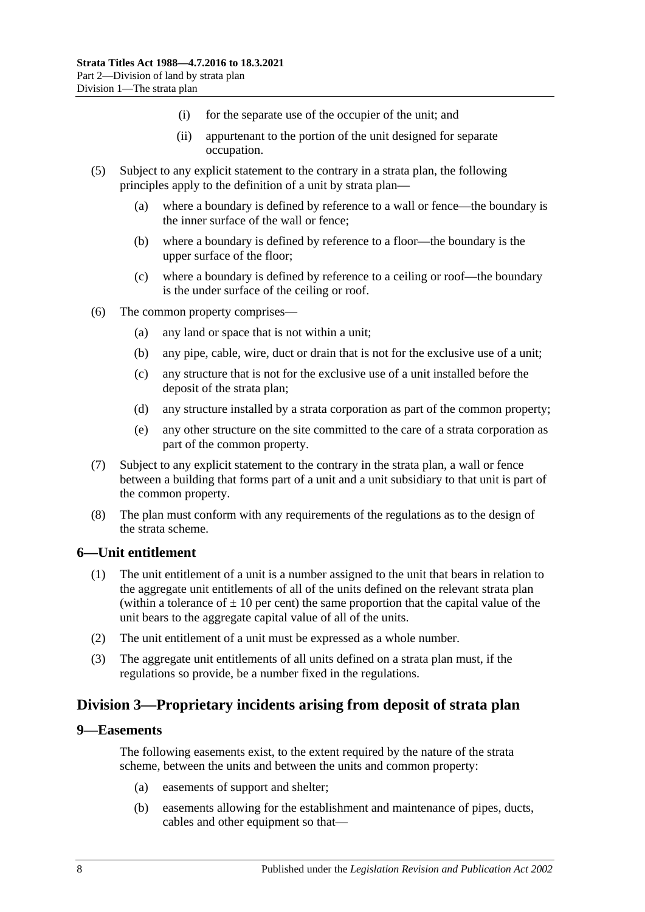(i) for the separate use of the occupier of the unit; and

(ii) appurtenant to the portion of the unit designed for separate occupation.

(5) Subject to any explicit statement to the contrary in a strata plan, the following principles apply to the definition of a unit by strata plan—

(a) where a boundary is defined by reference to a wall or fence—the boundary is the inner surface of the wall or fence;

(b) where a boundary is defined by reference to a floor—the boundary is the upper surface of the floor;

(c) where a boundary is defined by reference to a ceiling or roof—the boundary is the under surface of the ceiling or roof.

(6) The common property comprises—

(a) any land or space that is not within a unit;

(b) any pipe, cable, wire, duct or drain that is not for the exclusive use of a unit;

(c) any structure that is not for the exclusive use of a unit installed before the deposit of the strata plan;

(d) any structure installed by a strata corporation as part of the common property;

(e) any other structure on the site committed to the care of a strata corporation as part of the common property.

(7) Subject to any explicit statement to the contrary in the strata plan, a wall or fence between a building that forms part of a unit and a unit subsidiary to that unit is part of the common property.

(8) The plan must conform with any requirements of the regulations as to the design of the strata scheme.

## 6—Unit entitlement

(1) The unit entitlement of a unit is a number assigned to the unit that bears in relation to the aggregate unit entitlements of all of the units defined on the relevant strata plan (within a tolerance of $\pm$ 10 per cent) the same proportion that the capital value of the unit bears to the aggregate capital value of all of the units.

(2) The unit entitlement of a unit must be expressed as a whole number.

(3) The aggregate unit entitlements of all units defined on a strata plan must, if the regulations so provide, be a number fixed in the regulations.

## Division 3—Proprietary incidents arising from deposit of strata plan

## 9—Easements

The following easements exist, to the extent required by the nature of the strata scheme, between the units and between the units and common property:

(a) easements of support and shelter;

(b) easements allowing for the establishment and maintenance of pipes, ducts, cables and other equipment so that—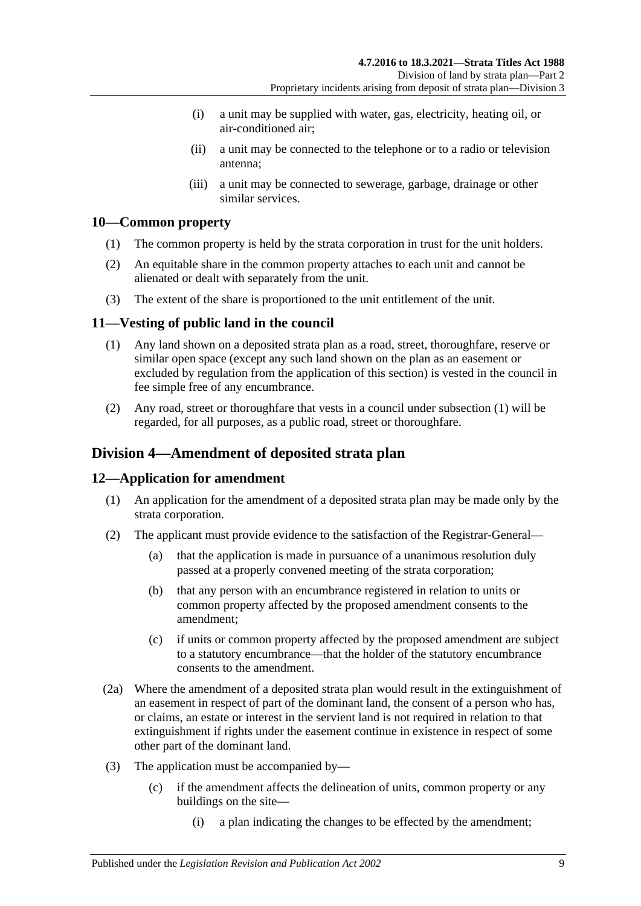(i) a unit may be supplied with water, gas, electricity, heating oil, or air-conditioned air;

(ii) a unit may be connected to the telephone or to a radio or television antenna;

(iii) a unit may be connected to sewerage, garbage, drainage or other similar services.

## 10—Common property

(1) The common property is held by the strata corporation in trust for the unit holders.

(2) An equitable share in the common property attaches to each unit and cannot be alienated or dealt with separately from the unit.

(3) The extent of the share is proportioned to the unit entitlement of the unit.

## 11—Vesting of public land in the council

(1) Any land shown on a deposited strata plan as a road, street, thoroughfare, reserve or similar open space (except any such land shown on the plan as an easement or excluded by regulation from the application of this section) is vested in the council in fee simple free of any encumbrance.

(2) Any road, street or thoroughfare that vests in a council under subsection (1) will be regarded, for all purposes, as a public road, street or thoroughfare.

# Division 4—Amendment of deposited strata plan

## 12—Application for amendment

(1) An application for the amendment of a deposited strata plan may be made only by the strata corporation.

(2) The applicant must provide evidence to the satisfaction of the Registrar-General—

(a) that the application is made in pursuance of a unanimous resolution duly passed at a properly convened meeting of the strata corporation;

(b) that any person with an encumbrance registered in relation to units or common property affected by the proposed amendment consents to the amendment;

(c) if units or common property affected by the proposed amendment are subject to a statutory encumbrance—that the holder of the statutory encumbrance consents to the amendment.

(2a) Where the amendment of a deposited strata plan would result in the extinguishment of an easement in respect of part of the dominant land, the consent of a person who has, or claims, an estate or interest in the servient land is not required in relation to that extinguishment if rights under the easement continue in existence in respect of some other part of the dominant land.

(3) The application must be accompanied by—

(c) if the amendment affects the delineation of units, common property or any buildings on the site—

(i) a plan indicating the changes to be effected by the amendment;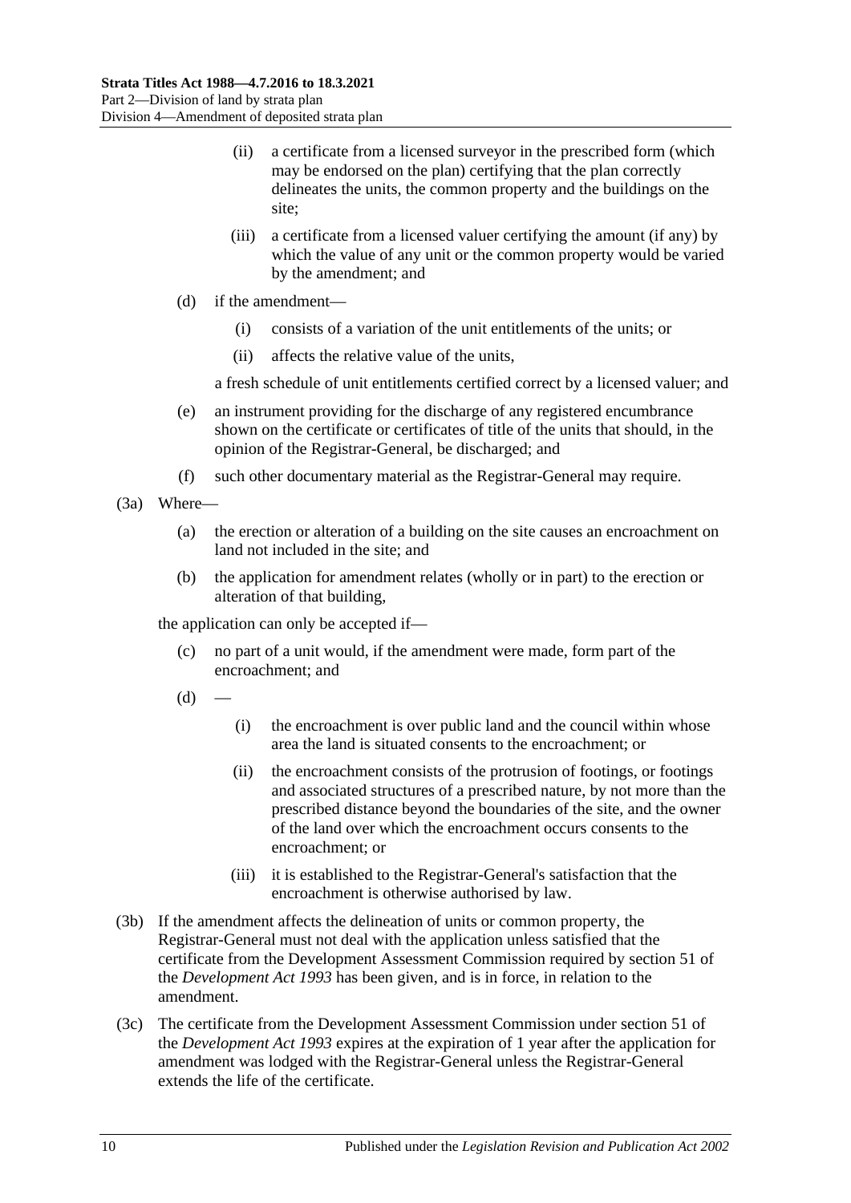(ii) a certificate from a licensed surveyor in the prescribed form (which may be endorsed on the plan) certifying that the plan correctly delineates the units, the common property and the buildings on the site;

(iii) a certificate from a licensed valuer certifying the amount (if any) by which the value of any unit or the common property would be varied by the amendment; and

(d) if the amendment—

(i) consists of a variation of the unit entitlements of the units; or

(ii) affects the relative value of the units,

a fresh schedule of unit entitlements certified correct by a licensed valuer; and

(e) an instrument providing for the discharge of any registered encumbrance shown on the certificate or certificates of title of the units that should, in the opinion of the Registrar-General, be discharged; and

(f) such other documentary material as the Registrar-General may require.

(3a) Where—

(a) the erection or alteration of a building on the site causes an encroachment on land not included in the site; and

(b) the application for amendment relates (wholly or in part) to the erection or alteration of that building,

the application can only be accepted if—

(c) no part of a unit would, if the amendment were made, form part of the encroachment; and

(d) —

(i) the encroachment is over public land and the council within whose area the land is situated consents to the encroachment; or

(ii) the encroachment consists of the protrusion of footings, or footings and associated structures of a prescribed nature, by not more than the prescribed distance beyond the boundaries of the site, and the owner of the land over which the encroachment occurs consents to the encroachment; or

(iii) it is established to the Registrar-General's satisfaction that the encroachment is otherwise authorised by law.

(3b) If the amendment affects the delineation of units or common property, the Registrar-General must not deal with the application unless satisfied that the certificate from the Development Assessment Commission required by section 51 of the *Development Act 1993* has been given, and is in force, in relation to the amendment.

(3c) The certificate from the Development Assessment Commission under section 51 of the *Development Act 1993* expires at the expiration of 1 year after the application for amendment was lodged with the Registrar-General unless the Registrar-General extends the life of the certificate.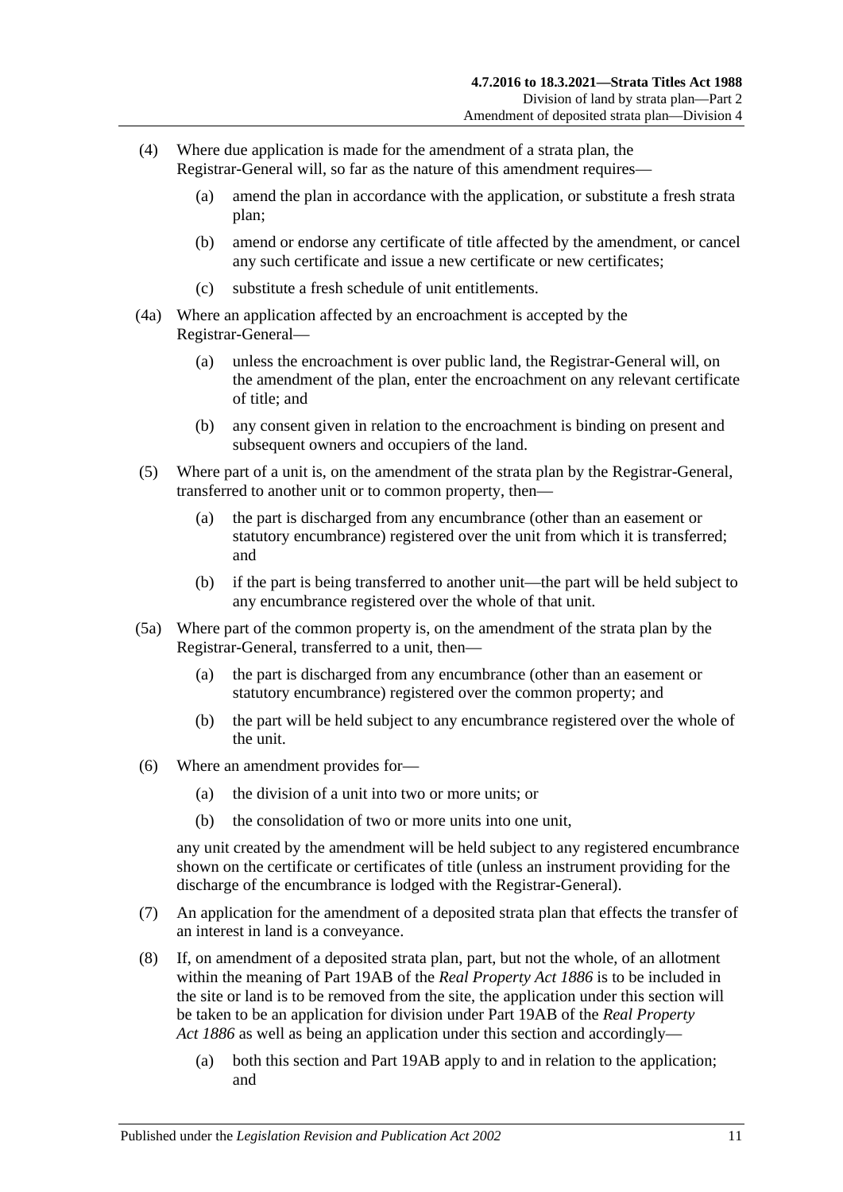(4) Where due application is made for the amendment of a strata plan, the Registrar-General will, so far as the nature of this amendment requires—

(a) amend the plan in accordance with the application, or substitute a fresh strata plan;

(b) amend or endorse any certificate of title affected by the amendment, or cancel any such certificate and issue a new certificate or new certificates;

(c) substitute a fresh schedule of unit entitlements.

(4a) Where an application affected by an encroachment is accepted by the Registrar-General—

(a) unless the encroachment is over public land, the Registrar-General will, on the amendment of the plan, enter the encroachment on any relevant certificate of title; and

(b) any consent given in relation to the encroachment is binding on present and subsequent owners and occupiers of the land.

(5) Where part of a unit is, on the amendment of the strata plan by the Registrar-General, transferred to another unit or to common property, then—

(a) the part is discharged from any encumbrance (other than an easement or statutory encumbrance) registered over the unit from which it is transferred; and

(b) if the part is being transferred to another unit—the part will be held subject to any encumbrance registered over the whole of that unit.

(5a) Where part of the common property is, on the amendment of the strata plan by the Registrar-General, transferred to a unit, then—

(a) the part is discharged from any encumbrance (other than an easement or statutory encumbrance) registered over the common property; and

(b) the part will be held subject to any encumbrance registered over the whole of the unit.

(6) Where an amendment provides for—

(a) the division of a unit into two or more units; or

(b) the consolidation of two or more units into one unit,

any unit created by the amendment will be held subject to any registered encumbrance shown on the certificate or certificates of title (unless an instrument providing for the discharge of the encumbrance is lodged with the Registrar-General).

(7) An application for the amendment of a deposited strata plan that effects the transfer of an interest in land is a conveyance.

(8) If, on amendment of a deposited strata plan, part, but not the whole, of an allotment within the meaning of Part 19AB of the *Real Property Act 1886* is to be included in the site or land is to be removed from the site, the application under this section will be taken to be an application for division under Part 19AB of the *Real Property Act 1886* as well as being an application under this section and accordingly—

(a) both this section and Part 19AB apply to and in relation to the application; and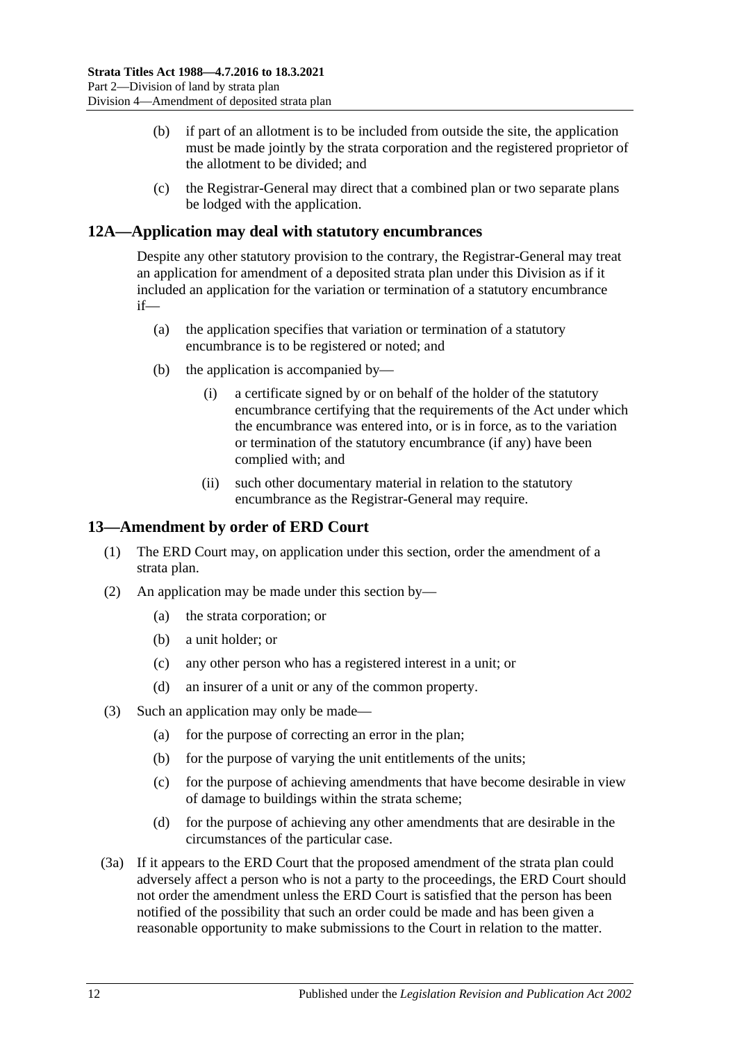(b) if part of an allotment is to be included from outside the site, the application must be made jointly by the strata corporation and the registered proprietor of the allotment to be divided; and

(c) the Registrar-General may direct that a combined plan or two separate plans be lodged with the application.

## 12A—Application may deal with statutory encumbrances

Despite any other statutory provision to the contrary, the Registrar-General may treat an application for amendment of a deposited strata plan under this Division as if it included an application for the variation or termination of a statutory encumbrance if—

(a) the application specifies that variation or termination of a statutory encumbrance is to be registered or noted; and

(b) the application is accompanied by—

(i) a certificate signed by or on behalf of the holder of the statutory encumbrance certifying that the requirements of the Act under which the encumbrance was entered into, or is in force, as to the variation or termination of the statutory encumbrance (if any) have been complied with; and

(ii) such other documentary material in relation to the statutory encumbrance as the Registrar-General may require.

## 13—Amendment by order of ERD Court

(1) The ERD Court may, on application under this section, order the amendment of a strata plan.

(2) An application may be made under this section by—

(a) the strata corporation; or

(b) a unit holder; or

(c) any other person who has a registered interest in a unit; or

(d) an insurer of a unit or any of the common property.

(3) Such an application may only be made—

(a) for the purpose of correcting an error in the plan;

(b) for the purpose of varying the unit entitlements of the units;

(c) for the purpose of achieving amendments that have become desirable in view of damage to buildings within the strata scheme;

(d) for the purpose of achieving any other amendments that are desirable in the circumstances of the particular case.

(3a) If it appears to the ERD Court that the proposed amendment of the strata plan could adversely affect a person who is not a party to the proceedings, the ERD Court should not order the amendment unless the ERD Court is satisfied that the person has been notified of the possibility that such an order could be made and has been given a reasonable opportunity to make submissions to the Court in relation to the matter.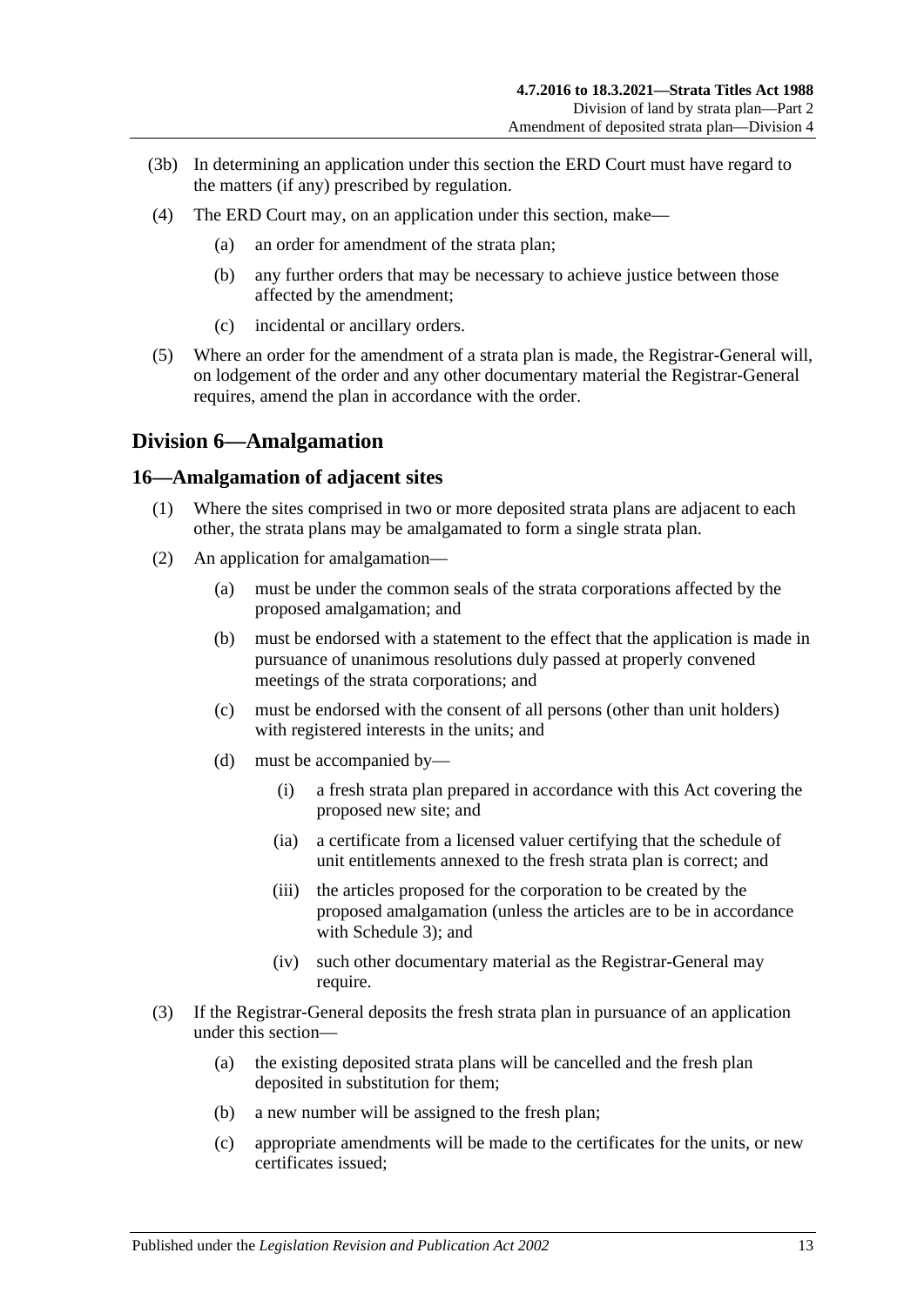(3b) In determining an application under this section the ERD Court must have regard to the matters (if any) prescribed by regulation.

(4) The ERD Court may, on an application under this section, make—

(a) an order for amendment of the strata plan;

(b) any further orders that may be necessary to achieve justice between those affected by the amendment;

(c) incidental or ancillary orders.

(5) Where an order for the amendment of a strata plan is made, the Registrar-General will, on lodgement of the order and any other documentary material the Registrar-General requires, amend the plan in accordance with the order.

## Division 6—Amalgamation

### 16—Amalgamation of adjacent sites

(1) Where the sites comprised in two or more deposited strata plans are adjacent to each other, the strata plans may be amalgamated to form a single strata plan.

(2) An application for amalgamation—

(a) must be under the common seals of the strata corporations affected by the proposed amalgamation; and

(b) must be endorsed with a statement to the effect that the application is made in pursuance of unanimous resolutions duly passed at properly convened meetings of the strata corporations; and

(c) must be endorsed with the consent of all persons (other than unit holders) with registered interests in the units; and

(d) must be accompanied by—

(i) a fresh strata plan prepared in accordance with this Act covering the proposed new site; and

(ia) a certificate from a licensed valuer certifying that the schedule of unit entitlements annexed to the fresh strata plan is correct; and

(iii) the articles proposed for the corporation to be created by the proposed amalgamation (unless the articles are to be in accordance with Schedule 3); and

(iv) such other documentary material as the Registrar-General may require.

(3) If the Registrar-General deposits the fresh strata plan in pursuance of an application under this section—

(a) the existing deposited strata plans will be cancelled and the fresh plan deposited in substitution for them;

(b) a new number will be assigned to the fresh plan;

(c) appropriate amendments will be made to the certificates for the units, or new certificates issued;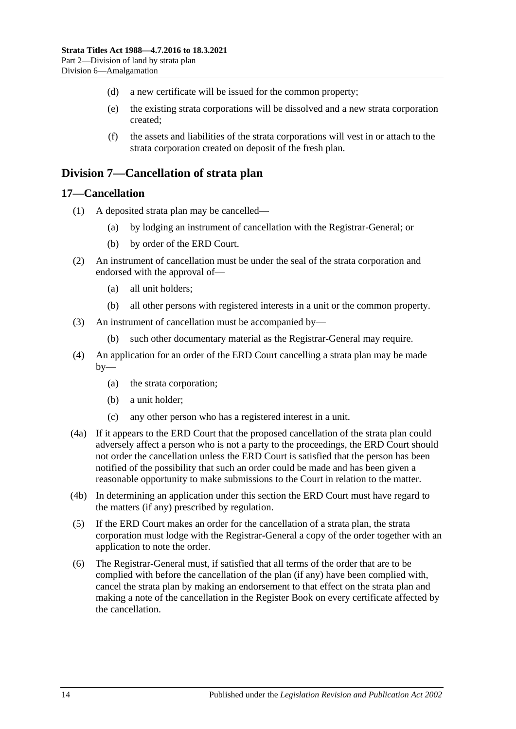(d) a new certificate will be issued for the common property;

(e) the existing strata corporations will be dissolved and a new strata corporation created;

(f) the assets and liabilities of the strata corporations will vest in or attach to the strata corporation created on deposit of the fresh plan.

## Division 7—Cancellation of strata plan

### 17—Cancellation

(1) A deposited strata plan may be cancelled—

(a) by lodging an instrument of cancellation with the Registrar-General; or

(b) by order of the ERD Court.

(2) An instrument of cancellation must be under the seal of the strata corporation and endorsed with the approval of—

(a) all unit holders;

(b) all other persons with registered interests in a unit or the common property.

(3) An instrument of cancellation must be accompanied by—

(b) such other documentary material as the Registrar-General may require.

(4) An application for an order of the ERD Court cancelling a strata plan may be made by—

(a) the strata corporation;

(b) a unit holder;

(c) any other person who has a registered interest in a unit.

(4a) If it appears to the ERD Court that the proposed cancellation of the strata plan could adversely affect a person who is not a party to the proceedings, the ERD Court should not order the cancellation unless the ERD Court is satisfied that the person has been notified of the possibility that such an order could be made and has been given a reasonable opportunity to make submissions to the Court in relation to the matter.

(4b) In determining an application under this section the ERD Court must have regard to the matters (if any) prescribed by regulation.

(5) If the ERD Court makes an order for the cancellation of a strata plan, the strata corporation must lodge with the Registrar-General a copy of the order together with an application to note the order.

(6) The Registrar-General must, if satisfied that all terms of the order that are to be complied with before the cancellation of the plan (if any) have been complied with, cancel the strata plan by making an endorsement to that effect on the strata plan and making a note of the cancellation in the Register Book on every certificate affected by the cancellation.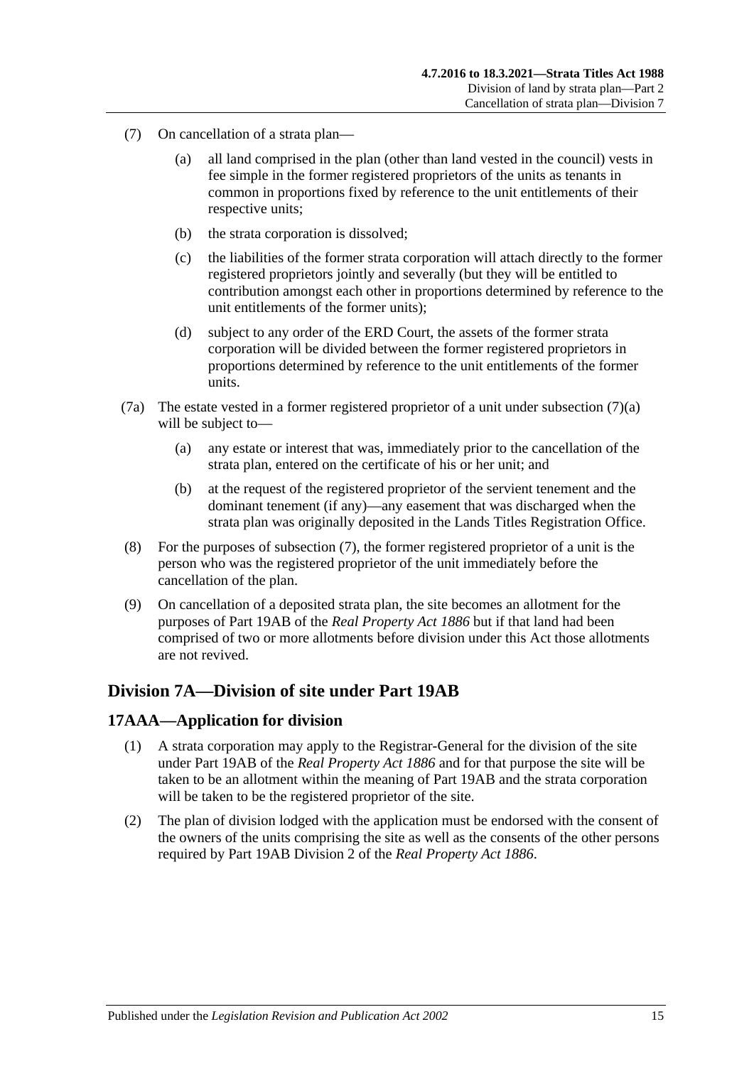(7) On cancellation of a strata plan—

(a) all land comprised in the plan (other than land vested in the council) vests in fee simple in the former registered proprietors of the units as tenants in common in proportions fixed by reference to the unit entitlements of their respective units;

(b) the strata corporation is dissolved;

(c) the liabilities of the former strata corporation will attach directly to the former registered proprietors jointly and severally (but they will be entitled to contribution amongst each other in proportions determined by reference to the unit entitlements of the former units);

(d) subject to any order of the ERD Court, the assets of the former strata corporation will be divided between the former registered proprietors in proportions determined by reference to the unit entitlements of the former units.

(7a) The estate vested in a former registered proprietor of a unit under subsection (7)(a) will be subject to—

(a) any estate or interest that was, immediately prior to the cancellation of the strata plan, entered on the certificate of his or her unit; and

(b) at the request of the registered proprietor of the servient tenement and the dominant tenement (if any)—any easement that was discharged when the strata plan was originally deposited in the Lands Titles Registration Office.

(8) For the purposes of subsection (7), the former registered proprietor of a unit is the person who was the registered proprietor of the unit immediately before the cancellation of the plan.

(9) On cancellation of a deposited strata plan, the site becomes an allotment for the purposes of Part 19AB of the *Real Property Act 1886* but if that land had been comprised of two or more allotments before division under this Act those allotments are not revived.

## Division 7A—Division of site under Part 19AB

### 17AAA—Application for division

(1) A strata corporation may apply to the Registrar-General for the division of the site under Part 19AB of the *Real Property Act 1886* and for that purpose the site will be taken to be an allotment within the meaning of Part 19AB and the strata corporation will be taken to be the registered proprietor of the site.

(2) The plan of division lodged with the application must be endorsed with the consent of the owners of the units comprising the site as well as the consents of the other persons required by Part 19AB Division 2 of the *Real Property Act 1886*.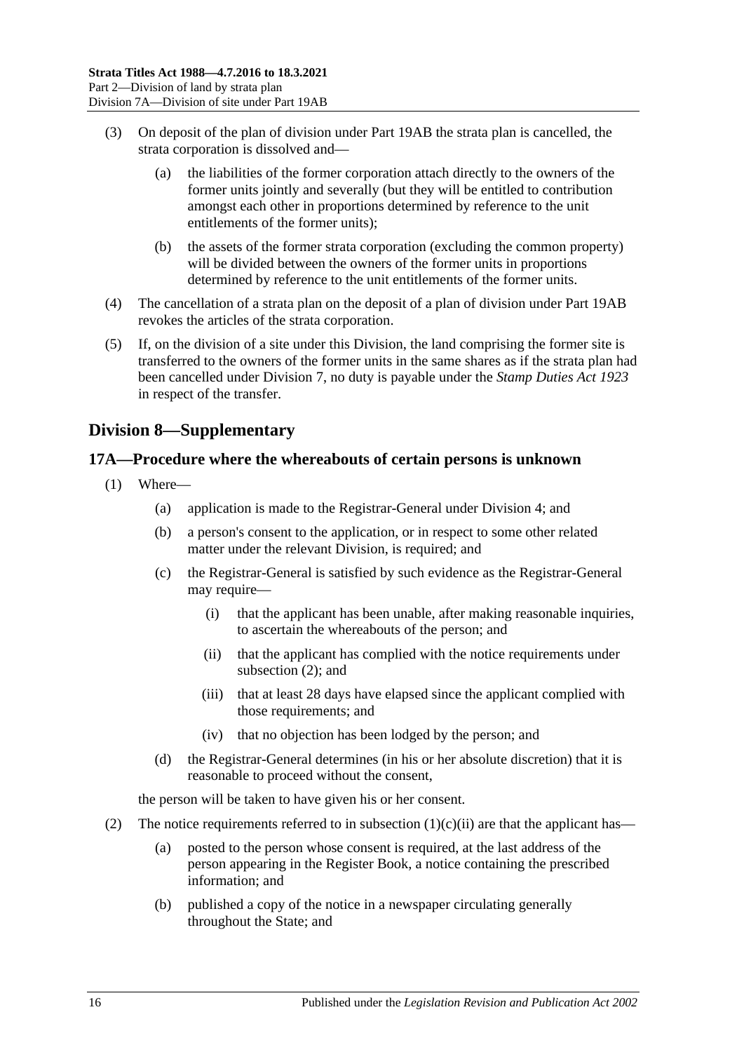(3) On deposit of the plan of division under Part 19AB the strata plan is cancelled, the strata corporation is dissolved and—

    (a) the liabilities of the former corporation attach directly to the owners of the former units jointly and severally (but they will be entitled to contribution amongst each other in proportions determined by reference to the unit entitlements of the former units);

    (b) the assets of the former strata corporation (excluding the common property) will be divided between the owners of the former units in proportions determined by reference to the unit entitlements of the former units.

(4) The cancellation of a strata plan on the deposit of a plan of division under Part 19AB revokes the articles of the strata corporation.

(5) If, on the division of a site under this Division, the land comprising the former site is transferred to the owners of the former units in the same shares as if the strata plan had been cancelled under Division 7, no duty is payable under the *Stamp Duties Act 1923* in respect of the transfer.

## Division 8—Supplementary

### 17A—Procedure where the whereabouts of certain persons is unknown

(1) Where—

    (a) application is made to the Registrar-General under Division 4; and

    (b) a person's consent to the application, or in respect to some other related matter under the relevant Division, is required; and

    (c) the Registrar-General is satisfied by such evidence as the Registrar-General may require—

        (i) that the applicant has been unable, after making reasonable inquiries, to ascertain the whereabouts of the person; and

        (ii) that the applicant has complied with the notice requirements under subsection (2); and

        (iii) that at least 28 days have elapsed since the applicant complied with those requirements; and

        (iv) that no objection has been lodged by the person; and

    (d) the Registrar-General determines (in his or her absolute discretion) that it is reasonable to proceed without the consent,

the person will be taken to have given his or her consent.

(2) The notice requirements referred to in subsection (1)(c)(ii) are that the applicant has—

    (a) posted to the person whose consent is required, at the last address of the person appearing in the Register Book, a notice containing the prescribed information; and

    (b) published a copy of the notice in a newspaper circulating generally throughout the State; and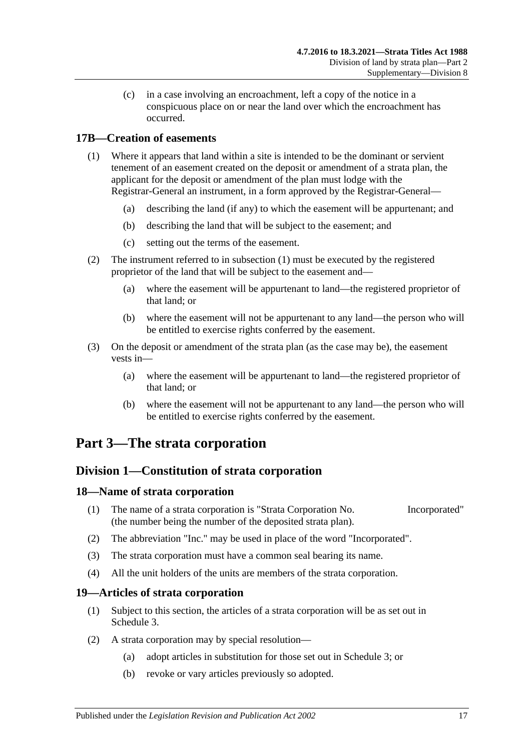(c) in a case involving an encroachment, left a copy of the notice in a conspicuous place on or near the land over which the encroachment has occurred.

### 17B—Creation of easements

(1) Where it appears that land within a site is intended to be the dominant or servient tenement of an easement created on the deposit or amendment of a strata plan, the applicant for the deposit or amendment of the plan must lodge with the Registrar-General an instrument, in a form approved by the Registrar-General—

- (a) describing the land (if any) to which the easement will be appurtenant; and
- (b) describing the land that will be subject to the easement; and
- (c) setting out the terms of the easement.

(2) The instrument referred to in subsection (1) must be executed by the registered proprietor of the land that will be subject to the easement and—

- (a) where the easement will be appurtenant to land—the registered proprietor of that land; or
- (b) where the easement will not be appurtenant to any land—the person who will be entitled to exercise rights conferred by the easement.

(3) On the deposit or amendment of the strata plan (as the case may be), the easement vests in—

- (a) where the easement will be appurtenant to land—the registered proprietor of that land; or
- (b) where the easement will not be appurtenant to any land—the person who will be entitled to exercise rights conferred by the easement.

# Part 3—The strata corporation

## Division 1—Constitution of strata corporation

### 18—Name of strata corporation

(1) The name of a strata corporation is "Strata Corporation No. Incorporated" (the number being the number of the deposited strata plan).

(2) The abbreviation "Inc." may be used in place of the word "Incorporated".

(3) The strata corporation must have a common seal bearing its name.

(4) All the unit holders of the units are members of the strata corporation.

### 19—Articles of strata corporation

(1) Subject to this section, the articles of a strata corporation will be as set out in Schedule 3.

(2) A strata corporation may by special resolution—

- (a) adopt articles in substitution for those set out in Schedule 3; or
- (b) revoke or vary articles previously so adopted.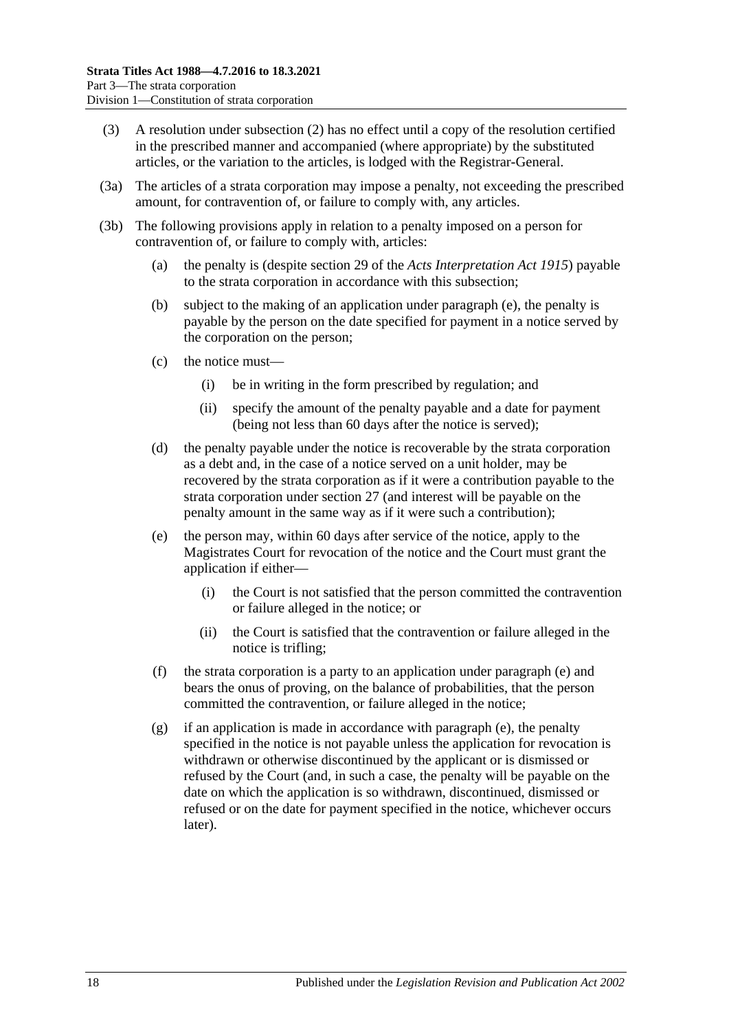(3) A resolution under subsection (2) has no effect until a copy of the resolution certified in the prescribed manner and accompanied (where appropriate) by the substituted articles, or the variation to the articles, is lodged with the Registrar-General.

(3a) The articles of a strata corporation may impose a penalty, not exceeding the prescribed amount, for contravention of, or failure to comply with, any articles.

(3b) The following provisions apply in relation to a penalty imposed on a person for contravention of, or failure to comply with, articles:

- (a) the penalty is (despite section 29 of the *Acts Interpretation Act 1915*) payable to the strata corporation in accordance with this subsection;
- (b) subject to the making of an application under paragraph (e), the penalty is payable by the person on the date specified for payment in a notice served by the corporation on the person;
- (c) the notice must—
  - (i) be in writing in the form prescribed by regulation; and
  - (ii) specify the amount of the penalty payable and a date for payment (being not less than 60 days after the notice is served);
- (d) the penalty payable under the notice is recoverable by the strata corporation as a debt and, in the case of a notice served on a unit holder, may be recovered by the strata corporation as if it were a contribution payable to the strata corporation under section 27 (and interest will be payable on the penalty amount in the same way as if it were such a contribution);
- (e) the person may, within 60 days after service of the notice, apply to the Magistrates Court for revocation of the notice and the Court must grant the application if either—
  - (i) the Court is not satisfied that the person committed the contravention or failure alleged in the notice; or
  - (ii) the Court is satisfied that the contravention or failure alleged in the notice is trifling;
- (f) the strata corporation is a party to an application under paragraph (e) and bears the onus of proving, on the balance of probabilities, that the person committed the contravention, or failure alleged in the notice;
- (g) if an application is made in accordance with paragraph (e), the penalty specified in the notice is not payable unless the application for revocation is withdrawn or otherwise discontinued by the applicant or is dismissed or refused by the Court (and, in such a case, the penalty will be payable on the date on which the application is so withdrawn, discontinued, dismissed or refused or on the date for payment specified in the notice, whichever occurs later).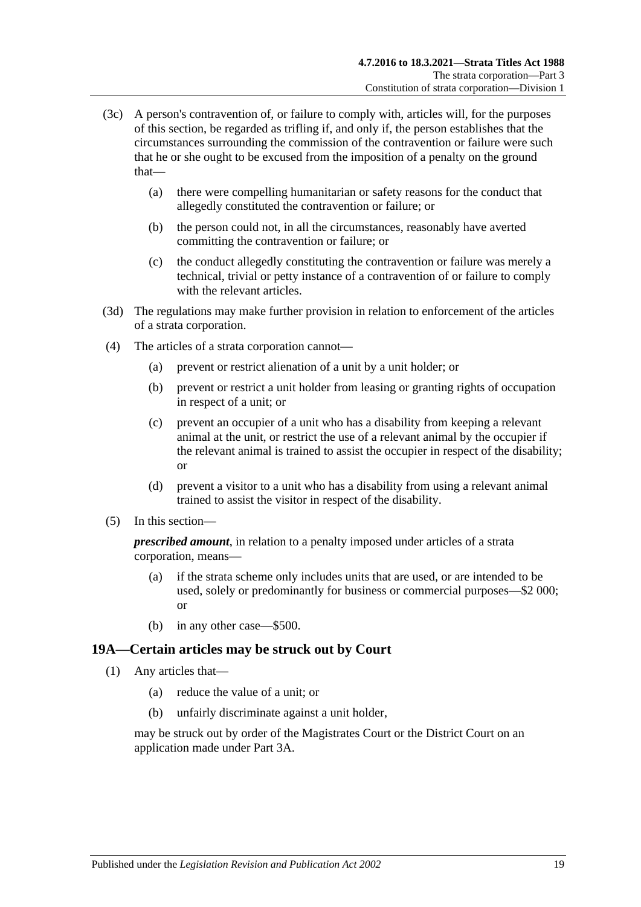(3c) A person's contravention of, or failure to comply with, articles will, for the purposes of this section, be regarded as trifling if, and only if, the person establishes that the circumstances surrounding the commission of the contravention or failure were such that he or she ought to be excused from the imposition of a penalty on the ground that—

 (a) there were compelling humanitarian or safety reasons for the conduct that allegedly constituted the contravention or failure; or

 (b) the person could not, in all the circumstances, reasonably have averted committing the contravention or failure; or

 (c) the conduct allegedly constituting the contravention or failure was merely a technical, trivial or petty instance of a contravention of or failure to comply with the relevant articles.

(3d) The regulations may make further provision in relation to enforcement of the articles of a strata corporation.

(4) The articles of a strata corporation cannot—

 (a) prevent or restrict alienation of a unit by a unit holder; or

 (b) prevent or restrict a unit holder from leasing or granting rights of occupation in respect of a unit; or

 (c) prevent an occupier of a unit who has a disability from keeping a relevant animal at the unit, or restrict the use of a relevant animal by the occupier if the relevant animal is trained to assist the occupier in respect of the disability; or

 (d) prevent a visitor to a unit who has a disability from using a relevant animal trained to assist the visitor in respect of the disability.

(5) In this section—

***prescribed amount***, in relation to a penalty imposed under articles of a strata corporation, means—

 (a) if the strata scheme only includes units that are used, or are intended to be used, solely or predominantly for business or commercial purposes—$2 000; or

 (b) in any other case—$500.

## 19A—Certain articles may be struck out by Court

(1) Any articles that—

 (a) reduce the value of a unit; or

 (b) unfairly discriminate against a unit holder,

may be struck out by order of the Magistrates Court or the District Court on an application made under Part 3A.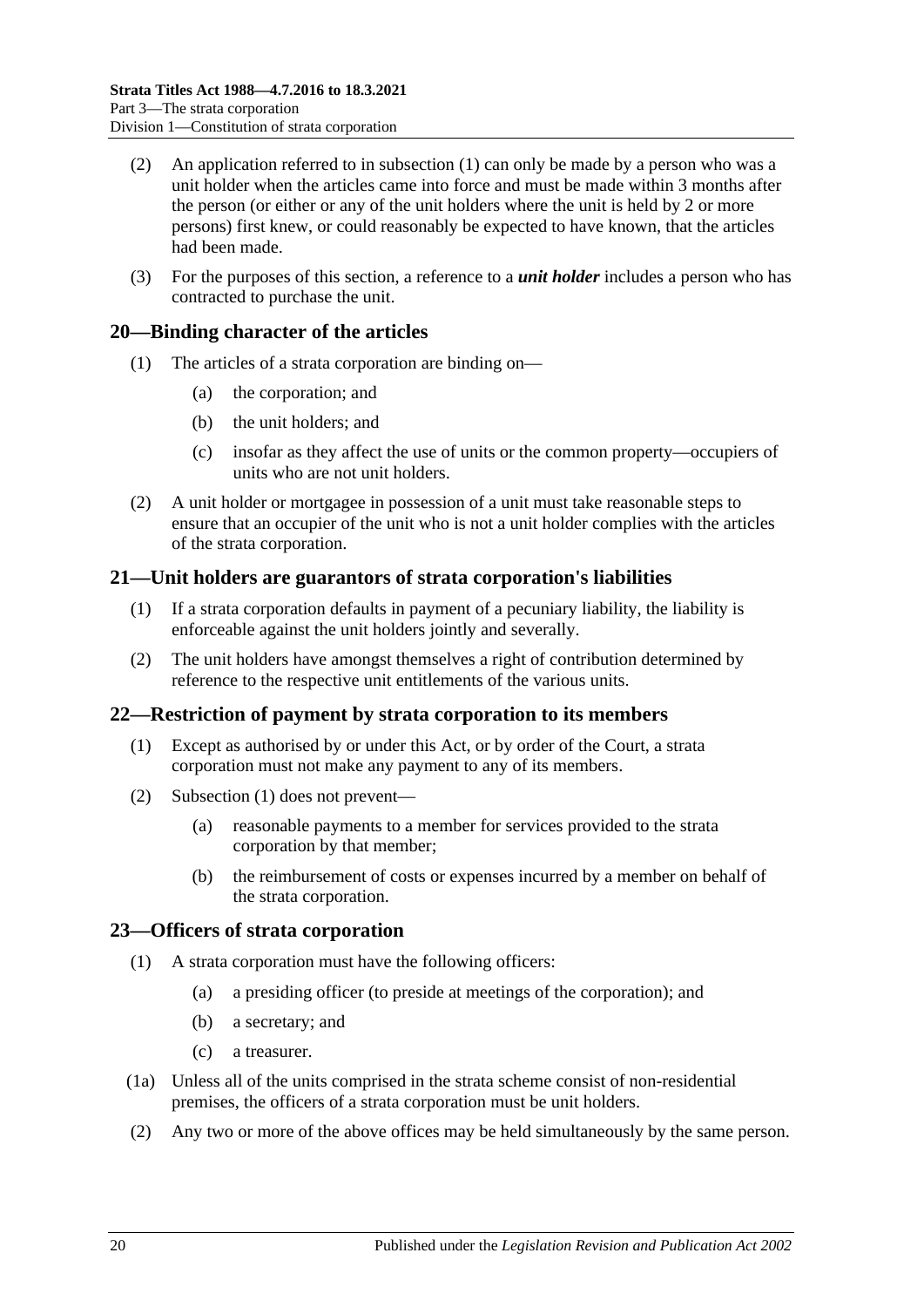(2) An application referred to in subsection (1) can only be made by a person who was a unit holder when the articles came into force and must be made within 3 months after the person (or either or any of the unit holders where the unit is held by 2 or more persons) first knew, or could reasonably be expected to have known, that the articles had been made.

(3) For the purposes of this section, a reference to a ***unit holder*** includes a person who has contracted to purchase the unit.

## 20—Binding character of the articles

(1) The articles of a strata corporation are binding on—

(a) the corporation; and

(b) the unit holders; and

(c) insofar as they affect the use of units or the common property—occupiers of units who are not unit holders.

(2) A unit holder or mortgagee in possession of a unit must take reasonable steps to ensure that an occupier of the unit who is not a unit holder complies with the articles of the strata corporation.

## 21—Unit holders are guarantors of strata corporation's liabilities

(1) If a strata corporation defaults in payment of a pecuniary liability, the liability is enforceable against the unit holders jointly and severally.

(2) The unit holders have amongst themselves a right of contribution determined by reference to the respective unit entitlements of the various units.

## 22—Restriction of payment by strata corporation to its members

(1) Except as authorised by or under this Act, or by order of the Court, a strata corporation must not make any payment to any of its members.

(2) Subsection (1) does not prevent—

(a) reasonable payments to a member for services provided to the strata corporation by that member;

(b) the reimbursement of costs or expenses incurred by a member on behalf of the strata corporation.

## 23—Officers of strata corporation

(1) A strata corporation must have the following officers:

(a) a presiding officer (to preside at meetings of the corporation); and

(b) a secretary; and

(c) a treasurer.

(1a) Unless all of the units comprised in the strata scheme consist of non-residential premises, the officers of a strata corporation must be unit holders.

(2) Any two or more of the above offices may be held simultaneously by the same person.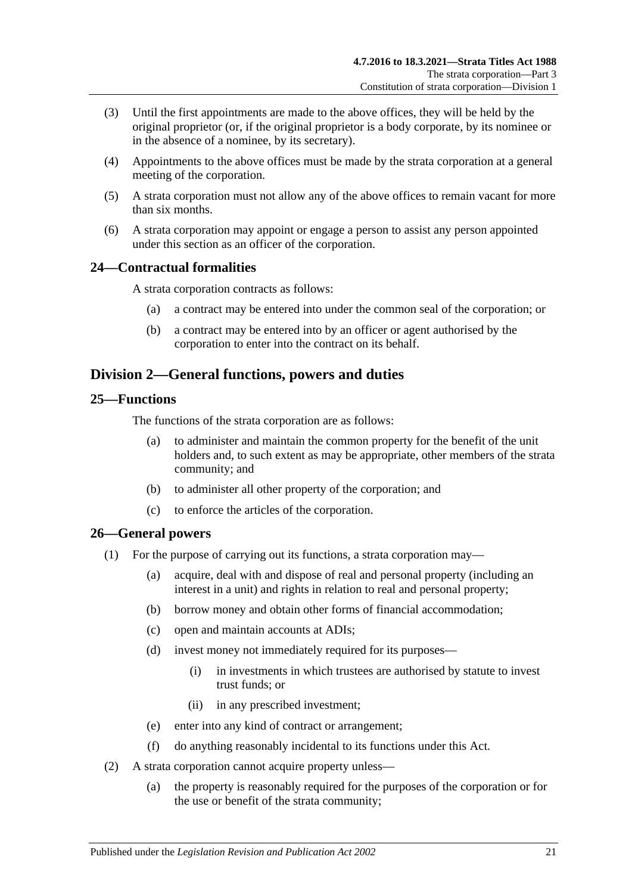(3) Until the first appointments are made to the above offices, they will be held by the original proprietor (or, if the original proprietor is a body corporate, by its nominee or in the absence of a nominee, by its secretary).

(4) Appointments to the above offices must be made by the strata corporation at a general meeting of the corporation.

(5) A strata corporation must not allow any of the above offices to remain vacant for more than six months.

(6) A strata corporation may appoint or engage a person to assist any person appointed under this section as an officer of the corporation.

### 24—Contractual formalities

A strata corporation contracts as follows:

(a) a contract may be entered into under the common seal of the corporation; or

(b) a contract may be entered into by an officer or agent authorised by the corporation to enter into the contract on its behalf.

## Division 2—General functions, powers and duties

### 25—Functions

The functions of the strata corporation are as follows:

(a) to administer and maintain the common property for the benefit of the unit holders and, to such extent as may be appropriate, other members of the strata community; and

(b) to administer all other property of the corporation; and

(c) to enforce the articles of the corporation.

### 26—General powers

(1) For the purpose of carrying out its functions, a strata corporation may—

(a) acquire, deal with and dispose of real and personal property (including an interest in a unit) and rights in relation to real and personal property;

(b) borrow money and obtain other forms of financial accommodation;

(c) open and maintain accounts at ADIs;

(d) invest money not immediately required for its purposes—

(i) in investments in which trustees are authorised by statute to invest trust funds; or

(ii) in any prescribed investment;

(e) enter into any kind of contract or arrangement;

(f) do anything reasonably incidental to its functions under this Act.

(2) A strata corporation cannot acquire property unless—

(a) the property is reasonably required for the purposes of the corporation or for the use or benefit of the strata community;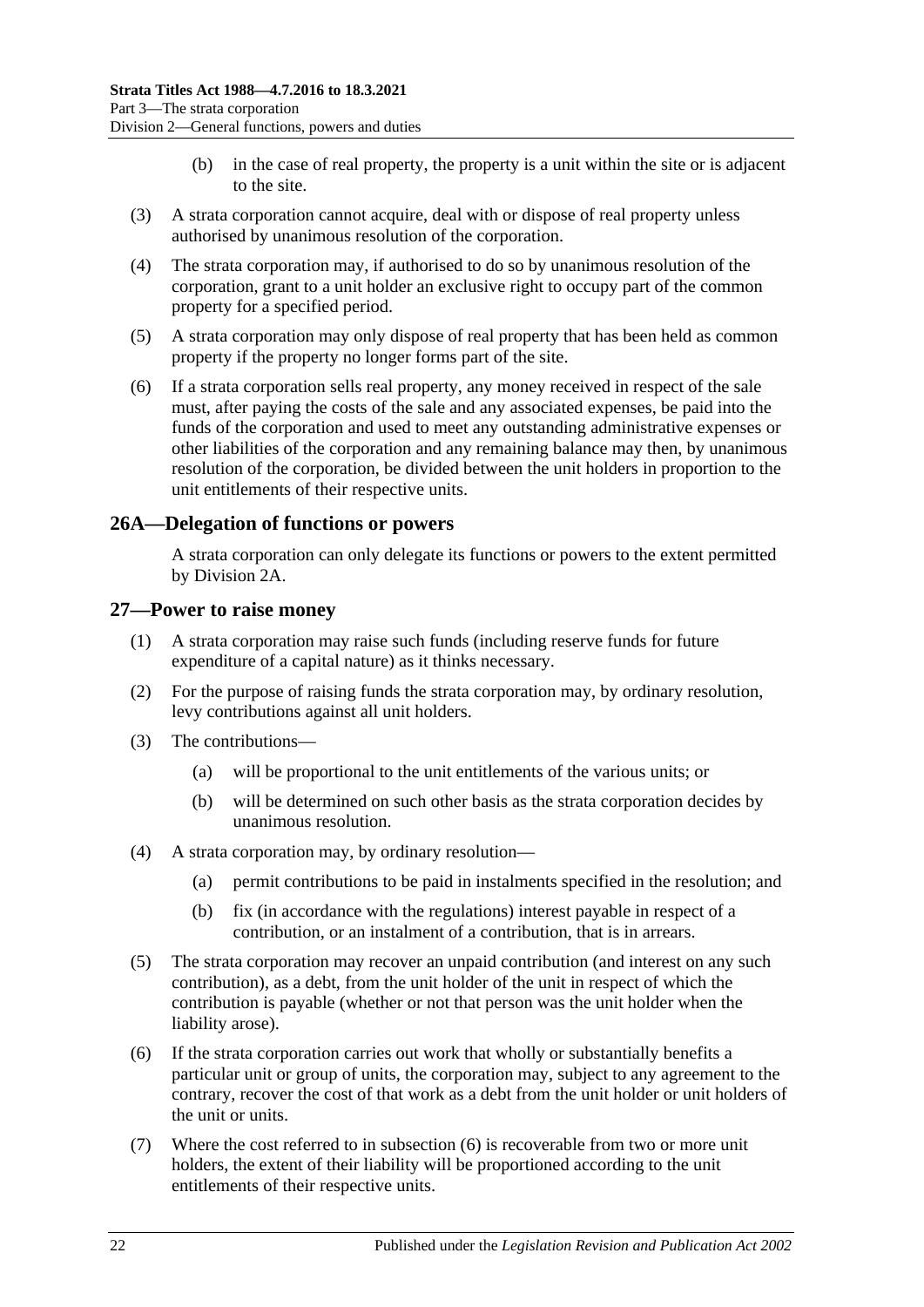(b) in the case of real property, the property is a unit within the site or is adjacent to the site.

(3) A strata corporation cannot acquire, deal with or dispose of real property unless authorised by unanimous resolution of the corporation.

(4) The strata corporation may, if authorised to do so by unanimous resolution of the corporation, grant to a unit holder an exclusive right to occupy part of the common property for a specified period.

(5) A strata corporation may only dispose of real property that has been held as common property if the property no longer forms part of the site.

(6) If a strata corporation sells real property, any money received in respect of the sale must, after paying the costs of the sale and any associated expenses, be paid into the funds of the corporation and used to meet any outstanding administrative expenses or other liabilities of the corporation and any remaining balance may then, by unanimous resolution of the corporation, be divided between the unit holders in proportion to the unit entitlements of their respective units.

## 26A—Delegation of functions or powers

A strata corporation can only delegate its functions or powers to the extent permitted by Division 2A.

## 27—Power to raise money

(1) A strata corporation may raise such funds (including reserve funds for future expenditure of a capital nature) as it thinks necessary.

(2) For the purpose of raising funds the strata corporation may, by ordinary resolution, levy contributions against all unit holders.

(3) The contributions—

(a) will be proportional to the unit entitlements of the various units; or

(b) will be determined on such other basis as the strata corporation decides by unanimous resolution.

(4) A strata corporation may, by ordinary resolution—

(a) permit contributions to be paid in instalments specified in the resolution; and

(b) fix (in accordance with the regulations) interest payable in respect of a contribution, or an instalment of a contribution, that is in arrears.

(5) The strata corporation may recover an unpaid contribution (and interest on any such contribution), as a debt, from the unit holder of the unit in respect of which the contribution is payable (whether or not that person was the unit holder when the liability arose).

(6) If the strata corporation carries out work that wholly or substantially benefits a particular unit or group of units, the corporation may, subject to any agreement to the contrary, recover the cost of that work as a debt from the unit holder or unit holders of the unit or units.

(7) Where the cost referred to in subsection (6) is recoverable from two or more unit holders, the extent of their liability will be proportioned according to the unit entitlements of their respective units.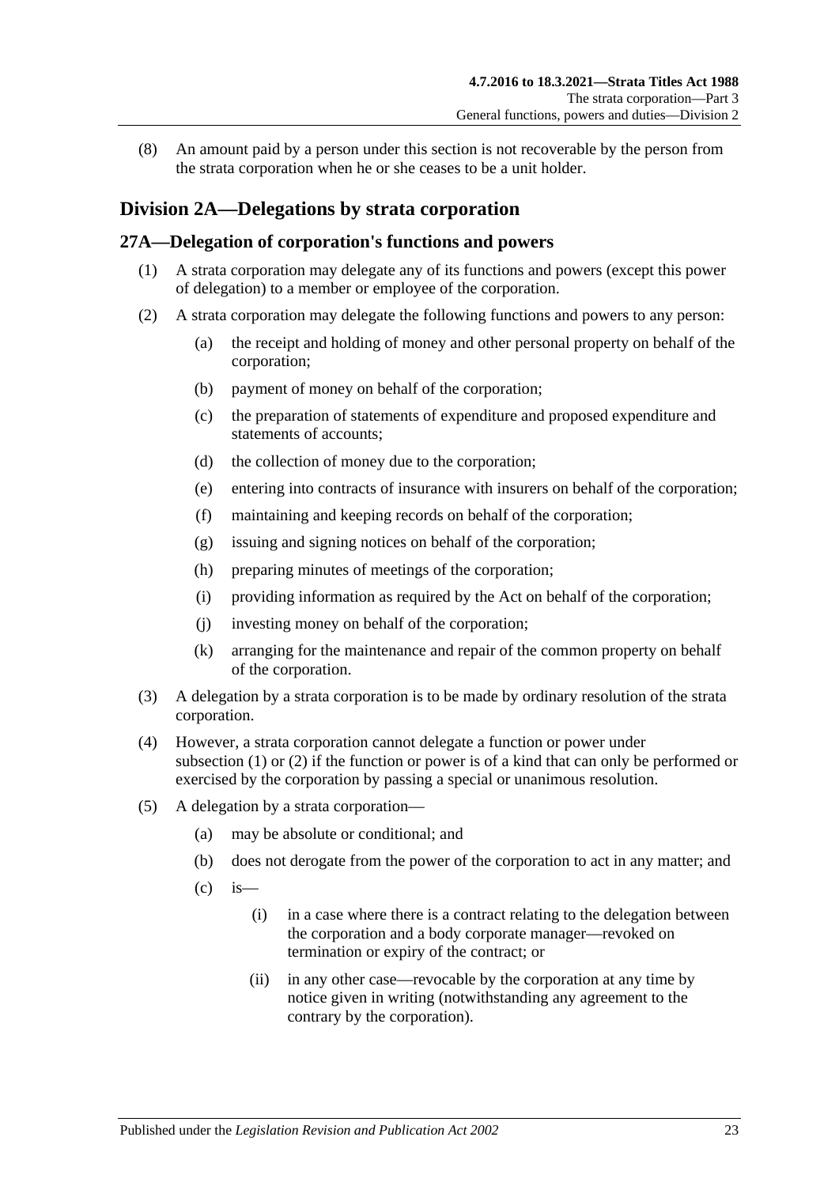(8) An amount paid by a person under this section is not recoverable by the person from the strata corporation when he or she ceases to be a unit holder.

## Division 2A—Delegations by strata corporation

### 27A—Delegation of corporation's functions and powers

(1) A strata corporation may delegate any of its functions and powers (except this power of delegation) to a member or employee of the corporation.

(2) A strata corporation may delegate the following functions and powers to any person:

- (a) the receipt and holding of money and other personal property on behalf of the corporation;
- (b) payment of money on behalf of the corporation;
- (c) the preparation of statements of expenditure and proposed expenditure and statements of accounts;
- (d) the collection of money due to the corporation;
- (e) entering into contracts of insurance with insurers on behalf of the corporation;
- (f) maintaining and keeping records on behalf of the corporation;
- (g) issuing and signing notices on behalf of the corporation;
- (h) preparing minutes of meetings of the corporation;
- (i) providing information as required by the Act on behalf of the corporation;
- (j) investing money on behalf of the corporation;
- (k) arranging for the maintenance and repair of the common property on behalf of the corporation.

(3) A delegation by a strata corporation is to be made by ordinary resolution of the strata corporation.

(4) However, a strata corporation cannot delegate a function or power under subsection (1) or (2) if the function or power is of a kind that can only be performed or exercised by the corporation by passing a special or unanimous resolution.

(5) A delegation by a strata corporation—

- (a) may be absolute or conditional; and
- (b) does not derogate from the power of the corporation to act in any matter; and
- (c) is—
  - (i) in a case where there is a contract relating to the delegation between the corporation and a body corporate manager—revoked on termination or expiry of the contract; or
  - (ii) in any other case—revocable by the corporation at any time by notice given in writing (notwithstanding any agreement to the contrary by the corporation).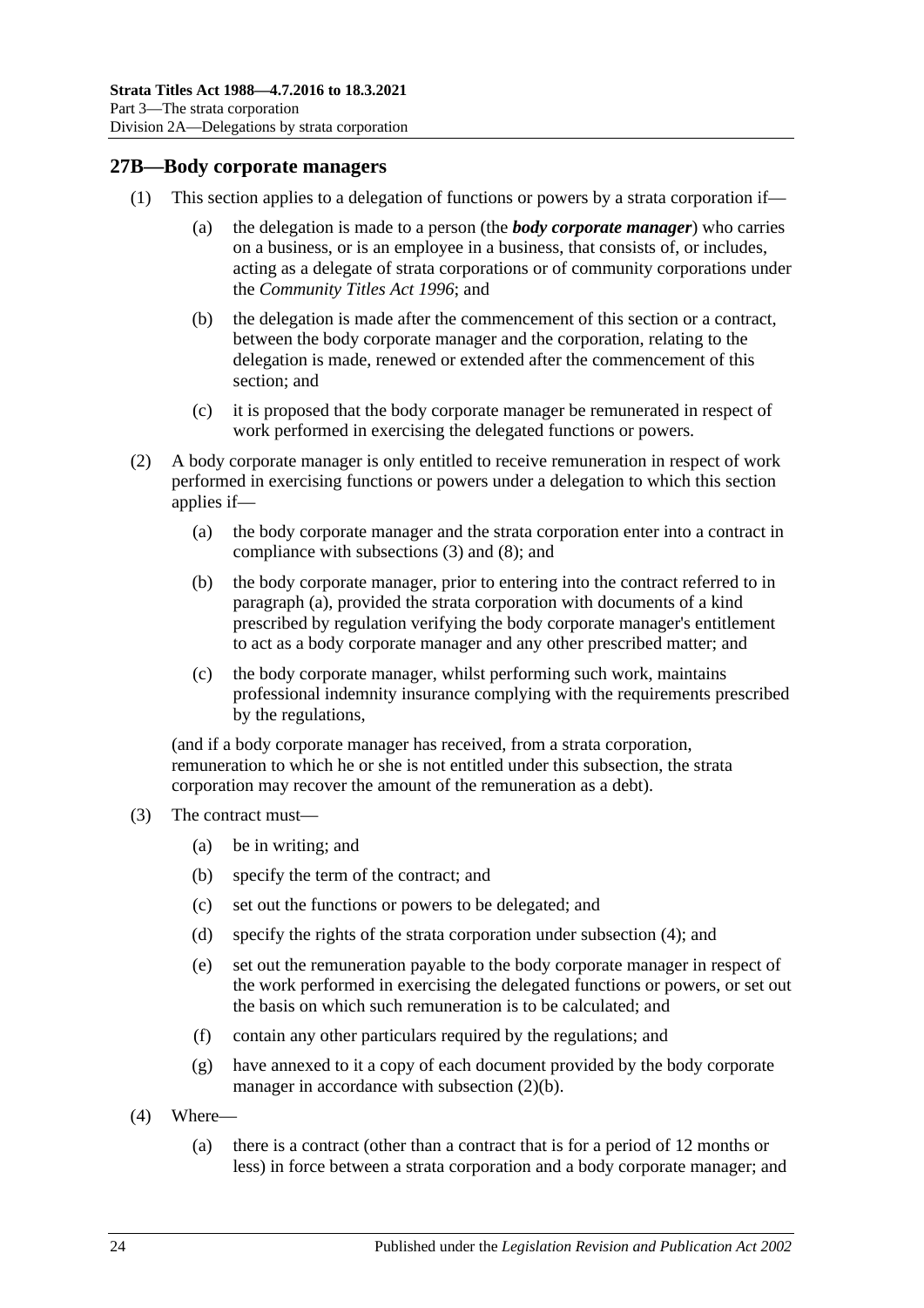## 27B—Body corporate managers

(1) This section applies to a delegation of functions or powers by a strata corporation if—

(a) the delegation is made to a person (the ***body corporate manager***) who carries on a business, or is an employee in a business, that consists of, or includes, acting as a delegate of strata corporations or of community corporations under the *Community Titles Act 1996*; and

(b) the delegation is made after the commencement of this section or a contract, between the body corporate manager and the corporation, relating to the delegation is made, renewed or extended after the commencement of this section; and

(c) it is proposed that the body corporate manager be remunerated in respect of work performed in exercising the delegated functions or powers.

(2) A body corporate manager is only entitled to receive remuneration in respect of work performed in exercising functions or powers under a delegation to which this section applies if—

(a) the body corporate manager and the strata corporation enter into a contract in compliance with subsections (3) and (8); and

(b) the body corporate manager, prior to entering into the contract referred to in paragraph (a), provided the strata corporation with documents of a kind prescribed by regulation verifying the body corporate manager's entitlement to act as a body corporate manager and any other prescribed matter; and

(c) the body corporate manager, whilst performing such work, maintains professional indemnity insurance complying with the requirements prescribed by the regulations,

(and if a body corporate manager has received, from a strata corporation, remuneration to which he or she is not entitled under this subsection, the strata corporation may recover the amount of the remuneration as a debt).

(3) The contract must—

(a) be in writing; and

(b) specify the term of the contract; and

(c) set out the functions or powers to be delegated; and

(d) specify the rights of the strata corporation under subsection (4); and

(e) set out the remuneration payable to the body corporate manager in respect of the work performed in exercising the delegated functions or powers, or set out the basis on which such remuneration is to be calculated; and

(f) contain any other particulars required by the regulations; and

(g) have annexed to it a copy of each document provided by the body corporate manager in accordance with subsection (2)(b).

(4) Where—

(a) there is a contract (other than a contract that is for a period of 12 months or less) in force between a strata corporation and a body corporate manager; and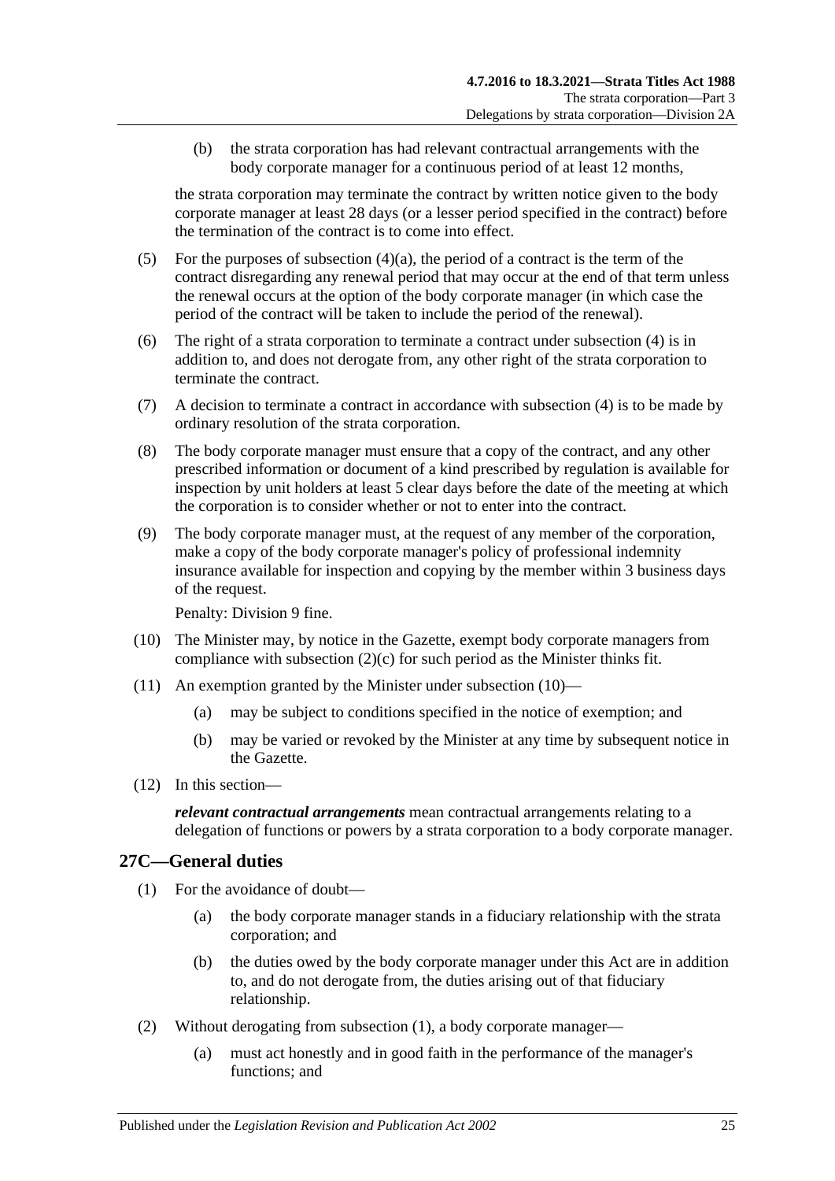(b) the strata corporation has had relevant contractual arrangements with the body corporate manager for a continuous period of at least 12 months,

the strata corporation may terminate the contract by written notice given to the body corporate manager at least 28 days (or a lesser period specified in the contract) before the termination of the contract is to come into effect.

(5) For the purposes of subsection (4)(a), the period of a contract is the term of the contract disregarding any renewal period that may occur at the end of that term unless the renewal occurs at the option of the body corporate manager (in which case the period of the contract will be taken to include the period of the renewal).

(6) The right of a strata corporation to terminate a contract under subsection (4) is in addition to, and does not derogate from, any other right of the strata corporation to terminate the contract.

(7) A decision to terminate a contract in accordance with subsection (4) is to be made by ordinary resolution of the strata corporation.

(8) The body corporate manager must ensure that a copy of the contract, and any other prescribed information or document of a kind prescribed by regulation is available for inspection by unit holders at least 5 clear days before the date of the meeting at which the corporation is to consider whether or not to enter into the contract.

(9) The body corporate manager must, at the request of any member of the corporation, make a copy of the body corporate manager's policy of professional indemnity insurance available for inspection and copying by the member within 3 business days of the request.

Penalty: Division 9 fine.

(10) The Minister may, by notice in the Gazette, exempt body corporate managers from compliance with subsection (2)(c) for such period as the Minister thinks fit.

(11) An exemption granted by the Minister under subsection (10)—

(a) may be subject to conditions specified in the notice of exemption; and

(b) may be varied or revoked by the Minister at any time by subsequent notice in the Gazette.

(12) In this section—

***relevant contractual arrangements*** mean contractual arrangements relating to a delegation of functions or powers by a strata corporation to a body corporate manager.

## 27C—General duties

(1) For the avoidance of doubt—

(a) the body corporate manager stands in a fiduciary relationship with the strata corporation; and

(b) the duties owed by the body corporate manager under this Act are in addition to, and do not derogate from, the duties arising out of that fiduciary relationship.

(2) Without derogating from subsection (1), a body corporate manager—

(a) must act honestly and in good faith in the performance of the manager's functions; and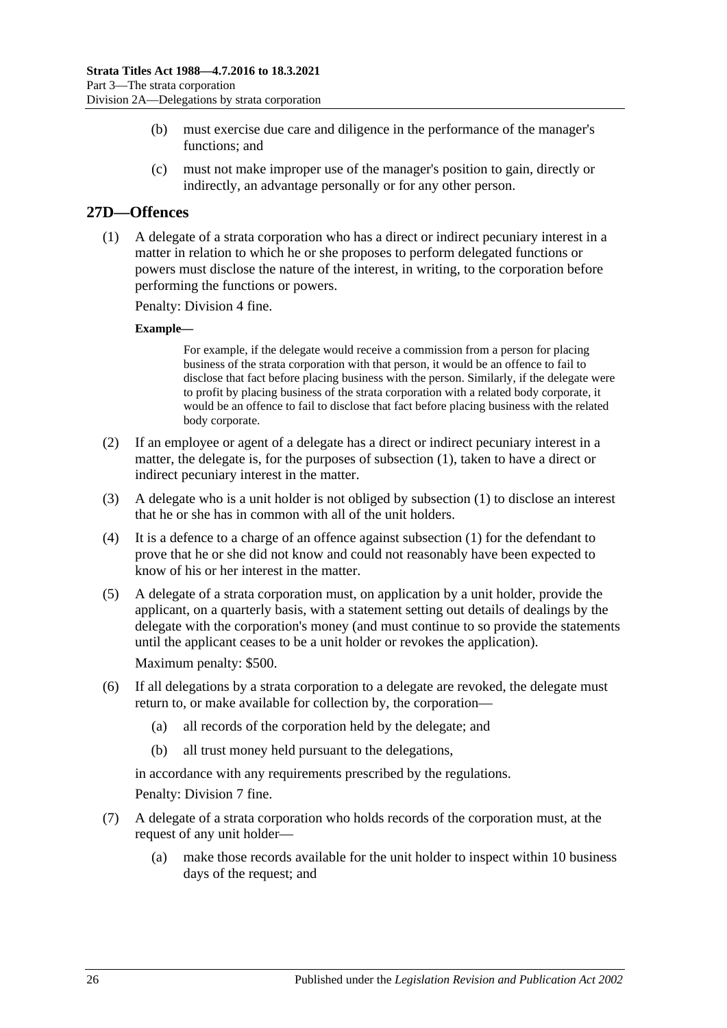(b) must exercise due care and diligence in the performance of the manager's functions; and

(c) must not make improper use of the manager's position to gain, directly or indirectly, an advantage personally or for any other person.

## 27D—Offences

(1) A delegate of a strata corporation who has a direct or indirect pecuniary interest in a matter in relation to which he or she proposes to perform delegated functions or powers must disclose the nature of the interest, in writing, to the corporation before performing the functions or powers.

Penalty: Division 4 fine.

**Example—**

For example, if the delegate would receive a commission from a person for placing business of the strata corporation with that person, it would be an offence to fail to disclose that fact before placing business with the person. Similarly, if the delegate were to profit by placing business of the strata corporation with a related body corporate, it would be an offence to fail to disclose that fact before placing business with the related body corporate.

(2) If an employee or agent of a delegate has a direct or indirect pecuniary interest in a matter, the delegate is, for the purposes of subsection (1), taken to have a direct or indirect pecuniary interest in the matter.

(3) A delegate who is a unit holder is not obliged by subsection (1) to disclose an interest that he or she has in common with all of the unit holders.

(4) It is a defence to a charge of an offence against subsection (1) for the defendant to prove that he or she did not know and could not reasonably have been expected to know of his or her interest in the matter.

(5) A delegate of a strata corporation must, on application by a unit holder, provide the applicant, on a quarterly basis, with a statement setting out details of dealings by the delegate with the corporation's money (and must continue to so provide the statements until the applicant ceases to be a unit holder or revokes the application).

Maximum penalty: $500.

(6) If all delegations by a strata corporation to a delegate are revoked, the delegate must return to, or make available for collection by, the corporation—

(a) all records of the corporation held by the delegate; and

(b) all trust money held pursuant to the delegations,

in accordance with any requirements prescribed by the regulations.

Penalty: Division 7 fine.

(7) A delegate of a strata corporation who holds records of the corporation must, at the request of any unit holder—

(a) make those records available for the unit holder to inspect within 10 business days of the request; and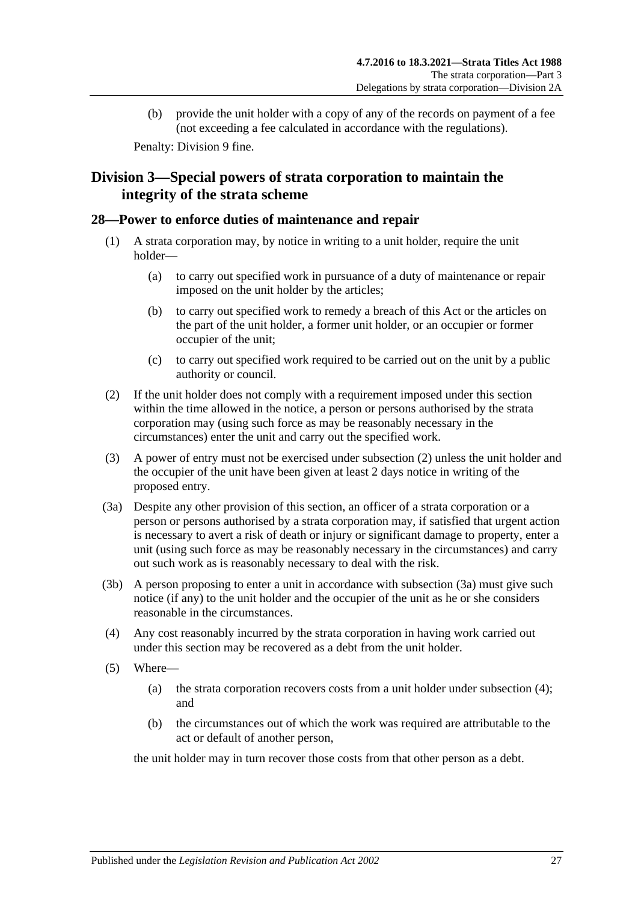(b) provide the unit holder with a copy of any of the records on payment of a fee (not exceeding a fee calculated in accordance with the regulations).

Penalty: Division 9 fine.

## Division 3—Special powers of strata corporation to maintain the integrity of the strata scheme

### 28—Power to enforce duties of maintenance and repair

(1) A strata corporation may, by notice in writing to a unit holder, require the unit holder—

(a) to carry out specified work in pursuance of a duty of maintenance or repair imposed on the unit holder by the articles;

(b) to carry out specified work to remedy a breach of this Act or the articles on the part of the unit holder, a former unit holder, or an occupier or former occupier of the unit;

(c) to carry out specified work required to be carried out on the unit by a public authority or council.

(2) If the unit holder does not comply with a requirement imposed under this section within the time allowed in the notice, a person or persons authorised by the strata corporation may (using such force as may be reasonably necessary in the circumstances) enter the unit and carry out the specified work.

(3) A power of entry must not be exercised under subsection (2) unless the unit holder and the occupier of the unit have been given at least 2 days notice in writing of the proposed entry.

(3a) Despite any other provision of this section, an officer of a strata corporation or a person or persons authorised by a strata corporation may, if satisfied that urgent action is necessary to avert a risk of death or injury or significant damage to property, enter a unit (using such force as may be reasonably necessary in the circumstances) and carry out such work as is reasonably necessary to deal with the risk.

(3b) A person proposing to enter a unit in accordance with subsection (3a) must give such notice (if any) to the unit holder and the occupier of the unit as he or she considers reasonable in the circumstances.

(4) Any cost reasonably incurred by the strata corporation in having work carried out under this section may be recovered as a debt from the unit holder.

(5) Where—

(a) the strata corporation recovers costs from a unit holder under subsection (4); and

(b) the circumstances out of which the work was required are attributable to the act or default of another person,

the unit holder may in turn recover those costs from that other person as a debt.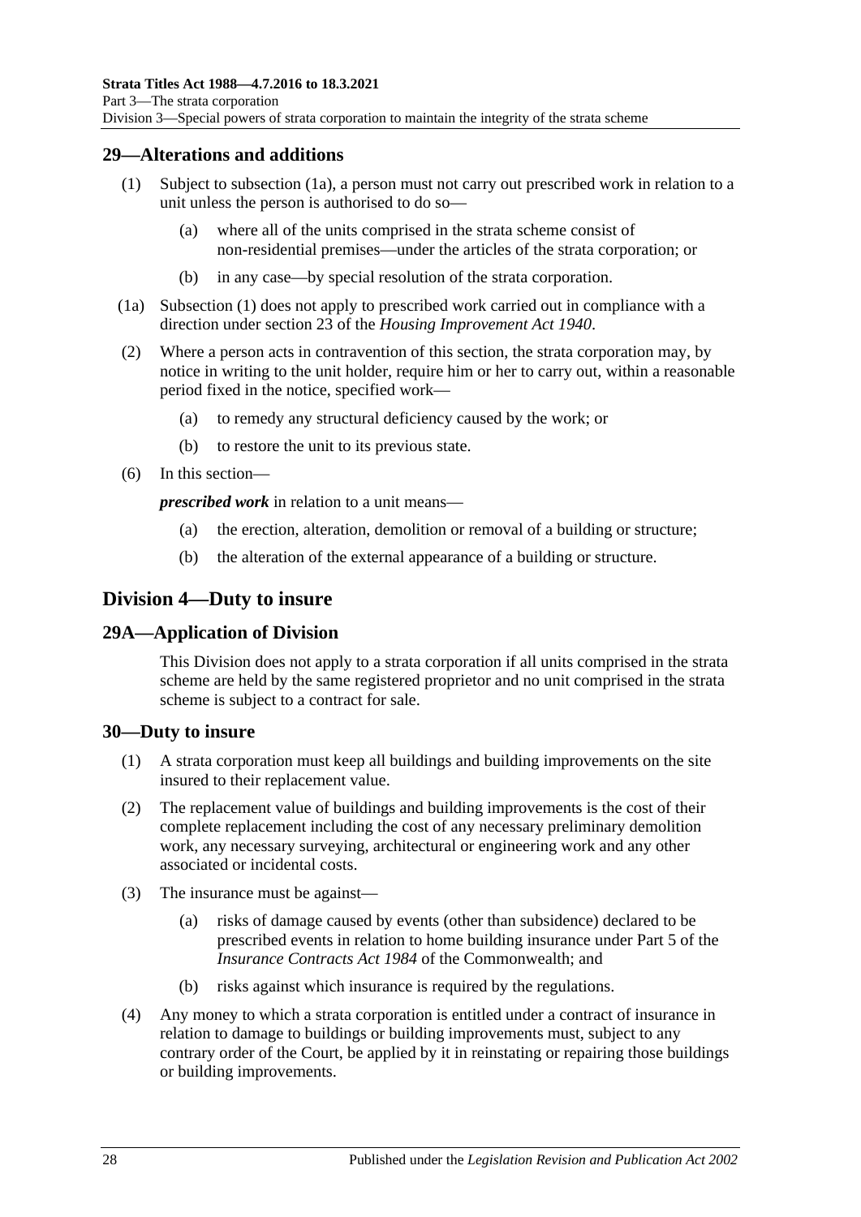## 29—Alterations and additions

(1) Subject to subsection (1a), a person must not carry out prescribed work in relation to a unit unless the person is authorised to do so—

(a) where all of the units comprised in the strata scheme consist of non-residential premises—under the articles of the strata corporation; or

(b) in any case—by special resolution of the strata corporation.

(1a) Subsection (1) does not apply to prescribed work carried out in compliance with a direction under section 23 of the *Housing Improvement Act 1940*.

(2) Where a person acts in contravention of this section, the strata corporation may, by notice in writing to the unit holder, require him or her to carry out, within a reasonable period fixed in the notice, specified work—

(a) to remedy any structural deficiency caused by the work; or

(b) to restore the unit to its previous state.

(6) In this section—

***prescribed work*** in relation to a unit means—

(a) the erection, alteration, demolition or removal of a building or structure;

(b) the alteration of the external appearance of a building or structure.

# Division 4—Duty to insure

## 29A—Application of Division

This Division does not apply to a strata corporation if all units comprised in the strata scheme are held by the same registered proprietor and no unit comprised in the strata scheme is subject to a contract for sale.

## 30—Duty to insure

(1) A strata corporation must keep all buildings and building improvements on the site insured to their replacement value.

(2) The replacement value of buildings and building improvements is the cost of their complete replacement including the cost of any necessary preliminary demolition work, any necessary surveying, architectural or engineering work and any other associated or incidental costs.

(3) The insurance must be against—

(a) risks of damage caused by events (other than subsidence) declared to be prescribed events in relation to home building insurance under Part 5 of the *Insurance Contracts Act 1984* of the Commonwealth; and

(b) risks against which insurance is required by the regulations.

(4) Any money to which a strata corporation is entitled under a contract of insurance in relation to damage to buildings or building improvements must, subject to any contrary order of the Court, be applied by it in reinstating or repairing those buildings or building improvements.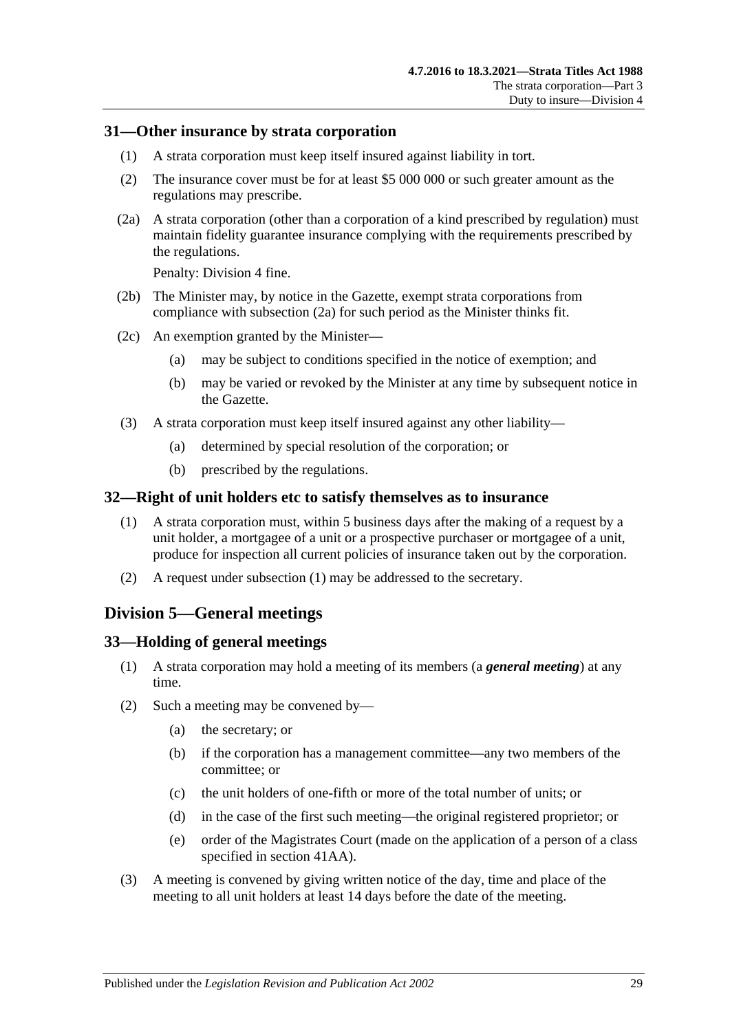## 31—Other insurance by strata corporation

(1) A strata corporation must keep itself insured against liability in tort.

(2) The insurance cover must be for at least $5 000 000 or such greater amount as the regulations may prescribe.

(2a) A strata corporation (other than a corporation of a kind prescribed by regulation) must maintain fidelity guarantee insurance complying with the requirements prescribed by the regulations.

Penalty: Division 4 fine.

(2b) The Minister may, by notice in the Gazette, exempt strata corporations from compliance with subsection (2a) for such period as the Minister thinks fit.

(2c) An exemption granted by the Minister—

- (a) may be subject to conditions specified in the notice of exemption; and
- (b) may be varied or revoked by the Minister at any time by subsequent notice in the Gazette.

(3) A strata corporation must keep itself insured against any other liability—

- (a) determined by special resolution of the corporation; or
- (b) prescribed by the regulations.

## 32—Right of unit holders etc to satisfy themselves as to insurance

(1) A strata corporation must, within 5 business days after the making of a request by a unit holder, a mortgagee of a unit or a prospective purchaser or mortgagee of a unit, produce for inspection all current policies of insurance taken out by the corporation.

(2) A request under subsection (1) may be addressed to the secretary.

# Division 5—General meetings

## 33—Holding of general meetings

(1) A strata corporation may hold a meeting of its members (a ***general meeting***) at any time.

(2) Such a meeting may be convened by—

- (a) the secretary; or
- (b) if the corporation has a management committee—any two members of the committee; or
- (c) the unit holders of one-fifth or more of the total number of units; or
- (d) in the case of the first such meeting—the original registered proprietor; or
- (e) order of the Magistrates Court (made on the application of a person of a class specified in section 41AA).

(3) A meeting is convened by giving written notice of the day, time and place of the meeting to all unit holders at least 14 days before the date of the meeting.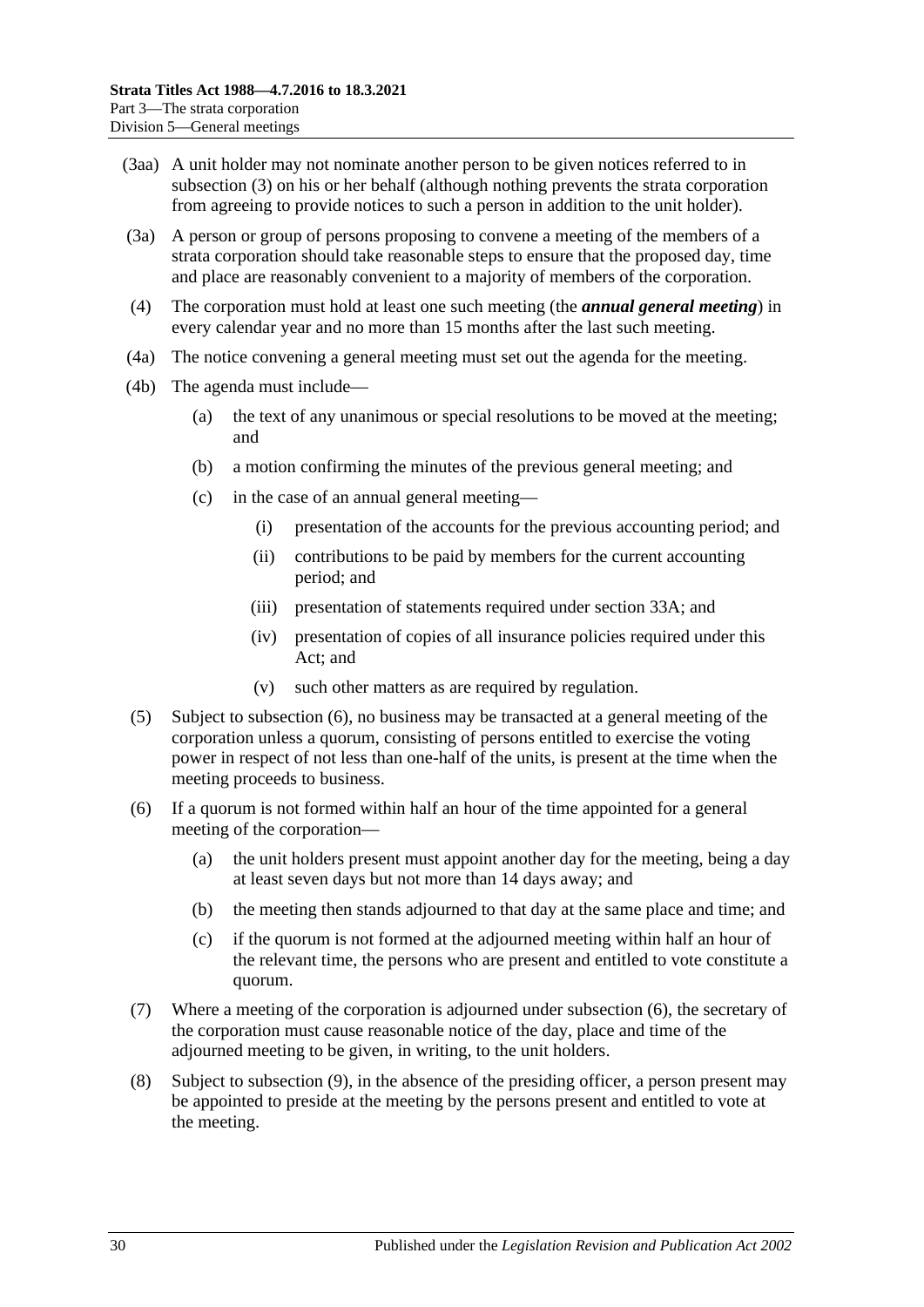(3aa) A unit holder may not nominate another person to be given notices referred to in subsection (3) on his or her behalf (although nothing prevents the strata corporation from agreeing to provide notices to such a person in addition to the unit holder).

(3a) A person or group of persons proposing to convene a meeting of the members of a strata corporation should take reasonable steps to ensure that the proposed day, time and place are reasonably convenient to a majority of members of the corporation.

(4) The corporation must hold at least one such meeting (the ***annual general meeting***) in every calendar year and no more than 15 months after the last such meeting.

(4a) The notice convening a general meeting must set out the agenda for the meeting.

(4b) The agenda must include—

- (a) the text of any unanimous or special resolutions to be moved at the meeting; and
- (b) a motion confirming the minutes of the previous general meeting; and
- (c) in the case of an annual general meeting—
  - (i) presentation of the accounts for the previous accounting period; and
  - (ii) contributions to be paid by members for the current accounting period; and
  - (iii) presentation of statements required under section 33A; and
  - (iv) presentation of copies of all insurance policies required under this Act; and
  - (v) such other matters as are required by regulation.

(5) Subject to subsection (6), no business may be transacted at a general meeting of the corporation unless a quorum, consisting of persons entitled to exercise the voting power in respect of not less than one-half of the units, is present at the time when the meeting proceeds to business.

(6) If a quorum is not formed within half an hour of the time appointed for a general meeting of the corporation—

- (a) the unit holders present must appoint another day for the meeting, being a day at least seven days but not more than 14 days away; and
- (b) the meeting then stands adjourned to that day at the same place and time; and
- (c) if the quorum is not formed at the adjourned meeting within half an hour of the relevant time, the persons who are present and entitled to vote constitute a quorum.

(7) Where a meeting of the corporation is adjourned under subsection (6), the secretary of the corporation must cause reasonable notice of the day, place and time of the adjourned meeting to be given, in writing, to the unit holders.

(8) Subject to subsection (9), in the absence of the presiding officer, a person present may be appointed to preside at the meeting by the persons present and entitled to vote at the meeting.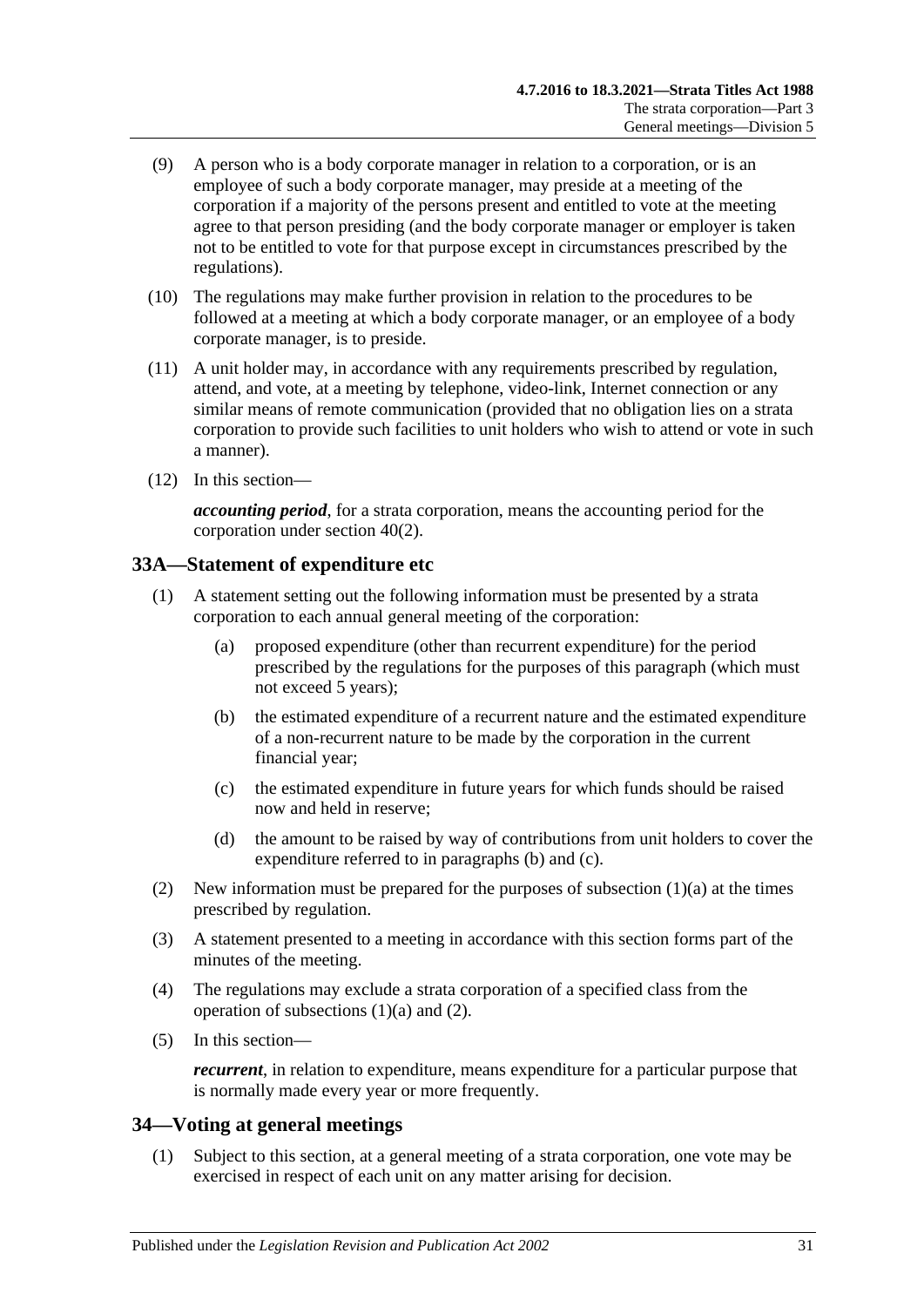(9) A person who is a body corporate manager in relation to a corporation, or is an employee of such a body corporate manager, may preside at a meeting of the corporation if a majority of the persons present and entitled to vote at the meeting agree to that person presiding (and the body corporate manager or employer is taken not to be entitled to vote for that purpose except in circumstances prescribed by the regulations).

(10) The regulations may make further provision in relation to the procedures to be followed at a meeting at which a body corporate manager, or an employee of a body corporate manager, is to preside.

(11) A unit holder may, in accordance with any requirements prescribed by regulation, attend, and vote, at a meeting by telephone, video-link, Internet connection or any similar means of remote communication (provided that no obligation lies on a strata corporation to provide such facilities to unit holders who wish to attend or vote in such a manner).

(12) In this section—

***accounting period***, for a strata corporation, means the accounting period for the corporation under section 40(2).

## 33A—Statement of expenditure etc

(1) A statement setting out the following information must be presented by a strata corporation to each annual general meeting of the corporation:

(a) proposed expenditure (other than recurrent expenditure) for the period prescribed by the regulations for the purposes of this paragraph (which must not exceed 5 years);

(b) the estimated expenditure of a recurrent nature and the estimated expenditure of a non-recurrent nature to be made by the corporation in the current financial year;

(c) the estimated expenditure in future years for which funds should be raised now and held in reserve;

(d) the amount to be raised by way of contributions from unit holders to cover the expenditure referred to in paragraphs (b) and (c).

(2) New information must be prepared for the purposes of subsection (1)(a) at the times prescribed by regulation.

(3) A statement presented to a meeting in accordance with this section forms part of the minutes of the meeting.

(4) The regulations may exclude a strata corporation of a specified class from the operation of subsections (1)(a) and (2).

(5) In this section—

***recurrent***, in relation to expenditure, means expenditure for a particular purpose that is normally made every year or more frequently.

## 34—Voting at general meetings

(1) Subject to this section, at a general meeting of a strata corporation, one vote may be exercised in respect of each unit on any matter arising for decision.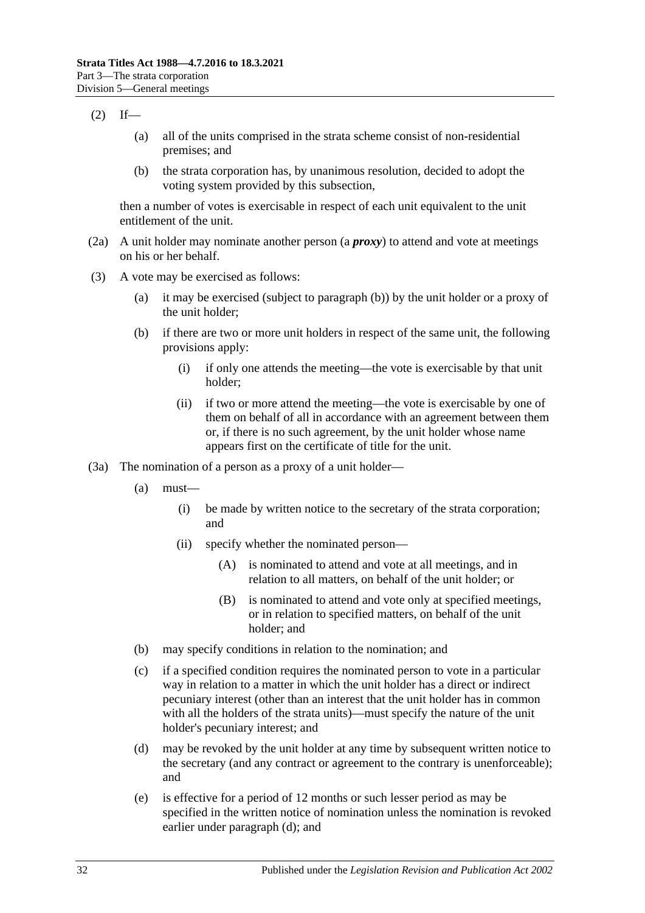(2) If—

(a) all of the units comprised in the strata scheme consist of non-residential premises; and

(b) the strata corporation has, by unanimous resolution, decided to adopt the voting system provided by this subsection,

then a number of votes is exercisable in respect of each unit equivalent to the unit entitlement of the unit.

(2a) A unit holder may nominate another person (a ***proxy***) to attend and vote at meetings on his or her behalf.

(3) A vote may be exercised as follows:

(a) it may be exercised (subject to paragraph (b)) by the unit holder or a proxy of the unit holder;

(b) if there are two or more unit holders in respect of the same unit, the following provisions apply:

(i) if only one attends the meeting—the vote is exercisable by that unit holder;

(ii) if two or more attend the meeting—the vote is exercisable by one of them on behalf of all in accordance with an agreement between them or, if there is no such agreement, by the unit holder whose name appears first on the certificate of title for the unit.

(3a) The nomination of a person as a proxy of a unit holder—

(a) must—

(i) be made by written notice to the secretary of the strata corporation; and

(ii) specify whether the nominated person—

(A) is nominated to attend and vote at all meetings, and in relation to all matters, on behalf of the unit holder; or

(B) is nominated to attend and vote only at specified meetings, or in relation to specified matters, on behalf of the unit holder; and

(b) may specify conditions in relation to the nomination; and

(c) if a specified condition requires the nominated person to vote in a particular way in relation to a matter in which the unit holder has a direct or indirect pecuniary interest (other than an interest that the unit holder has in common with all the holders of the strata units)—must specify the nature of the unit holder's pecuniary interest; and

(d) may be revoked by the unit holder at any time by subsequent written notice to the secretary (and any contract or agreement to the contrary is unenforceable); and

(e) is effective for a period of 12 months or such lesser period as may be specified in the written notice of nomination unless the nomination is revoked earlier under paragraph (d); and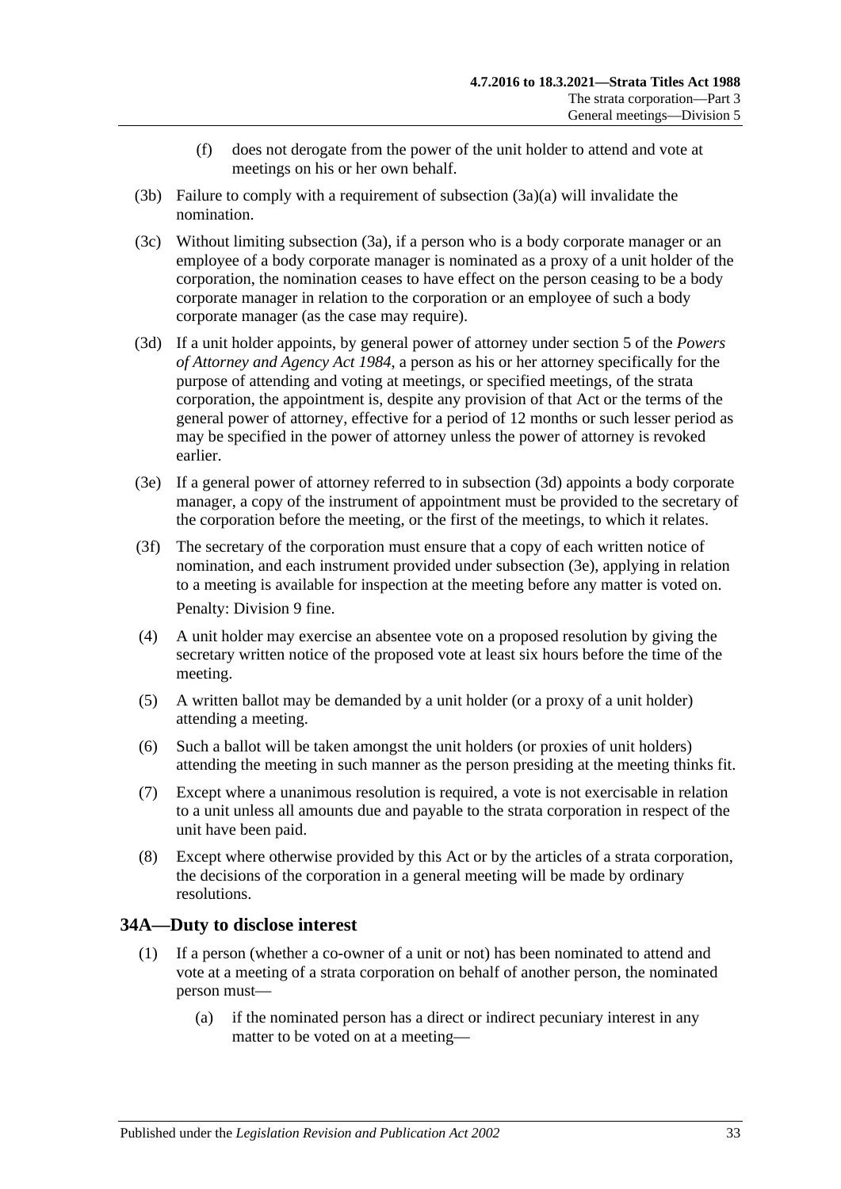(f) does not derogate from the power of the unit holder to attend and vote at meetings on his or her own behalf.

(3b) Failure to comply with a requirement of subsection (3a)(a) will invalidate the nomination.

(3c) Without limiting subsection (3a), if a person who is a body corporate manager or an employee of a body corporate manager is nominated as a proxy of a unit holder of the corporation, the nomination ceases to have effect on the person ceasing to be a body corporate manager in relation to the corporation or an employee of such a body corporate manager (as the case may require).

(3d) If a unit holder appoints, by general power of attorney under section 5 of the *Powers of Attorney and Agency Act 1984*, a person as his or her attorney specifically for the purpose of attending and voting at meetings, or specified meetings, of the strata corporation, the appointment is, despite any provision of that Act or the terms of the general power of attorney, effective for a period of 12 months or such lesser period as may be specified in the power of attorney unless the power of attorney is revoked earlier.

(3e) If a general power of attorney referred to in subsection (3d) appoints a body corporate manager, a copy of the instrument of appointment must be provided to the secretary of the corporation before the meeting, or the first of the meetings, to which it relates.

(3f) The secretary of the corporation must ensure that a copy of each written notice of nomination, and each instrument provided under subsection (3e), applying in relation to a meeting is available for inspection at the meeting before any matter is voted on.

Penalty: Division 9 fine.

(4) A unit holder may exercise an absentee vote on a proposed resolution by giving the secretary written notice of the proposed vote at least six hours before the time of the meeting.

(5) A written ballot may be demanded by a unit holder (or a proxy of a unit holder) attending a meeting.

(6) Such a ballot will be taken amongst the unit holders (or proxies of unit holders) attending the meeting in such manner as the person presiding at the meeting thinks fit.

(7) Except where a unanimous resolution is required, a vote is not exercisable in relation to a unit unless all amounts due and payable to the strata corporation in respect of the unit have been paid.

(8) Except where otherwise provided by this Act or by the articles of a strata corporation, the decisions of the corporation in a general meeting will be made by ordinary resolutions.

## 34A—Duty to disclose interest

(1) If a person (whether a co-owner of a unit or not) has been nominated to attend and vote at a meeting of a strata corporation on behalf of another person, the nominated person must—

(a) if the nominated person has a direct or indirect pecuniary interest in any matter to be voted on at a meeting—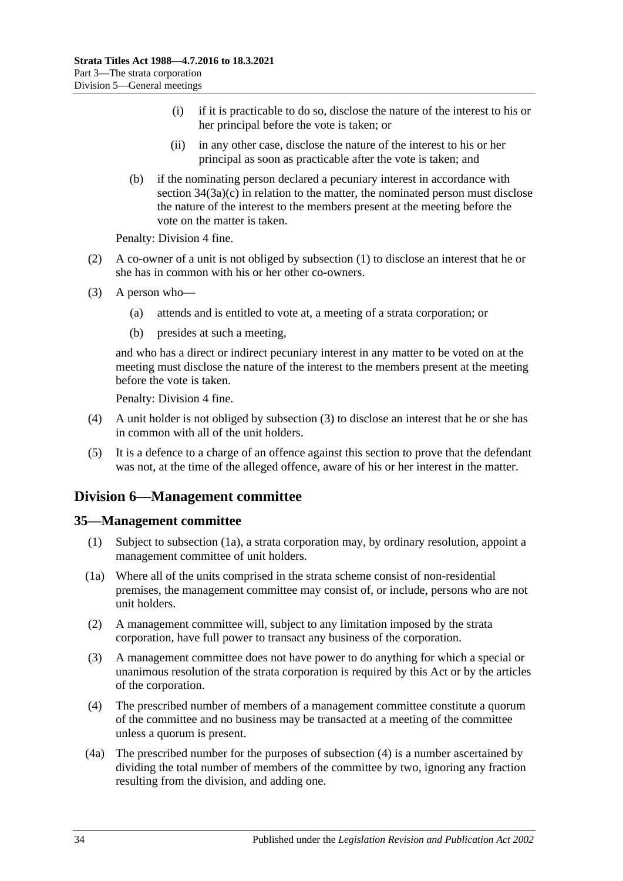(i) if it is practicable to do so, disclose the nature of the interest to his or her principal before the vote is taken; or

(ii) in any other case, disclose the nature of the interest to his or her principal as soon as practicable after the vote is taken; and

(b) if the nominating person declared a pecuniary interest in accordance with section 34(3a)(c) in relation to the matter, the nominated person must disclose the nature of the interest to the members present at the meeting before the vote on the matter is taken.

Penalty: Division 4 fine.

(2) A co-owner of a unit is not obliged by subsection (1) to disclose an interest that he or she has in common with his or her other co-owners.

(3) A person who—

(a) attends and is entitled to vote at, a meeting of a strata corporation; or

(b) presides at such a meeting,

and who has a direct or indirect pecuniary interest in any matter to be voted on at the meeting must disclose the nature of the interest to the members present at the meeting before the vote is taken.

Penalty: Division 4 fine.

(4) A unit holder is not obliged by subsection (3) to disclose an interest that he or she has in common with all of the unit holders.

(5) It is a defence to a charge of an offence against this section to prove that the defendant was not, at the time of the alleged offence, aware of his or her interest in the matter.

## Division 6—Management committee

### 35—Management committee

(1) Subject to subsection (1a), a strata corporation may, by ordinary resolution, appoint a management committee of unit holders.

(1a) Where all of the units comprised in the strata scheme consist of non-residential premises, the management committee may consist of, or include, persons who are not unit holders.

(2) A management committee will, subject to any limitation imposed by the strata corporation, have full power to transact any business of the corporation.

(3) A management committee does not have power to do anything for which a special or unanimous resolution of the strata corporation is required by this Act or by the articles of the corporation.

(4) The prescribed number of members of a management committee constitute a quorum of the committee and no business may be transacted at a meeting of the committee unless a quorum is present.

(4a) The prescribed number for the purposes of subsection (4) is a number ascertained by dividing the total number of members of the committee by two, ignoring any fraction resulting from the division, and adding one.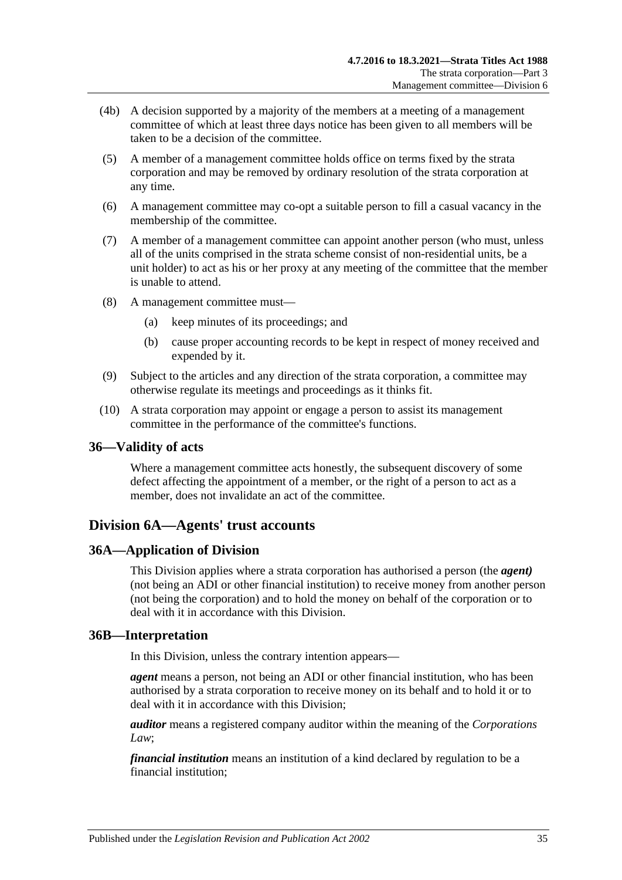(4b) A decision supported by a majority of the members at a meeting of a management committee of which at least three days notice has been given to all members will be taken to be a decision of the committee.

(5) A member of a management committee holds office on terms fixed by the strata corporation and may be removed by ordinary resolution of the strata corporation at any time.

(6) A management committee may co-opt a suitable person to fill a casual vacancy in the membership of the committee.

(7) A member of a management committee can appoint another person (who must, unless all of the units comprised in the strata scheme consist of non-residential units, be a unit holder) to act as his or her proxy at any meeting of the committee that the member is unable to attend.

(8) A management committee must—

(a) keep minutes of its proceedings; and

(b) cause proper accounting records to be kept in respect of money received and expended by it.

(9) Subject to the articles and any direction of the strata corporation, a committee may otherwise regulate its meetings and proceedings as it thinks fit.

(10) A strata corporation may appoint or engage a person to assist its management committee in the performance of the committee's functions.

## 36—Validity of acts

Where a management committee acts honestly, the subsequent discovery of some defect affecting the appointment of a member, or the right of a person to act as a member, does not invalidate an act of the committee.

# Division 6A—Agents' trust accounts

## 36A—Application of Division

This Division applies where a strata corporation has authorised a person (the ***agent)*** (not being an ADI or other financial institution) to receive money from another person (not being the corporation) and to hold the money on behalf of the corporation or to deal with it in accordance with this Division.

## 36B—Interpretation

In this Division, unless the contrary intention appears—

***agent*** means a person, not being an ADI or other financial institution, who has been authorised by a strata corporation to receive money on its behalf and to hold it or to deal with it in accordance with this Division;

***auditor*** means a registered company auditor within the meaning of the *Corporations Law*;

***financial institution*** means an institution of a kind declared by regulation to be a financial institution;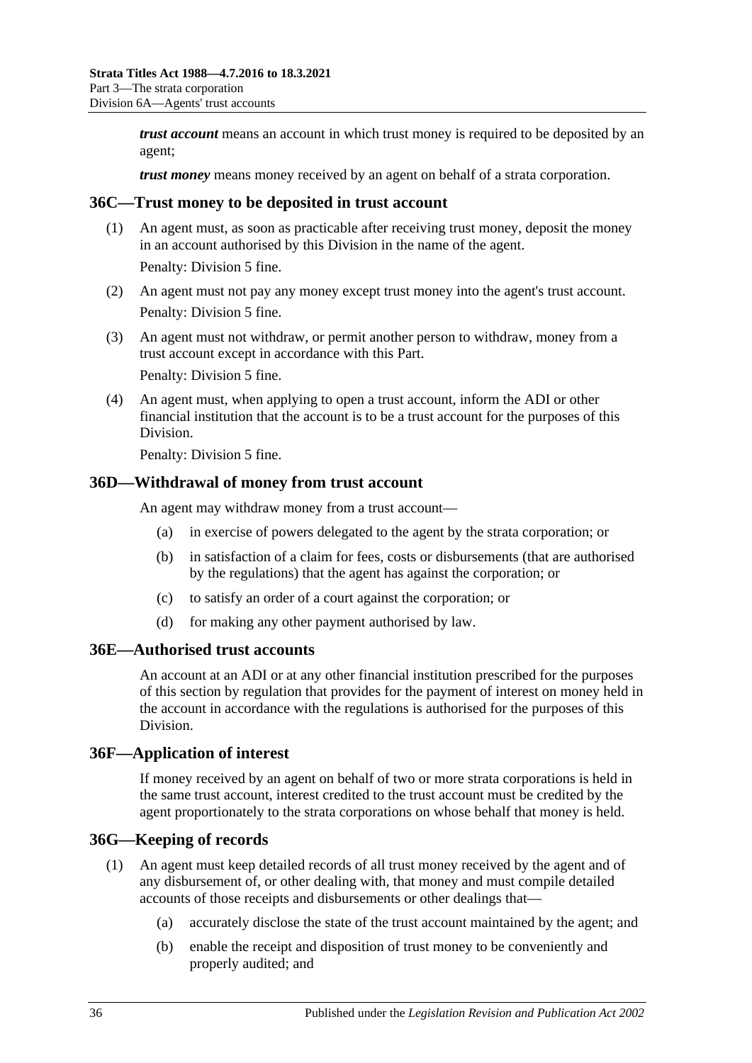***trust account*** means an account in which trust money is required to be deposited by an agent;

***trust money*** means money received by an agent on behalf of a strata corporation.

## 36C—Trust money to be deposited in trust account

(1) An agent must, as soon as practicable after receiving trust money, deposit the money in an account authorised by this Division in the name of the agent.

Penalty: Division 5 fine.

(2) An agent must not pay any money except trust money into the agent's trust account.

Penalty: Division 5 fine.

(3) An agent must not withdraw, or permit another person to withdraw, money from a trust account except in accordance with this Part.

Penalty: Division 5 fine.

(4) An agent must, when applying to open a trust account, inform the ADI or other financial institution that the account is to be a trust account for the purposes of this Division.

Penalty: Division 5 fine.

## 36D—Withdrawal of money from trust account

An agent may withdraw money from a trust account—

(a) in exercise of powers delegated to the agent by the strata corporation; or

(b) in satisfaction of a claim for fees, costs or disbursements (that are authorised by the regulations) that the agent has against the corporation; or

(c) to satisfy an order of a court against the corporation; or

(d) for making any other payment authorised by law.

## 36E—Authorised trust accounts

An account at an ADI or at any other financial institution prescribed for the purposes of this section by regulation that provides for the payment of interest on money held in the account in accordance with the regulations is authorised for the purposes of this Division.

## 36F—Application of interest

If money received by an agent on behalf of two or more strata corporations is held in the same trust account, interest credited to the trust account must be credited by the agent proportionately to the strata corporations on whose behalf that money is held.

## 36G—Keeping of records

(1) An agent must keep detailed records of all trust money received by the agent and of any disbursement of, or other dealing with, that money and must compile detailed accounts of those receipts and disbursements or other dealings that—

(a) accurately disclose the state of the trust account maintained by the agent; and

(b) enable the receipt and disposition of trust money to be conveniently and properly audited; and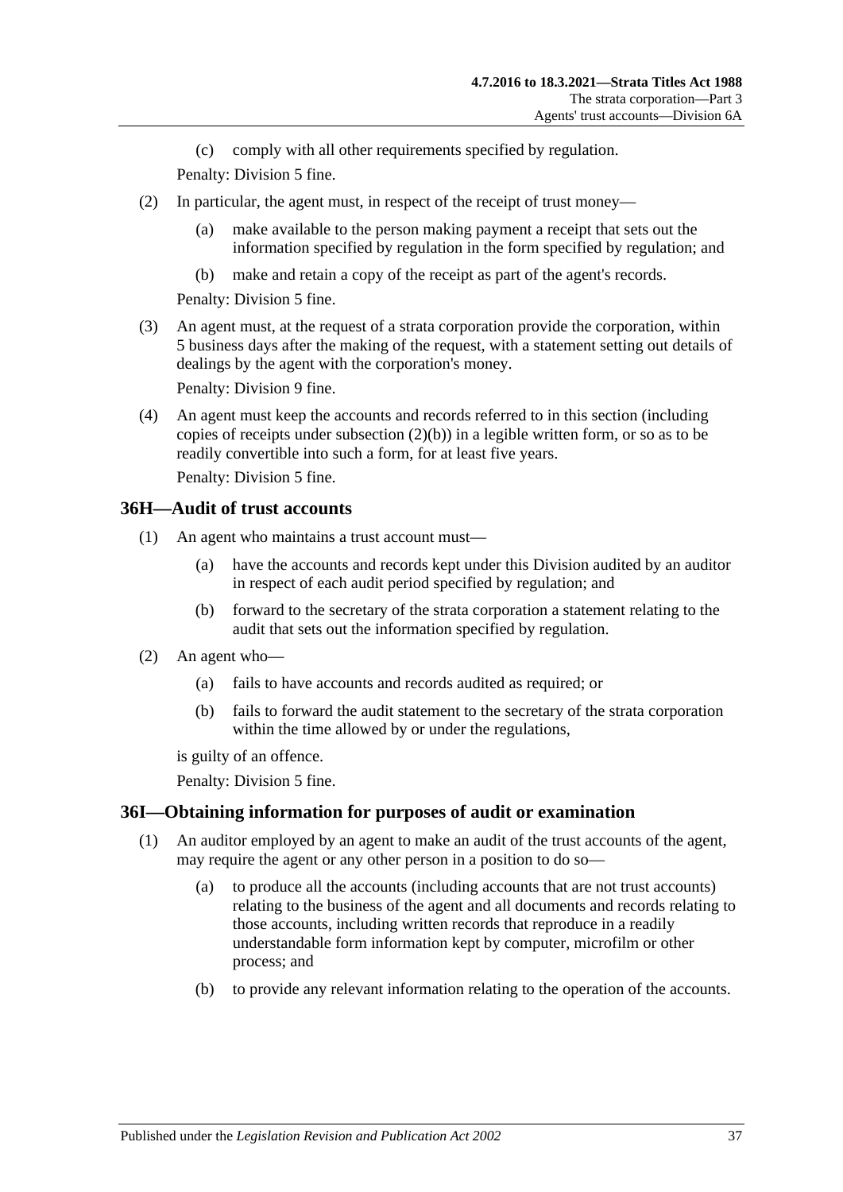(c) comply with all other requirements specified by regulation.

Penalty: Division 5 fine.

(2) In particular, the agent must, in respect of the receipt of trust money—

(a) make available to the person making payment a receipt that sets out the information specified by regulation in the form specified by regulation; and

(b) make and retain a copy of the receipt as part of the agent's records.

Penalty: Division 5 fine.

(3) An agent must, at the request of a strata corporation provide the corporation, within 5 business days after the making of the request, with a statement setting out details of dealings by the agent with the corporation's money.

Penalty: Division 9 fine.

(4) An agent must keep the accounts and records referred to in this section (including copies of receipts under subsection (2)(b)) in a legible written form, or so as to be readily convertible into such a form, for at least five years.

Penalty: Division 5 fine.

## 36H—Audit of trust accounts

(1) An agent who maintains a trust account must—

(a) have the accounts and records kept under this Division audited by an auditor in respect of each audit period specified by regulation; and

(b) forward to the secretary of the strata corporation a statement relating to the audit that sets out the information specified by regulation.

(2) An agent who—

(a) fails to have accounts and records audited as required; or

(b) fails to forward the audit statement to the secretary of the strata corporation within the time allowed by or under the regulations,

is guilty of an offence.

Penalty: Division 5 fine.

## 36I—Obtaining information for purposes of audit or examination

(1) An auditor employed by an agent to make an audit of the trust accounts of the agent, may require the agent or any other person in a position to do so—

(a) to produce all the accounts (including accounts that are not trust accounts) relating to the business of the agent and all documents and records relating to those accounts, including written records that reproduce in a readily understandable form information kept by computer, microfilm or other process; and

(b) to provide any relevant information relating to the operation of the accounts.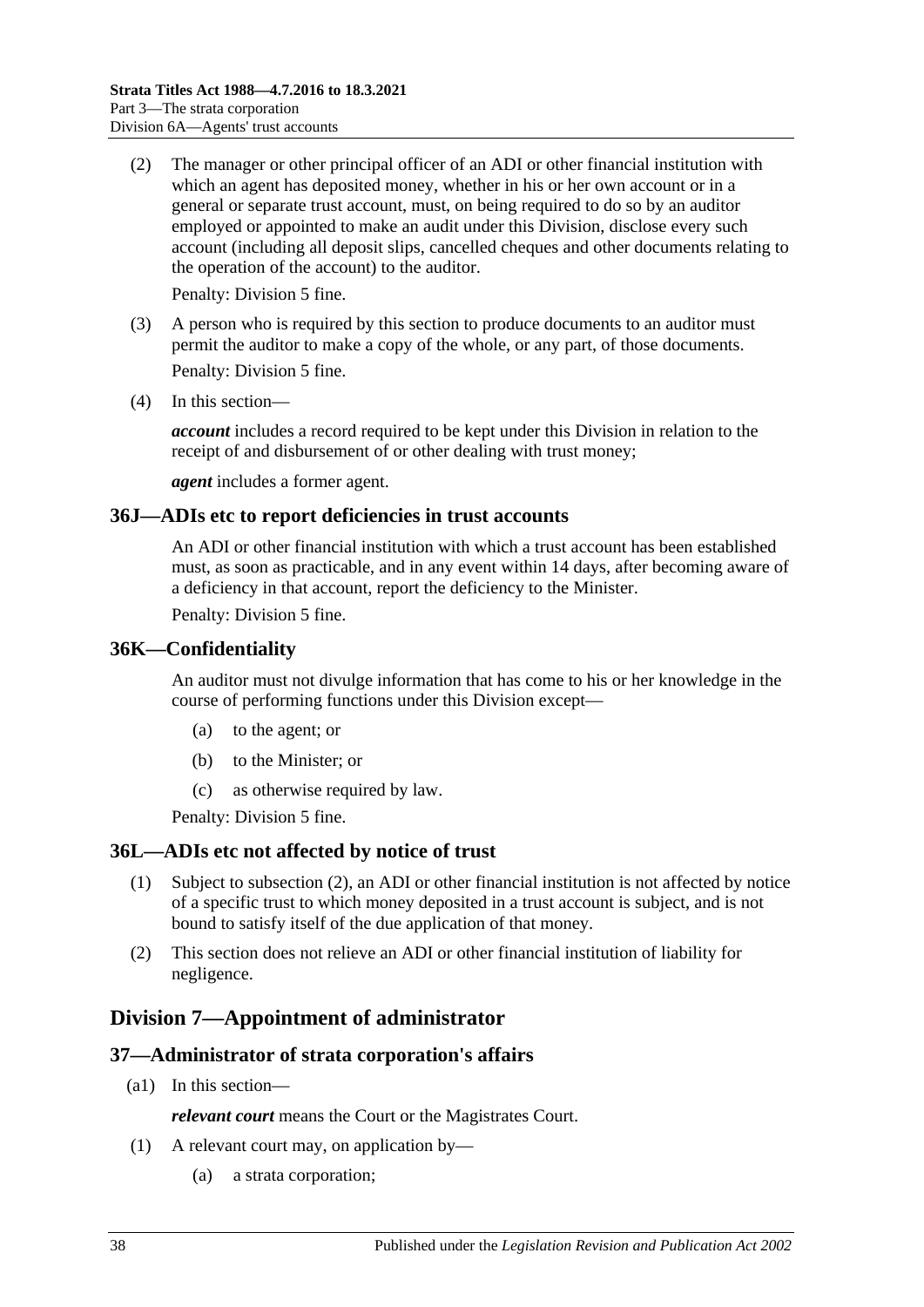(2) The manager or other principal officer of an ADI or other financial institution with which an agent has deposited money, whether in his or her own account or in a general or separate trust account, must, on being required to do so by an auditor employed or appointed to make an audit under this Division, disclose every such account (including all deposit slips, cancelled cheques and other documents relating to the operation of the account) to the auditor.

Penalty: Division 5 fine.

(3) A person who is required by this section to produce documents to an auditor must permit the auditor to make a copy of the whole, or any part, of those documents.

Penalty: Division 5 fine.

(4) In this section—

***account*** includes a record required to be kept under this Division in relation to the receipt of and disbursement of or other dealing with trust money;

***agent*** includes a former agent.

### 36J—ADIs etc to report deficiencies in trust accounts

An ADI or other financial institution with which a trust account has been established must, as soon as practicable, and in any event within 14 days, after becoming aware of a deficiency in that account, report the deficiency to the Minister.

Penalty: Division 5 fine.

### 36K—Confidentiality

An auditor must not divulge information that has come to his or her knowledge in the course of performing functions under this Division except—

(a) to the agent; or

(b) to the Minister; or

(c) as otherwise required by law.

Penalty: Division 5 fine.

### 36L—ADIs etc not affected by notice of trust

(1) Subject to subsection (2), an ADI or other financial institution is not affected by notice of a specific trust to which money deposited in a trust account is subject, and is not bound to satisfy itself of the due application of that money.

(2) This section does not relieve an ADI or other financial institution of liability for negligence.

## Division 7—Appointment of administrator

### 37—Administrator of strata corporation's affairs

(a1) In this section—

***relevant court*** means the Court or the Magistrates Court.

(1) A relevant court may, on application by—

(a) a strata corporation;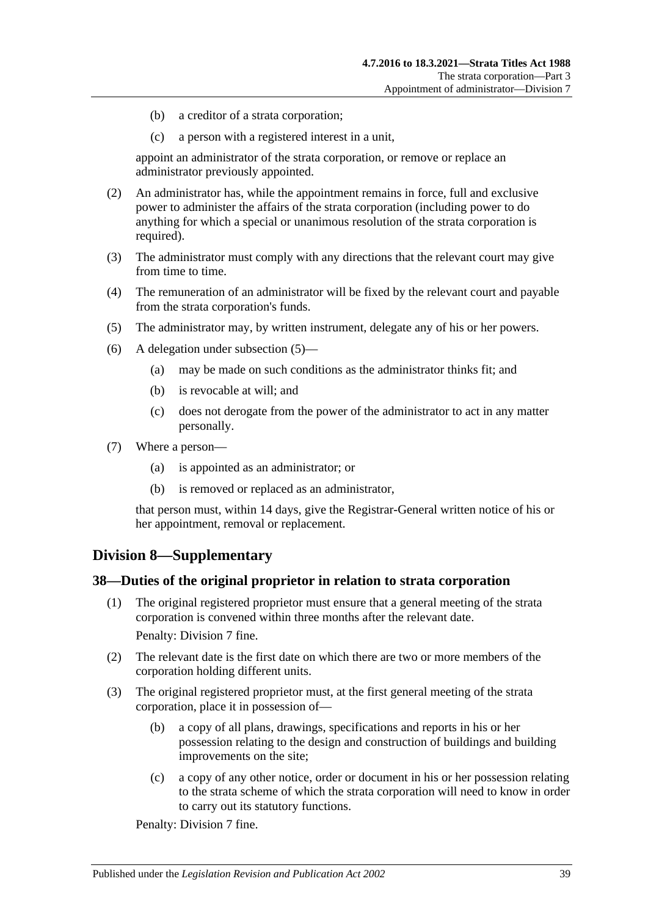(b) a creditor of a strata corporation;

(c) a person with a registered interest in a unit,

appoint an administrator of the strata corporation, or remove or replace an administrator previously appointed.

(2) An administrator has, while the appointment remains in force, full and exclusive power to administer the affairs of the strata corporation (including power to do anything for which a special or unanimous resolution of the strata corporation is required).

(3) The administrator must comply with any directions that the relevant court may give from time to time.

(4) The remuneration of an administrator will be fixed by the relevant court and payable from the strata corporation's funds.

(5) The administrator may, by written instrument, delegate any of his or her powers.

(6) A delegation under subsection (5)—

(a) may be made on such conditions as the administrator thinks fit; and

(b) is revocable at will; and

(c) does not derogate from the power of the administrator to act in any matter personally.

(7) Where a person—

(a) is appointed as an administrator; or

(b) is removed or replaced as an administrator,

that person must, within 14 days, give the Registrar-General written notice of his or her appointment, removal or replacement.

## Division 8—Supplementary

### 38—Duties of the original proprietor in relation to strata corporation

(1) The original registered proprietor must ensure that a general meeting of the strata corporation is convened within three months after the relevant date.

Penalty: Division 7 fine.

(2) The relevant date is the first date on which there are two or more members of the corporation holding different units.

(3) The original registered proprietor must, at the first general meeting of the strata corporation, place it in possession of—

(b) a copy of all plans, drawings, specifications and reports in his or her possession relating to the design and construction of buildings and building improvements on the site;

(c) a copy of any other notice, order or document in his or her possession relating to the strata scheme of which the strata corporation will need to know in order to carry out its statutory functions.

Penalty: Division 7 fine.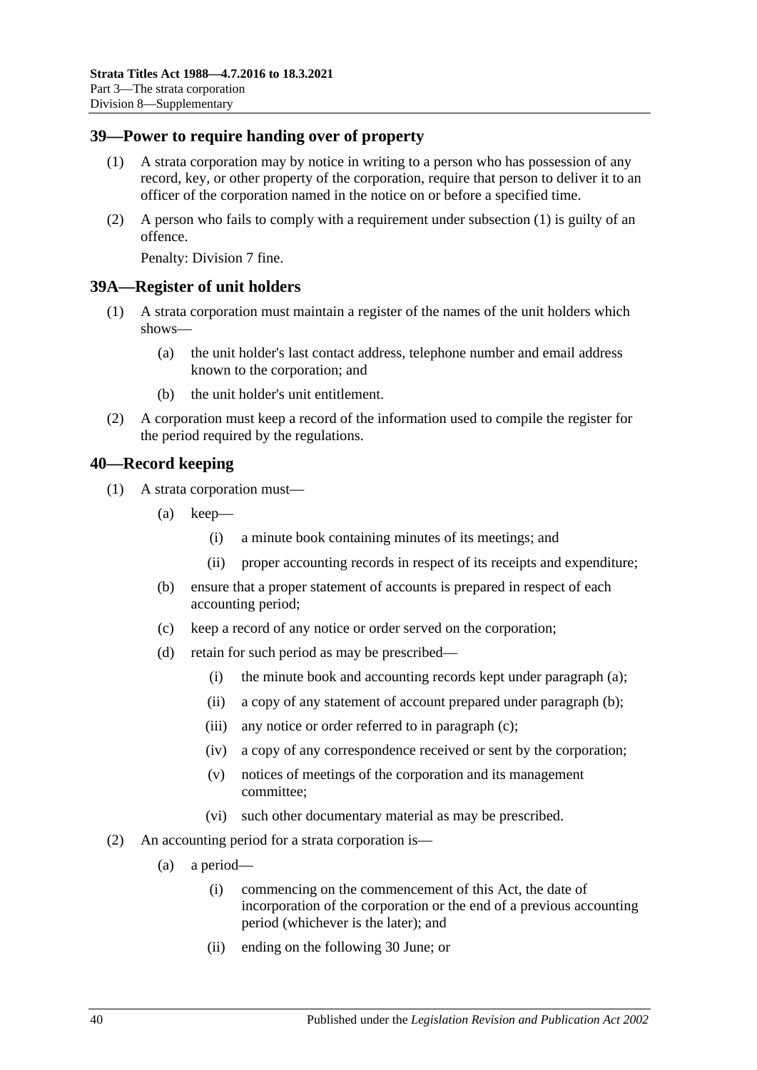## 39—Power to require handing over of property

(1) A strata corporation may by notice in writing to a person who has possession of any record, key, or other property of the corporation, require that person to deliver it to an officer of the corporation named in the notice on or before a specified time.

(2) A person who fails to comply with a requirement under subsection (1) is guilty of an offence.

Penalty: Division 7 fine.

## 39A—Register of unit holders

(1) A strata corporation must maintain a register of the names of the unit holders which shows—

(a) the unit holder's last contact address, telephone number and email address known to the corporation; and

(b) the unit holder's unit entitlement.

(2) A corporation must keep a record of the information used to compile the register for the period required by the regulations.

## 40—Record keeping

(1) A strata corporation must—

(a) keep—

(i) a minute book containing minutes of its meetings; and

(ii) proper accounting records in respect of its receipts and expenditure;

(b) ensure that a proper statement of accounts is prepared in respect of each accounting period;

(c) keep a record of any notice or order served on the corporation;

(d) retain for such period as may be prescribed—

(i) the minute book and accounting records kept under paragraph (a);

(ii) a copy of any statement of account prepared under paragraph (b);

(iii) any notice or order referred to in paragraph (c);

(iv) a copy of any correspondence received or sent by the corporation;

(v) notices of meetings of the corporation and its management committee;

(vi) such other documentary material as may be prescribed.

(2) An accounting period for a strata corporation is—

(a) a period—

(i) commencing on the commencement of this Act, the date of incorporation of the corporation or the end of a previous accounting period (whichever is the later); and

(ii) ending on the following 30 June; or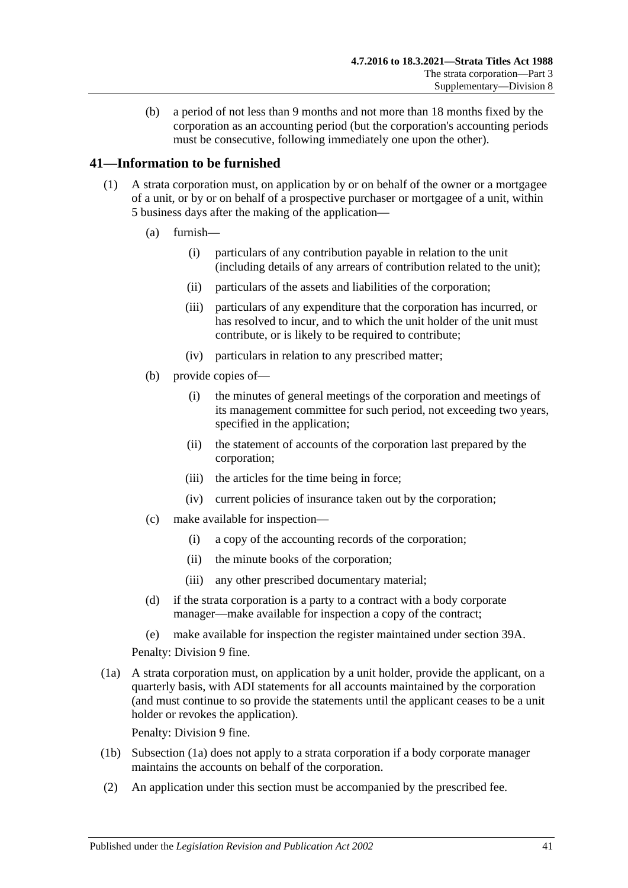(b) a period of not less than 9 months and not more than 18 months fixed by the corporation as an accounting period (but the corporation's accounting periods must be consecutive, following immediately one upon the other).

## 41—Information to be furnished

(1) A strata corporation must, on application by or on behalf of the owner or a mortgagee of a unit, or by or on behalf of a prospective purchaser or mortgagee of a unit, within 5 business days after the making of the application—

(a) furnish—

(i) particulars of any contribution payable in relation to the unit (including details of any arrears of contribution related to the unit);

(ii) particulars of the assets and liabilities of the corporation;

(iii) particulars of any expenditure that the corporation has incurred, or has resolved to incur, and to which the unit holder of the unit must contribute, or is likely to be required to contribute;

(iv) particulars in relation to any prescribed matter;

(b) provide copies of—

(i) the minutes of general meetings of the corporation and meetings of its management committee for such period, not exceeding two years, specified in the application;

(ii) the statement of accounts of the corporation last prepared by the corporation;

(iii) the articles for the time being in force;

(iv) current policies of insurance taken out by the corporation;

(c) make available for inspection—

(i) a copy of the accounting records of the corporation;

(ii) the minute books of the corporation;

(iii) any other prescribed documentary material;

(d) if the strata corporation is a party to a contract with a body corporate manager—make available for inspection a copy of the contract;

(e) make available for inspection the register maintained under section 39A.

Penalty: Division 9 fine.

(1a) A strata corporation must, on application by a unit holder, provide the applicant, on a quarterly basis, with ADI statements for all accounts maintained by the corporation (and must continue to so provide the statements until the applicant ceases to be a unit holder or revokes the application).

Penalty: Division 9 fine.

(1b) Subsection (1a) does not apply to a strata corporation if a body corporate manager maintains the accounts on behalf of the corporation.

(2) An application under this section must be accompanied by the prescribed fee.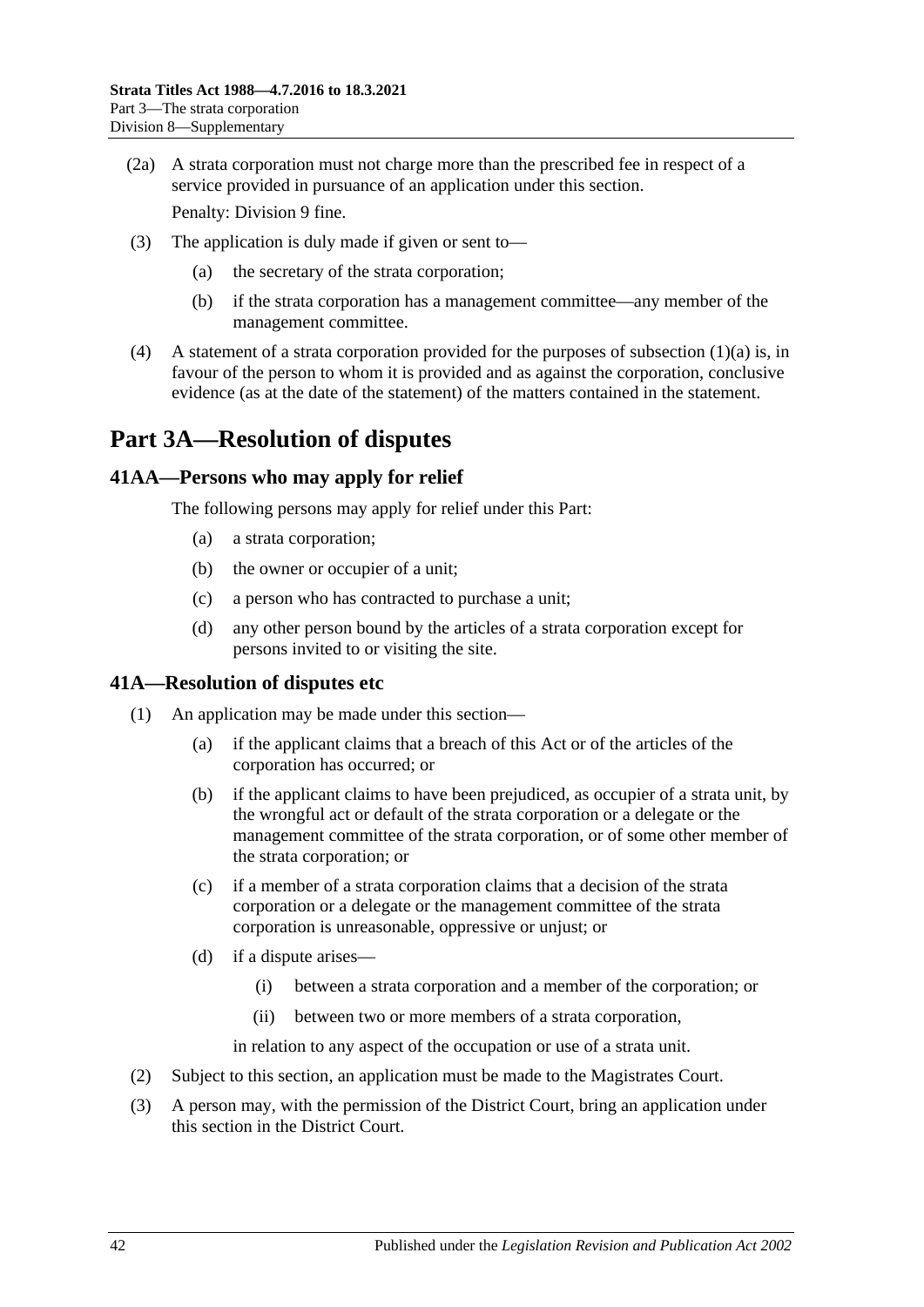(2a) A strata corporation must not charge more than the prescribed fee in respect of a service provided in pursuance of an application under this section.

Penalty: Division 9 fine.

(3) The application is duly made if given or sent to—

(a) the secretary of the strata corporation;

(b) if the strata corporation has a management committee—any member of the management committee.

(4) A statement of a strata corporation provided for the purposes of subsection (1)(a) is, in favour of the person to whom it is provided and as against the corporation, conclusive evidence (as at the date of the statement) of the matters contained in the statement.

# Part 3A—Resolution of disputes

## 41AA—Persons who may apply for relief

The following persons may apply for relief under this Part:

(a) a strata corporation;

(b) the owner or occupier of a unit;

(c) a person who has contracted to purchase a unit;

(d) any other person bound by the articles of a strata corporation except for persons invited to or visiting the site.

## 41A—Resolution of disputes etc

(1) An application may be made under this section—

(a) if the applicant claims that a breach of this Act or of the articles of the corporation has occurred; or

(b) if the applicant claims to have been prejudiced, as occupier of a strata unit, by the wrongful act or default of the strata corporation or a delegate or the management committee of the strata corporation, or of some other member of the strata corporation; or

(c) if a member of a strata corporation claims that a decision of the strata corporation or a delegate or the management committee of the strata corporation is unreasonable, oppressive or unjust; or

(d) if a dispute arises—

(i) between a strata corporation and a member of the corporation; or

(ii) between two or more members of a strata corporation,

in relation to any aspect of the occupation or use of a strata unit.

(2) Subject to this section, an application must be made to the Magistrates Court.

(3) A person may, with the permission of the District Court, bring an application under this section in the District Court.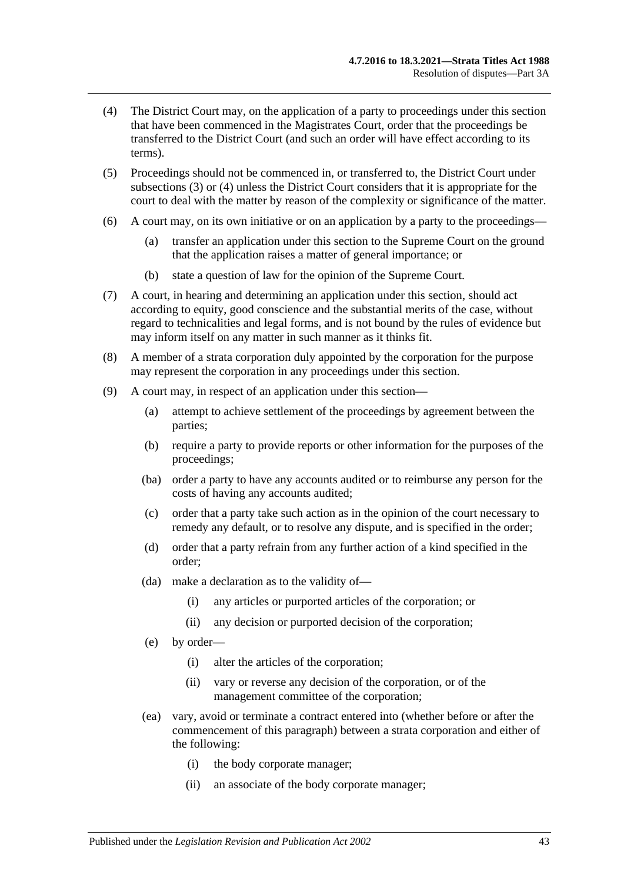(4) The District Court may, on the application of a party to proceedings under this section that have been commenced in the Magistrates Court, order that the proceedings be transferred to the District Court (and such an order will have effect according to its terms).

(5) Proceedings should not be commenced in, or transferred to, the District Court under subsections (3) or (4) unless the District Court considers that it is appropriate for the court to deal with the matter by reason of the complexity or significance of the matter.

(6) A court may, on its own initiative or on an application by a party to the proceedings—

- (a) transfer an application under this section to the Supreme Court on the ground that the application raises a matter of general importance; or
- (b) state a question of law for the opinion of the Supreme Court.

(7) A court, in hearing and determining an application under this section, should act according to equity, good conscience and the substantial merits of the case, without regard to technicalities and legal forms, and is not bound by the rules of evidence but may inform itself on any matter in such manner as it thinks fit.

(8) A member of a strata corporation duly appointed by the corporation for the purpose may represent the corporation in any proceedings under this section.

(9) A court may, in respect of an application under this section—

- (a) attempt to achieve settlement of the proceedings by agreement between the parties;
- (b) require a party to provide reports or other information for the purposes of the proceedings;
- (ba) order a party to have any accounts audited or to reimburse any person for the costs of having any accounts audited;
- (c) order that a party take such action as in the opinion of the court necessary to remedy any default, or to resolve any dispute, and is specified in the order;
- (d) order that a party refrain from any further action of a kind specified in the order;
- (da) make a declaration as to the validity of—
  - (i) any articles or purported articles of the corporation; or
  - (ii) any decision or purported decision of the corporation;
- (e) by order—
  - (i) alter the articles of the corporation;
  - (ii) vary or reverse any decision of the corporation, or of the management committee of the corporation;
- (ea) vary, avoid or terminate a contract entered into (whether before or after the commencement of this paragraph) between a strata corporation and either of the following:
  - (i) the body corporate manager;
  - (ii) an associate of the body corporate manager;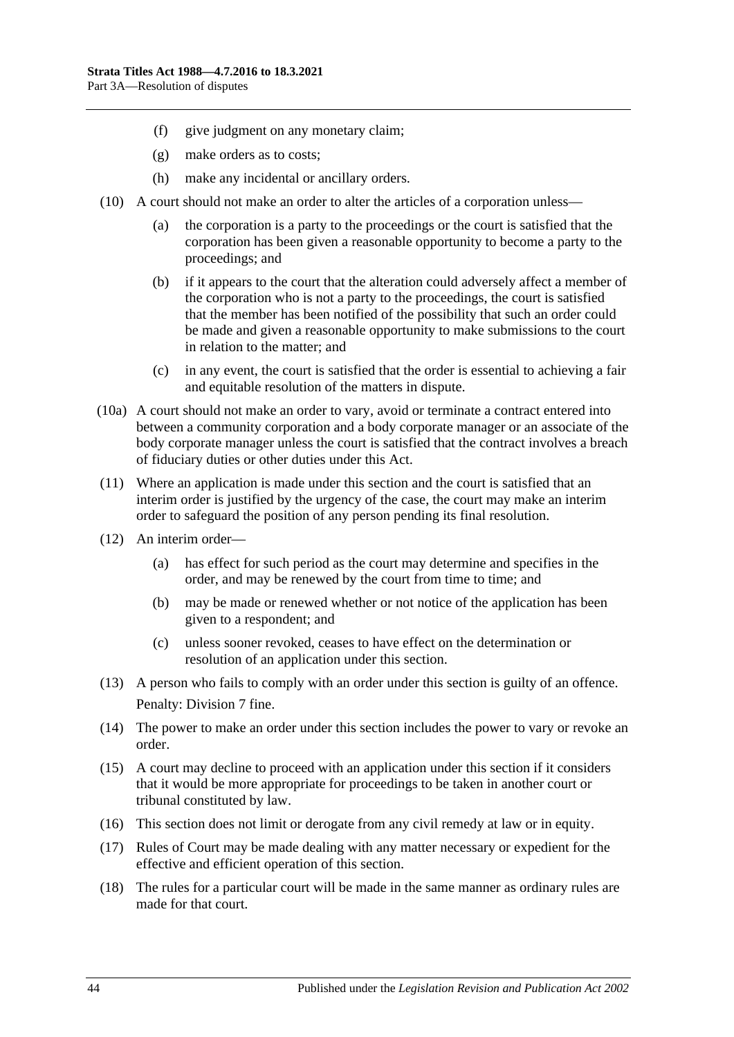- (f) give judgment on any monetary claim;
- (g) make orders as to costs;
- (h) make any incidental or ancillary orders.

(10) A court should not make an order to alter the articles of a corporation unless—

- (a) the corporation is a party to the proceedings or the court is satisfied that the corporation has been given a reasonable opportunity to become a party to the proceedings; and
- (b) if it appears to the court that the alteration could adversely affect a member of the corporation who is not a party to the proceedings, the court is satisfied that the member has been notified of the possibility that such an order could be made and given a reasonable opportunity to make submissions to the court in relation to the matter; and
- (c) in any event, the court is satisfied that the order is essential to achieving a fair and equitable resolution of the matters in dispute.

(10a) A court should not make an order to vary, avoid or terminate a contract entered into between a community corporation and a body corporate manager or an associate of the body corporate manager unless the court is satisfied that the contract involves a breach of fiduciary duties or other duties under this Act.

(11) Where an application is made under this section and the court is satisfied that an interim order is justified by the urgency of the case, the court may make an interim order to safeguard the position of any person pending its final resolution.

(12) An interim order—

- (a) has effect for such period as the court may determine and specifies in the order, and may be renewed by the court from time to time; and
- (b) may be made or renewed whether or not notice of the application has been given to a respondent; and
- (c) unless sooner revoked, ceases to have effect on the determination or resolution of an application under this section.

(13) A person who fails to comply with an order under this section is guilty of an offence.

Penalty: Division 7 fine.

(14) The power to make an order under this section includes the power to vary or revoke an order.

(15) A court may decline to proceed with an application under this section if it considers that it would be more appropriate for proceedings to be taken in another court or tribunal constituted by law.

(16) This section does not limit or derogate from any civil remedy at law or in equity.

(17) Rules of Court may be made dealing with any matter necessary or expedient for the effective and efficient operation of this section.

(18) The rules for a particular court will be made in the same manner as ordinary rules are made for that court.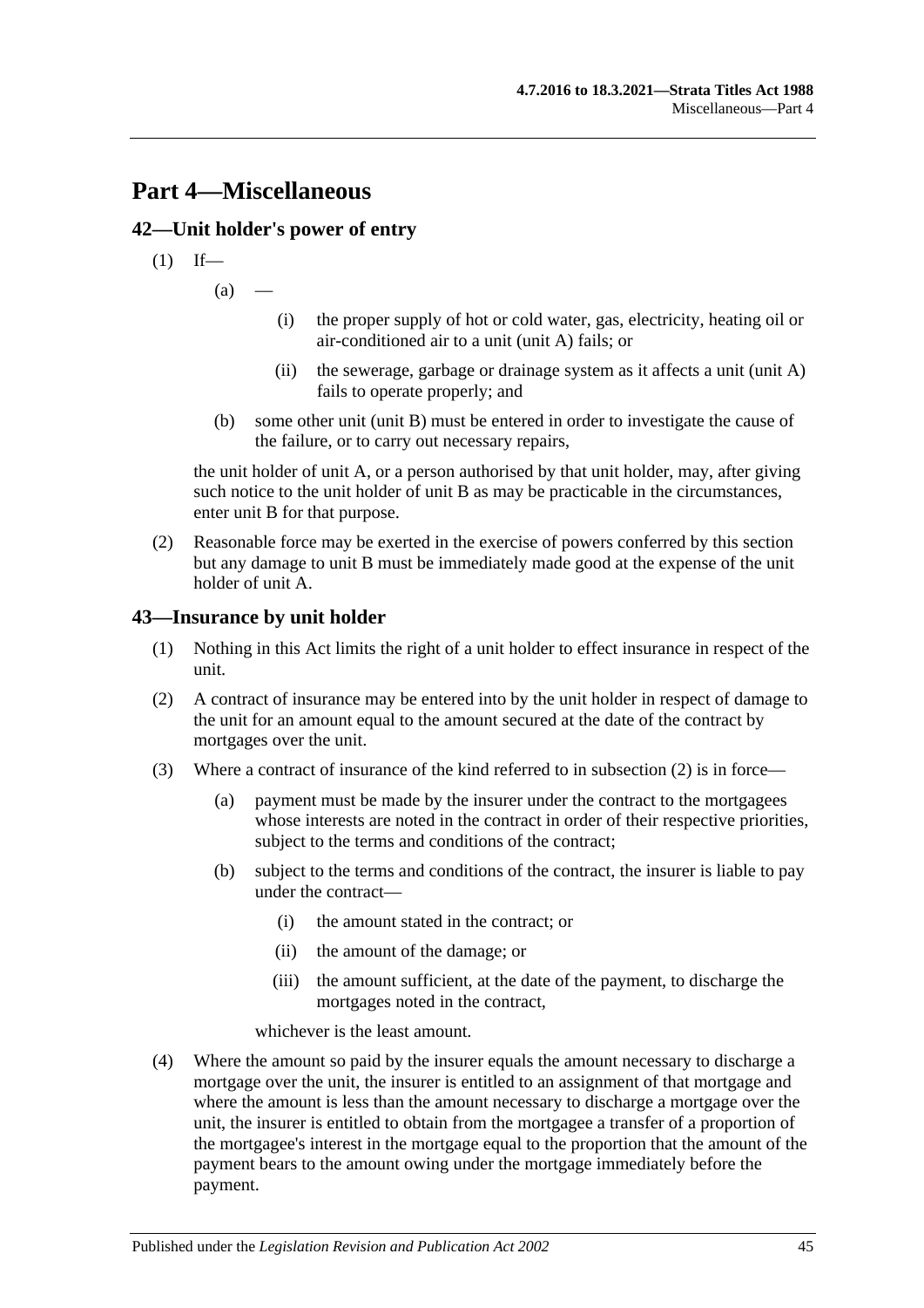# Part 4—Miscellaneous

## 42—Unit holder's power of entry

(1) If—

(a) —

(i) the proper supply of hot or cold water, gas, electricity, heating oil or air-conditioned air to a unit (unit A) fails; or

(ii) the sewerage, garbage or drainage system as it affects a unit (unit A) fails to operate properly; and

(b) some other unit (unit B) must be entered in order to investigate the cause of the failure, or to carry out necessary repairs,

the unit holder of unit A, or a person authorised by that unit holder, may, after giving such notice to the unit holder of unit B as may be practicable in the circumstances, enter unit B for that purpose.

(2) Reasonable force may be exerted in the exercise of powers conferred by this section but any damage to unit B must be immediately made good at the expense of the unit holder of unit A.

## 43—Insurance by unit holder

(1) Nothing in this Act limits the right of a unit holder to effect insurance in respect of the unit.

(2) A contract of insurance may be entered into by the unit holder in respect of damage to the unit for an amount equal to the amount secured at the date of the contract by mortgages over the unit.

(3) Where a contract of insurance of the kind referred to in subsection (2) is in force—

(a) payment must be made by the insurer under the contract to the mortgagees whose interests are noted in the contract in order of their respective priorities, subject to the terms and conditions of the contract;

(b) subject to the terms and conditions of the contract, the insurer is liable to pay under the contract—

(i) the amount stated in the contract; or

(ii) the amount of the damage; or

(iii) the amount sufficient, at the date of the payment, to discharge the mortgages noted in the contract,

whichever is the least amount.

(4) Where the amount so paid by the insurer equals the amount necessary to discharge a mortgage over the unit, the insurer is entitled to an assignment of that mortgage and where the amount is less than the amount necessary to discharge a mortgage over the unit, the insurer is entitled to obtain from the mortgagee a transfer of a proportion of the mortgagee's interest in the mortgage equal to the proportion that the amount of the payment bears to the amount owing under the mortgage immediately before the payment.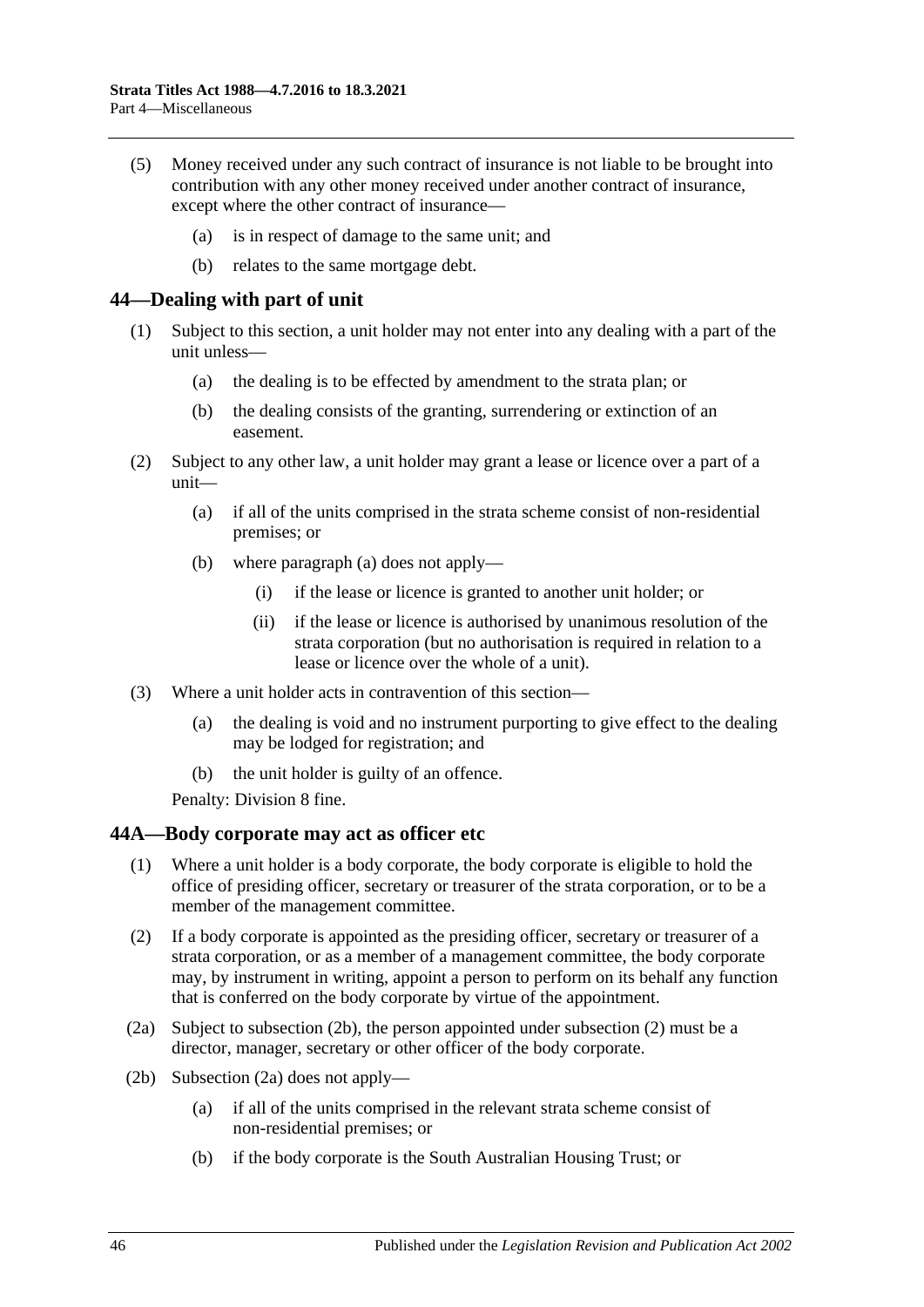(5) Money received under any such contract of insurance is not liable to be brought into contribution with any other money received under another contract of insurance, except where the other contract of insurance—

(a) is in respect of damage to the same unit; and

(b) relates to the same mortgage debt.

## 44—Dealing with part of unit

(1) Subject to this section, a unit holder may not enter into any dealing with a part of the unit unless—

(a) the dealing is to be effected by amendment to the strata plan; or

(b) the dealing consists of the granting, surrendering or extinction of an easement.

(2) Subject to any other law, a unit holder may grant a lease or licence over a part of a unit—

(a) if all of the units comprised in the strata scheme consist of non-residential premises; or

(b) where paragraph (a) does not apply—

(i) if the lease or licence is granted to another unit holder; or

(ii) if the lease or licence is authorised by unanimous resolution of the strata corporation (but no authorisation is required in relation to a lease or licence over the whole of a unit).

(3) Where a unit holder acts in contravention of this section—

(a) the dealing is void and no instrument purporting to give effect to the dealing may be lodged for registration; and

(b) the unit holder is guilty of an offence.

Penalty: Division 8 fine.

## 44A—Body corporate may act as officer etc

(1) Where a unit holder is a body corporate, the body corporate is eligible to hold the office of presiding officer, secretary or treasurer of the strata corporation, or to be a member of the management committee.

(2) If a body corporate is appointed as the presiding officer, secretary or treasurer of a strata corporation, or as a member of a management committee, the body corporate may, by instrument in writing, appoint a person to perform on its behalf any function that is conferred on the body corporate by virtue of the appointment.

(2a) Subject to subsection (2b), the person appointed under subsection (2) must be a director, manager, secretary or other officer of the body corporate.

(2b) Subsection (2a) does not apply—

(a) if all of the units comprised in the relevant strata scheme consist of non-residential premises; or

(b) if the body corporate is the South Australian Housing Trust; or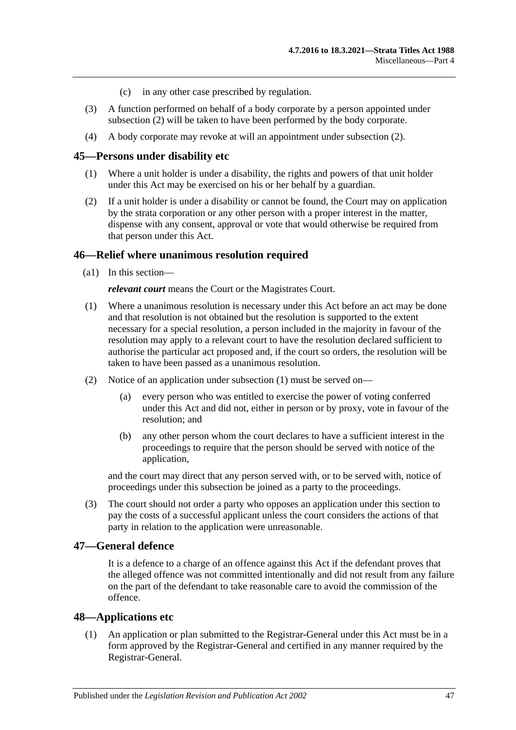(c) in any other case prescribed by regulation.

(3) A function performed on behalf of a body corporate by a person appointed under subsection (2) will be taken to have been performed by the body corporate.

(4) A body corporate may revoke at will an appointment under subsection (2).

## 45—Persons under disability etc

(1) Where a unit holder is under a disability, the rights and powers of that unit holder under this Act may be exercised on his or her behalf by a guardian.

(2) If a unit holder is under a disability or cannot be found, the Court may on application by the strata corporation or any other person with a proper interest in the matter, dispense with any consent, approval or vote that would otherwise be required from that person under this Act.

## 46—Relief where unanimous resolution required

(a1) In this section—

***relevant court*** means the Court or the Magistrates Court.

(1) Where a unanimous resolution is necessary under this Act before an act may be done and that resolution is not obtained but the resolution is supported to the extent necessary for a special resolution, a person included in the majority in favour of the resolution may apply to a relevant court to have the resolution declared sufficient to authorise the particular act proposed and, if the court so orders, the resolution will be taken to have been passed as a unanimous resolution.

(2) Notice of an application under subsection (1) must be served on—

(a) every person who was entitled to exercise the power of voting conferred under this Act and did not, either in person or by proxy, vote in favour of the resolution; and

(b) any other person whom the court declares to have a sufficient interest in the proceedings to require that the person should be served with notice of the application,

and the court may direct that any person served with, or to be served with, notice of proceedings under this subsection be joined as a party to the proceedings.

(3) The court should not order a party who opposes an application under this section to pay the costs of a successful applicant unless the court considers the actions of that party in relation to the application were unreasonable.

## 47—General defence

It is a defence to a charge of an offence against this Act if the defendant proves that the alleged offence was not committed intentionally and did not result from any failure on the part of the defendant to take reasonable care to avoid the commission of the offence.

## 48—Applications etc

(1) An application or plan submitted to the Registrar-General under this Act must be in a form approved by the Registrar-General and certified in any manner required by the Registrar-General.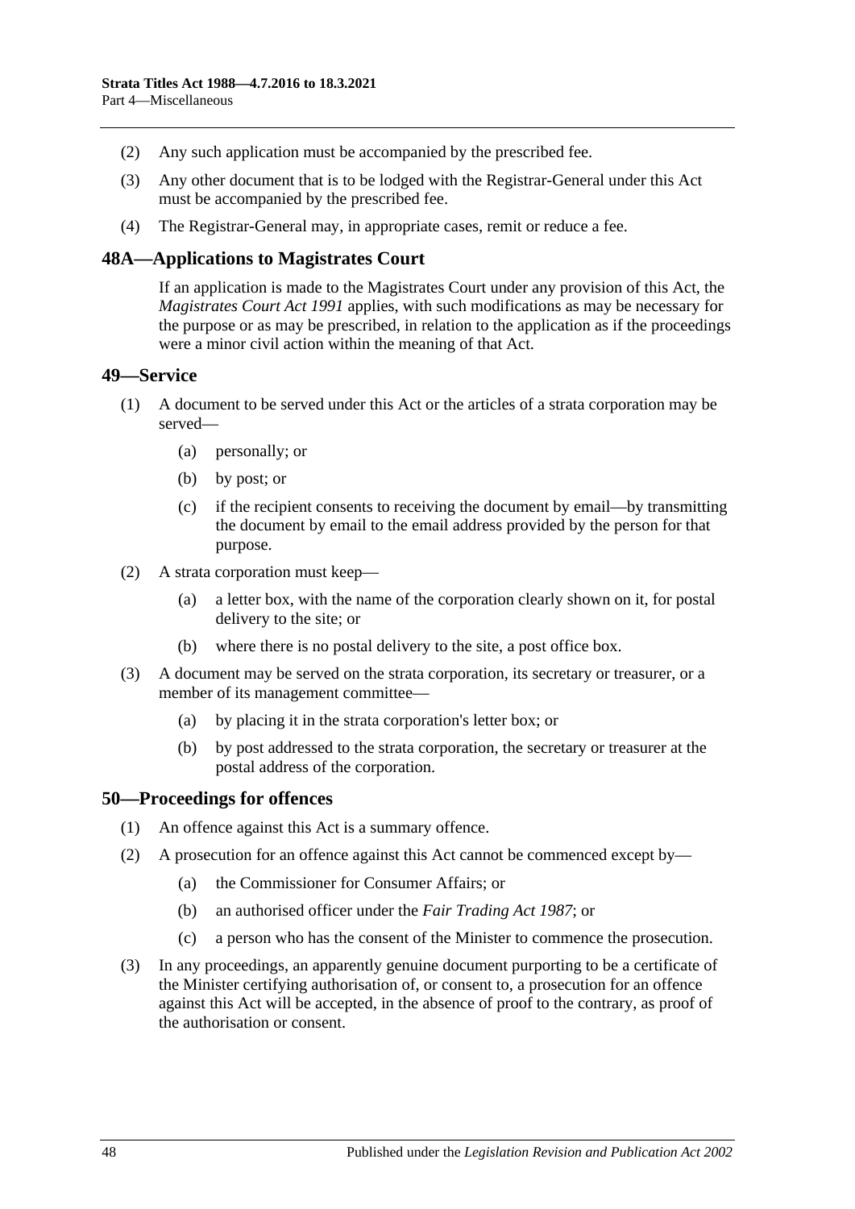(2) Any such application must be accompanied by the prescribed fee.

(3) Any other document that is to be lodged with the Registrar-General under this Act must be accompanied by the prescribed fee.

(4) The Registrar-General may, in appropriate cases, remit or reduce a fee.

## 48A—Applications to Magistrates Court

If an application is made to the Magistrates Court under any provision of this Act, the *Magistrates Court Act 1991* applies, with such modifications as may be necessary for the purpose or as may be prescribed, in relation to the application as if the proceedings were a minor civil action within the meaning of that Act.

## 49—Service

(1) A document to be served under this Act or the articles of a strata corporation may be served—

(a) personally; or

(b) by post; or

(c) if the recipient consents to receiving the document by email—by transmitting the document by email to the email address provided by the person for that purpose.

(2) A strata corporation must keep—

(a) a letter box, with the name of the corporation clearly shown on it, for postal delivery to the site; or

(b) where there is no postal delivery to the site, a post office box.

(3) A document may be served on the strata corporation, its secretary or treasurer, or a member of its management committee—

(a) by placing it in the strata corporation's letter box; or

(b) by post addressed to the strata corporation, the secretary or treasurer at the postal address of the corporation.

## 50—Proceedings for offences

(1) An offence against this Act is a summary offence.

(2) A prosecution for an offence against this Act cannot be commenced except by—

(a) the Commissioner for Consumer Affairs; or

(b) an authorised officer under the *Fair Trading Act 1987*; or

(c) a person who has the consent of the Minister to commence the prosecution.

(3) In any proceedings, an apparently genuine document purporting to be a certificate of the Minister certifying authorisation of, or consent to, a prosecution for an offence against this Act will be accepted, in the absence of proof to the contrary, as proof of the authorisation or consent.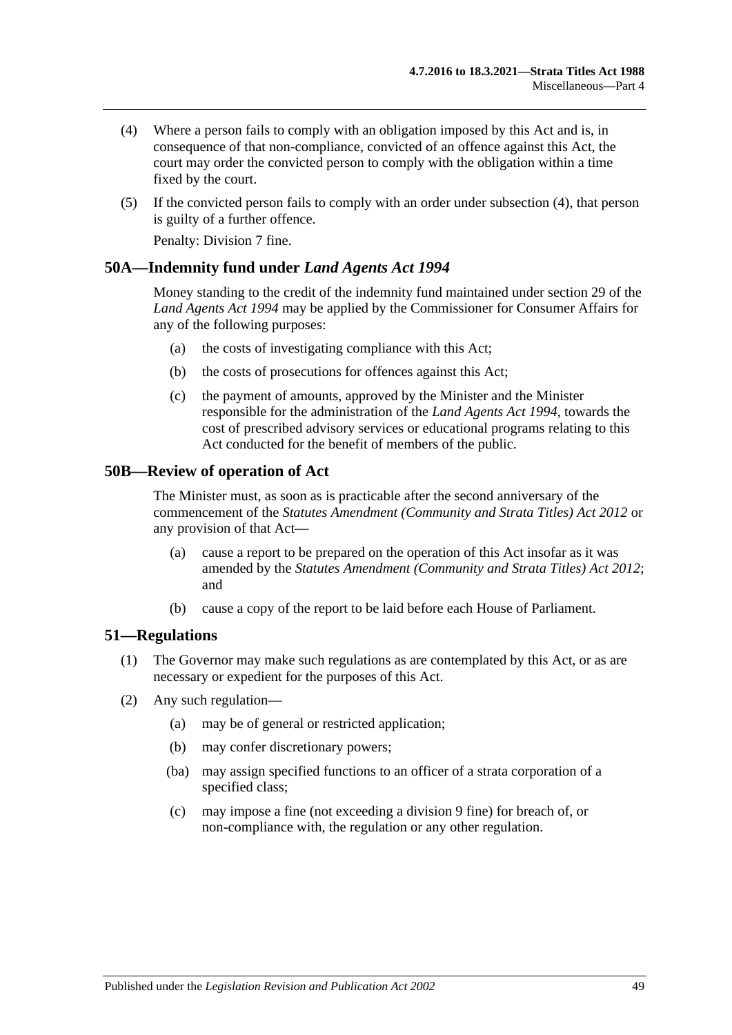(4) Where a person fails to comply with an obligation imposed by this Act and is, in consequence of that non-compliance, convicted of an offence against this Act, the court may order the convicted person to comply with the obligation within a time fixed by the court.

(5) If the convicted person fails to comply with an order under subsection (4), that person is guilty of a further offence.

Penalty: Division 7 fine.

## 50A—Indemnity fund under *Land Agents Act 1994*

Money standing to the credit of the indemnity fund maintained under section 29 of the *Land Agents Act 1994* may be applied by the Commissioner for Consumer Affairs for any of the following purposes:

(a) the costs of investigating compliance with this Act;

(b) the costs of prosecutions for offences against this Act;

(c) the payment of amounts, approved by the Minister and the Minister responsible for the administration of the *Land Agents Act 1994*, towards the cost of prescribed advisory services or educational programs relating to this Act conducted for the benefit of members of the public.

## 50B—Review of operation of Act

The Minister must, as soon as is practicable after the second anniversary of the commencement of the *Statutes Amendment (Community and Strata Titles) Act 2012* or any provision of that Act—

(a) cause a report to be prepared on the operation of this Act insofar as it was amended by the *Statutes Amendment (Community and Strata Titles) Act 2012*; and

(b) cause a copy of the report to be laid before each House of Parliament.

## 51—Regulations

(1) The Governor may make such regulations as are contemplated by this Act, or as are necessary or expedient for the purposes of this Act.

(2) Any such regulation—

(a) may be of general or restricted application;

(b) may confer discretionary powers;

(ba) may assign specified functions to an officer of a strata corporation of a specified class;

(c) may impose a fine (not exceeding a division 9 fine) for breach of, or non-compliance with, the regulation or any other regulation.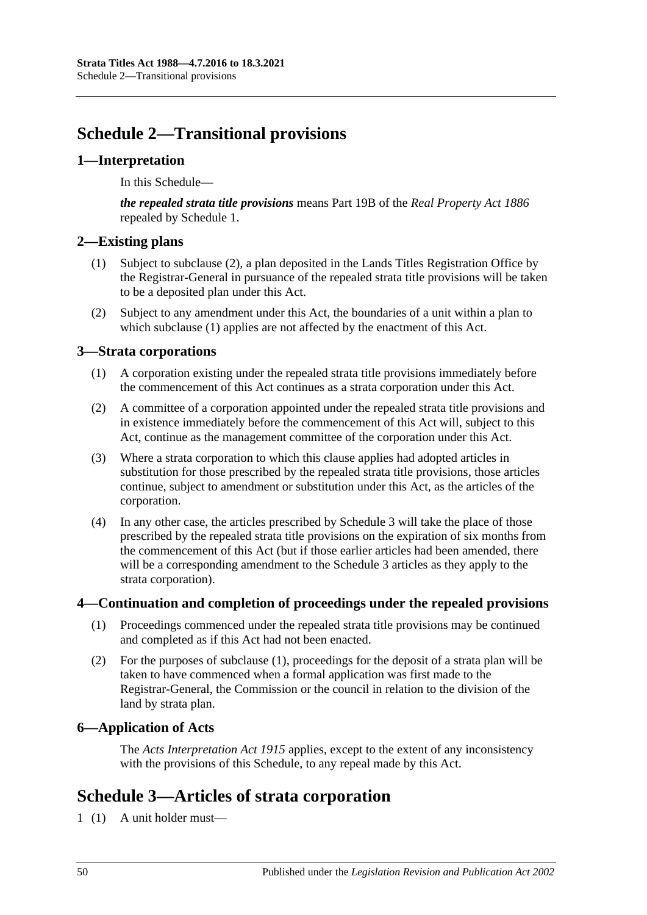## Schedule 2—Transitional provisions

### 1—Interpretation

In this Schedule—

***the repealed strata title provisions*** means Part 19B of the *Real Property Act 1886* repealed by Schedule 1.

### 2—Existing plans

(1) Subject to subclause (2), a plan deposited in the Lands Titles Registration Office by the Registrar-General in pursuance of the repealed strata title provisions will be taken to be a deposited plan under this Act.

(2) Subject to any amendment under this Act, the boundaries of a unit within a plan to which subclause (1) applies are not affected by the enactment of this Act.

### 3—Strata corporations

(1) A corporation existing under the repealed strata title provisions immediately before the commencement of this Act continues as a strata corporation under this Act.

(2) A committee of a corporation appointed under the repealed strata title provisions and in existence immediately before the commencement of this Act will, subject to this Act, continue as the management committee of the corporation under this Act.

(3) Where a strata corporation to which this clause applies had adopted articles in substitution for those prescribed by the repealed strata title provisions, those articles continue, subject to amendment or substitution under this Act, as the articles of the corporation.

(4) In any other case, the articles prescribed by Schedule 3 will take the place of those prescribed by the repealed strata title provisions on the expiration of six months from the commencement of this Act (but if those earlier articles had been amended, there will be a corresponding amendment to the Schedule 3 articles as they apply to the strata corporation).

### 4—Continuation and completion of proceedings under the repealed provisions

(1) Proceedings commenced under the repealed strata title provisions may be continued and completed as if this Act had not been enacted.

(2) For the purposes of subclause (1), proceedings for the deposit of a strata plan will be taken to have commenced when a formal application was first made to the Registrar-General, the Commission or the council in relation to the division of the land by strata plan.

### 6—Application of Acts

The *Acts Interpretation Act 1915* applies, except to the extent of any inconsistency with the provisions of this Schedule, to any repeal made by this Act.

## Schedule 3—Articles of strata corporation

1 (1) A unit holder must—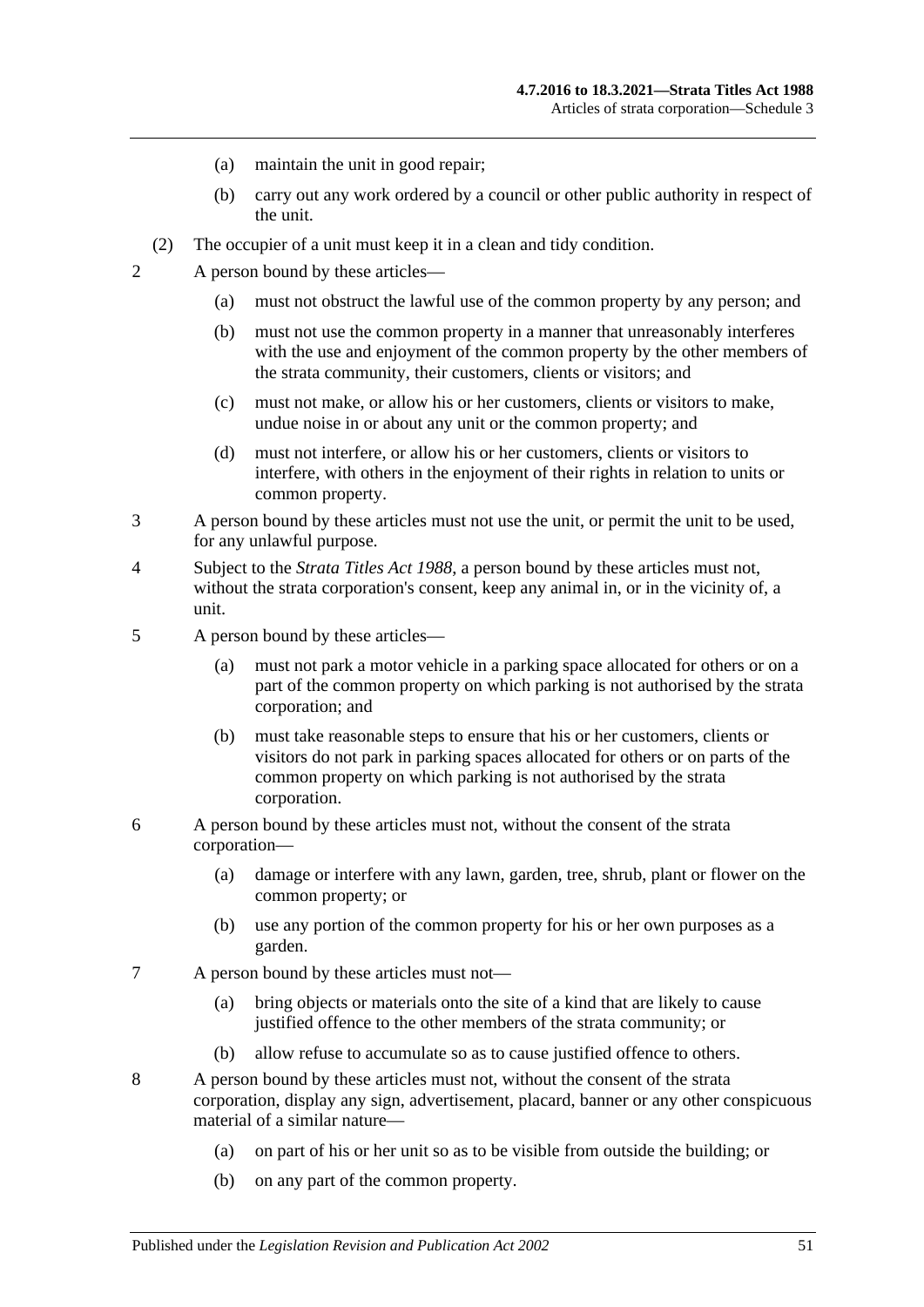(a) maintain the unit in good repair;

(b) carry out any work ordered by a council or other public authority in respect of the unit.

(2) The occupier of a unit must keep it in a clean and tidy condition.

2 A person bound by these articles—

(a) must not obstruct the lawful use of the common property by any person; and

(b) must not use the common property in a manner that unreasonably interferes with the use and enjoyment of the common property by the other members of the strata community, their customers, clients or visitors; and

(c) must not make, or allow his or her customers, clients or visitors to make, undue noise in or about any unit or the common property; and

(d) must not interfere, or allow his or her customers, clients or visitors to interfere, with others in the enjoyment of their rights in relation to units or common property.

3 A person bound by these articles must not use the unit, or permit the unit to be used, for any unlawful purpose.

4 Subject to the *Strata Titles Act 1988*, a person bound by these articles must not, without the strata corporation's consent, keep any animal in, or in the vicinity of, a unit.

5 A person bound by these articles—

(a) must not park a motor vehicle in a parking space allocated for others or on a part of the common property on which parking is not authorised by the strata corporation; and

(b) must take reasonable steps to ensure that his or her customers, clients or visitors do not park in parking spaces allocated for others or on parts of the common property on which parking is not authorised by the strata corporation.

6 A person bound by these articles must not, without the consent of the strata corporation—

(a) damage or interfere with any lawn, garden, tree, shrub, plant or flower on the common property; or

(b) use any portion of the common property for his or her own purposes as a garden.

7 A person bound by these articles must not—

(a) bring objects or materials onto the site of a kind that are likely to cause justified offence to the other members of the strata community; or

(b) allow refuse to accumulate so as to cause justified offence to others.

8 A person bound by these articles must not, without the consent of the strata corporation, display any sign, advertisement, placard, banner or any other conspicuous material of a similar nature—

(a) on part of his or her unit so as to be visible from outside the building; or

(b) on any part of the common property.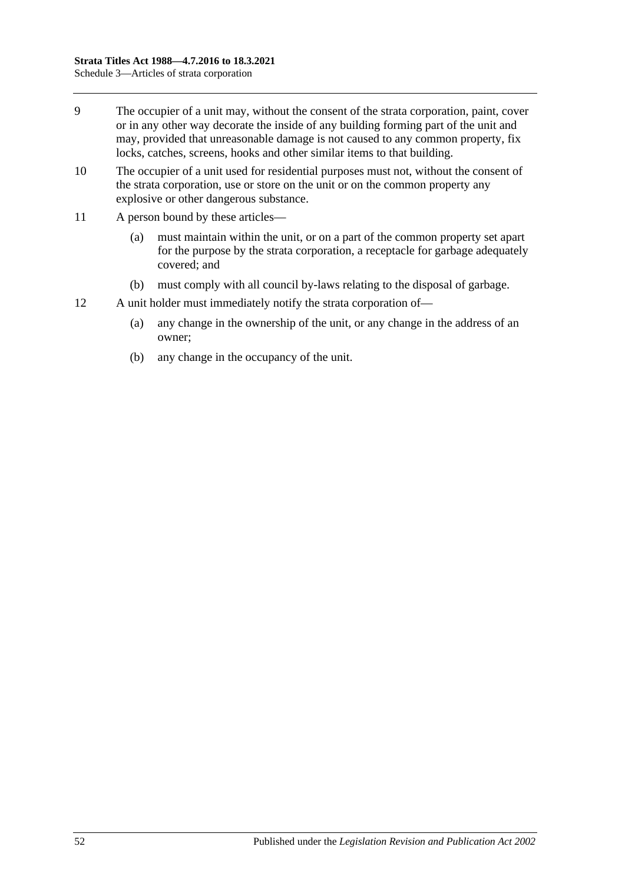9 The occupier of a unit may, without the consent of the strata corporation, paint, cover or in any other way decorate the inside of any building forming part of the unit and may, provided that unreasonable damage is not caused to any common property, fix locks, catches, screens, hooks and other similar items to that building.

10 The occupier of a unit used for residential purposes must not, without the consent of the strata corporation, use or store on the unit or on the common property any explosive or other dangerous substance.

11 A person bound by these articles—

- (a) must maintain within the unit, or on a part of the common property set apart for the purpose by the strata corporation, a receptacle for garbage adequately covered; and
- (b) must comply with all council by-laws relating to the disposal of garbage.

12 A unit holder must immediately notify the strata corporation of—

- (a) any change in the ownership of the unit, or any change in the address of an owner;
- (b) any change in the occupancy of the unit.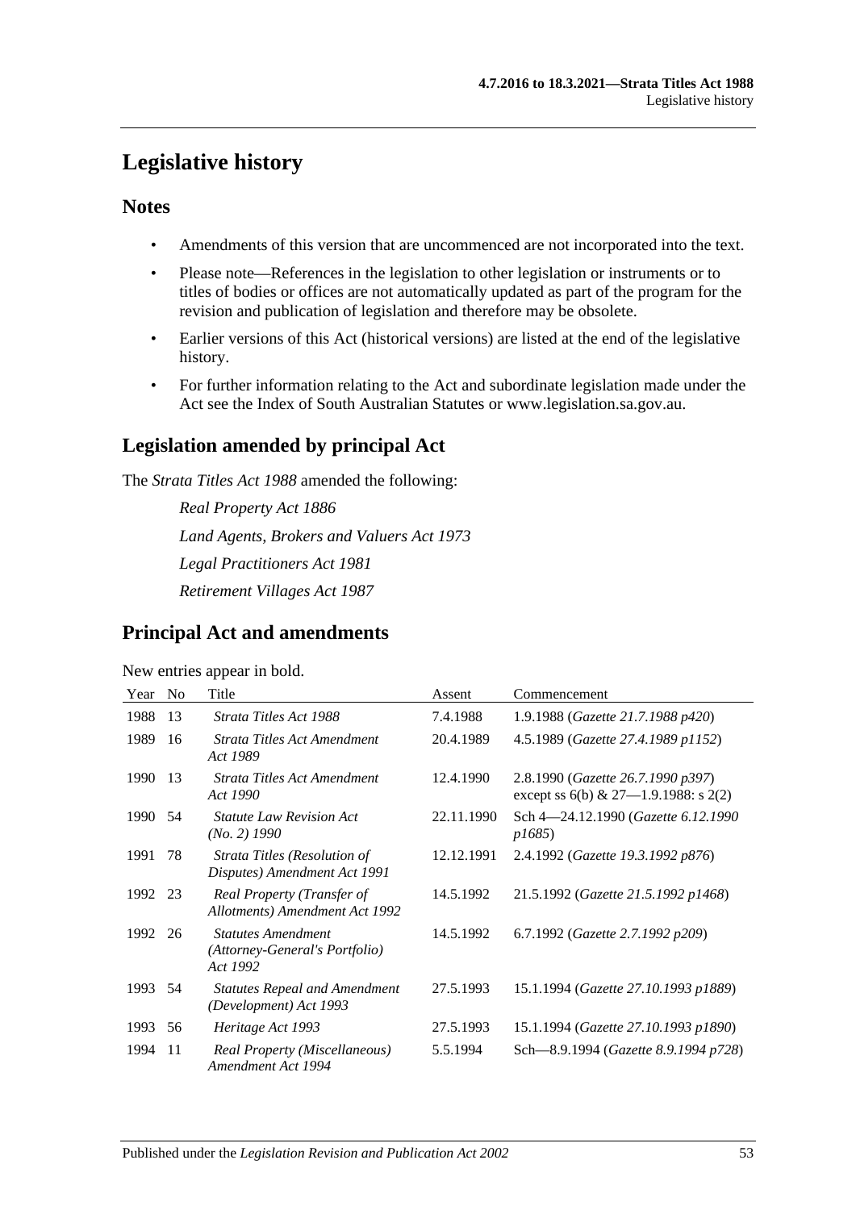# Legislative history

## Notes

- Amendments of this version that are uncommenced are not incorporated into the text.
- Please note—References in the legislation to other legislation or instruments or to titles of bodies or offices are not automatically updated as part of the program for the revision and publication of legislation and therefore may be obsolete.
- Earlier versions of this Act (historical versions) are listed at the end of the legislative history.
- For further information relating to the Act and subordinate legislation made under the Act see the Index of South Australian Statutes or www.legislation.sa.gov.au.

## Legislation amended by principal Act

The *Strata Titles Act 1988* amended the following:

*Real Property Act 1886*

*Land Agents, Brokers and Valuers Act 1973*

*Legal Practitioners Act 1981*

*Retirement Villages Act 1987*

## Principal Act and amendments

New entries appear in bold.

| Year | No | Title | Assent | Commencement |
|---|---|---|---|---|
| 1988 | 13 | *Strata Titles Act 1988* | 7.4.1988 | 1.9.1988 (*Gazette 21.7.1988 p420*) |
| 1989 | 16 | *Strata Titles Act Amendment Act 1989* | 20.4.1989 | 4.5.1989 (*Gazette 27.4.1989 p1152*) |
| 1990 | 13 | *Strata Titles Act Amendment Act 1990* | 12.4.1990 | 2.8.1990 (*Gazette 26.7.1990 p397*) except ss 6(b) & 27—1.9.1988: s 2(2) |
| 1990 | 54 | *Statute Law Revision Act (No. 2) 1990* | 22.11.1990 | Sch 4—24.12.1990 (*Gazette 6.12.1990 p1685*) |
| 1991 | 78 | *Strata Titles (Resolution of Disputes) Amendment Act 1991* | 12.12.1991 | 2.4.1992 (*Gazette 19.3.1992 p876*) |
| 1992 | 23 | *Real Property (Transfer of Allotments) Amendment Act 1992* | 14.5.1992 | 21.5.1992 (*Gazette 21.5.1992 p1468*) |
| 1992 | 26 | *Statutes Amendment (Attorney-General's Portfolio) Act 1992* | 14.5.1992 | 6.7.1992 (*Gazette 2.7.1992 p209*) |
| 1993 | 54 | *Statutes Repeal and Amendment (Development) Act 1993* | 27.5.1993 | 15.1.1994 (*Gazette 27.10.1993 p1889*) |
| 1993 | 56 | *Heritage Act 1993* | 27.5.1993 | 15.1.1994 (*Gazette 27.10.1993 p1890*) |
| 1994 | 11 | *Real Property (Miscellaneous) Amendment Act 1994* | 5.5.1994 | Sch—8.9.1994 (*Gazette 8.9.1994 p728*) |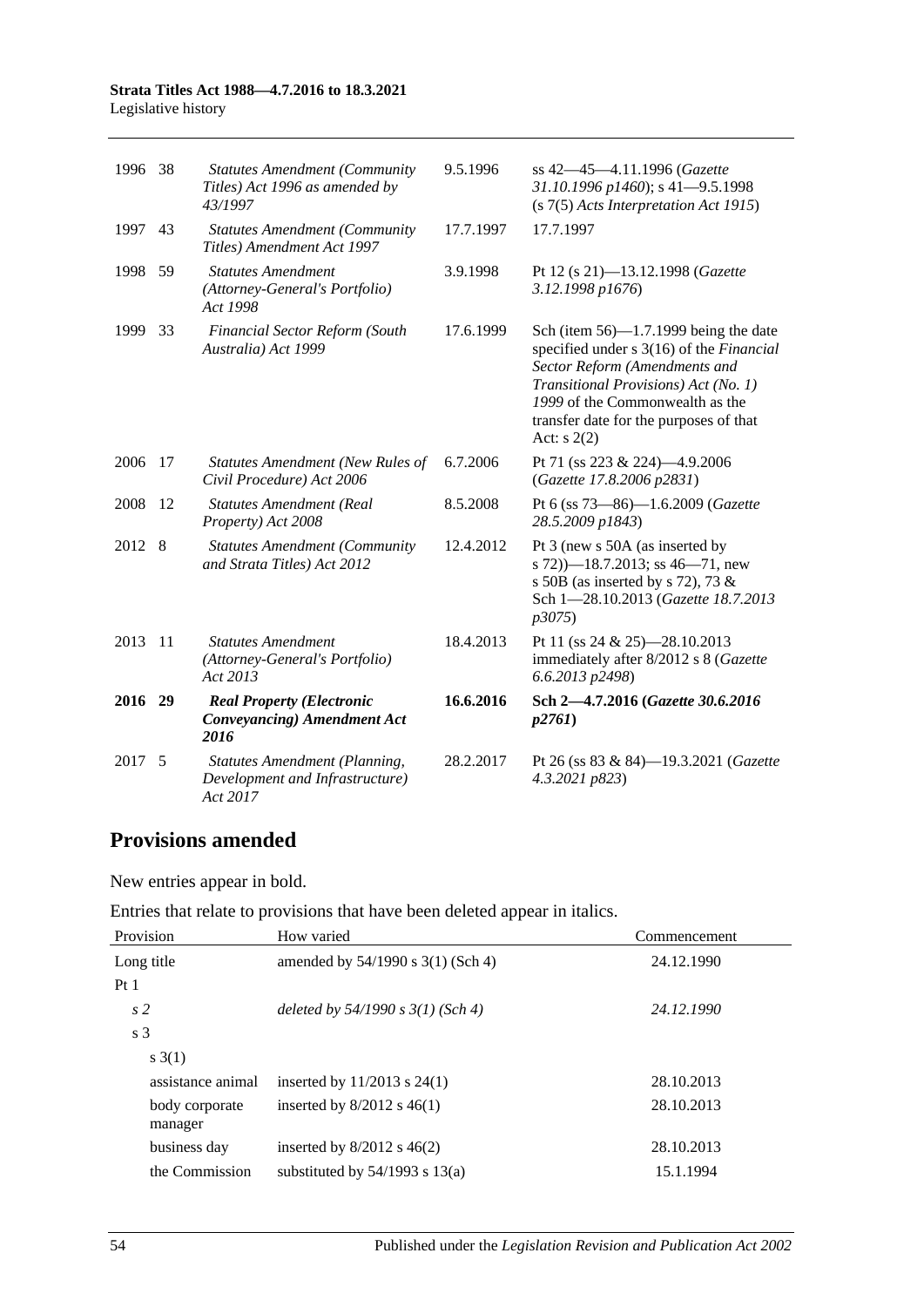| | | | | |
|---|---|---|---|---|
| 1996 | 38 | *Statutes Amendment (Community Titles) Act 1996 as amended by 43/1997* | 9.5.1996 | ss 42—45—4.11.1996 (*Gazette 31.10.1996 p1460*); s 41—9.5.1998 (s 7(5) *Acts Interpretation Act 1915*) |
| 1997 | 43 | *Statutes Amendment (Community Titles) Amendment Act 1997* | 17.7.1997 | 17.7.1997 |
| 1998 | 59 | *Statutes Amendment (Attorney-General's Portfolio) Act 1998* | 3.9.1998 | Pt 12 (s 21)—13.12.1998 (*Gazette 3.12.1998 p1676*) |
| 1999 | 33 | *Financial Sector Reform (South Australia) Act 1999* | 17.6.1999 | Sch (item 56)—1.7.1999 being the date specified under s 3(16) of the *Financial Sector Reform (Amendments and Transitional Provisions) Act (No. 1) 1999* of the Commonwealth as the transfer date for the purposes of that Act: s 2(2) |
| 2006 | 17 | *Statutes Amendment (New Rules of Civil Procedure) Act 2006* | 6.7.2006 | Pt 71 (ss 223 & 224)—4.9.2006 (*Gazette 17.8.2006 p2831*) |
| 2008 | 12 | *Statutes Amendment (Real Property) Act 2008* | 8.5.2008 | Pt 6 (ss 73—86)—1.6.2009 (*Gazette 28.5.2009 p1843*) |
| 2012 | 8 | *Statutes Amendment (Community and Strata Titles) Act 2012* | 12.4.2012 | Pt 3 (new s 50A (as inserted by s 72))—18.7.2013; ss 46—71, new s 50B (as inserted by s 72), 73 & Sch 1—28.10.2013 (*Gazette 18.7.2013 p3075*) |
| 2013 | 11 | *Statutes Amendment (Attorney-General's Portfolio) Act 2013* | 18.4.2013 | Pt 11 (ss 24 & 25)—28.10.2013 immediately after 8/2012 s 8 (*Gazette 6.6.2013 p2498*) |
| **2016** | **29** | ***Real Property (Electronic Conveyancing) Amendment Act 2016*** | **16.6.2016** | **Sch 2—4.7.2016 (*Gazette 30.6.2016 p2761*)** |
| 2017 | 5 | *Statutes Amendment (Planning, Development and Infrastructure) Act 2017* | 28.2.2017 | Pt 26 (ss 83 & 84)—19.3.2021 (*Gazette 4.3.2021 p823*) |

## Provisions amended

New entries appear in bold.

Entries that relate to provisions that have been deleted appear in italics.

| Provision | How varied | Commencement |
|---|---|---|
| Long title | amended by 54/1990 s 3(1) (Sch 4) | 24.12.1990 |
| Pt 1 | | |
| *s 2* | *deleted by 54/1990 s 3(1) (Sch 4)* | *24.12.1990* |
| s 3 | | |
| s 3(1) | | |
| assistance animal | inserted by 11/2013 s 24(1) | 28.10.2013 |
| body corporate manager | inserted by 8/2012 s 46(1) | 28.10.2013 |
| business day | inserted by 8/2012 s 46(2) | 28.10.2013 |
| the Commission | substituted by 54/1993 s 13(a) | 15.1.1994 |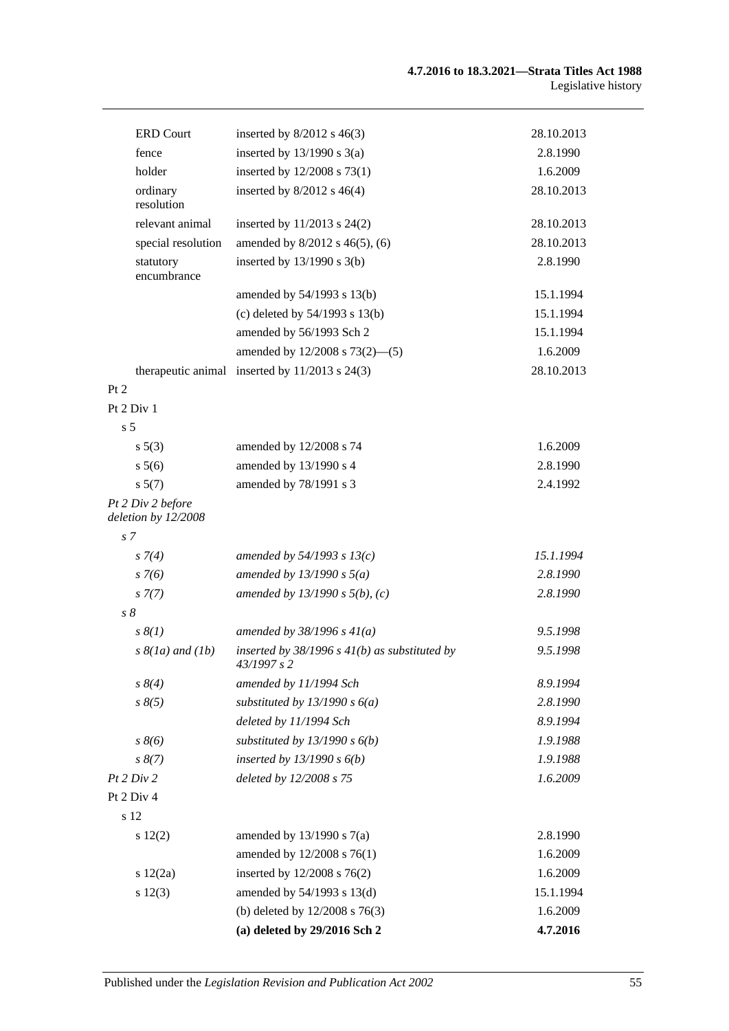| | | |
|---|---|---|
| ERD Court | inserted by 8/2012 s 46(3) | 28.10.2013 |
| fence | inserted by 13/1990 s 3(a) | 2.8.1990 |
| holder | inserted by 12/2008 s 73(1) | 1.6.2009 |
| ordinary resolution | inserted by 8/2012 s 46(4) | 28.10.2013 |
| relevant animal | inserted by 11/2013 s 24(2) | 28.10.2013 |
| special resolution | amended by 8/2012 s 46(5), (6) | 28.10.2013 |
| statutory encumbrance | inserted by 13/1990 s 3(b) | 2.8.1990 |
| | amended by 54/1993 s 13(b) | 15.1.1994 |
| | (c) deleted by 54/1993 s 13(b) | 15.1.1994 |
| | amended by 56/1993 Sch 2 | 15.1.1994 |
| | amended by 12/2008 s 73(2)—(5) | 1.6.2009 |
| therapeutic animal | inserted by 11/2013 s 24(3) | 28.10.2013 |
| Pt 2 | | |
| Pt 2 Div 1 | | |
| s 5 | | |
| s 5(3) | amended by 12/2008 s 74 | 1.6.2009 |
| s 5(6) | amended by 13/1990 s 4 | 2.8.1990 |
| s 5(7) | amended by 78/1991 s 3 | 2.4.1992 |
| *Pt 2 Div 2 before deletion by 12/2008* | | |
| *s 7* | | |
| *s 7(4)* | *amended by 54/1993 s 13(c)* | *15.1.1994* |
| *s 7(6)* | *amended by 13/1990 s 5(a)* | *2.8.1990* |
| *s 7(7)* | *amended by 13/1990 s 5(b), (c)* | *2.8.1990* |
| *s 8* | | |
| *s 8(1)* | *amended by 38/1996 s 41(a)* | *9.5.1998* |
| *s 8(1a) and (1b)* | *inserted by 38/1996 s 41(b) as substituted by 43/1997 s 2* | *9.5.1998* |
| *s 8(4)* | *amended by 11/1994 Sch* | *8.9.1994* |
| *s 8(5)* | *substituted by 13/1990 s 6(a)* | *2.8.1990* |
| | *deleted by 11/1994 Sch* | *8.9.1994* |
| *s 8(6)* | *substituted by 13/1990 s 6(b)* | *1.9.1988* |
| *s 8(7)* | *inserted by 13/1990 s 6(b)* | *1.9.1988* |
| *Pt 2 Div 2* | *deleted by 12/2008 s 75* | *1.6.2009* |
| Pt 2 Div 4 | | |
| s 12 | | |
| s 12(2) | amended by 13/1990 s 7(a) | 2.8.1990 |
| | amended by 12/2008 s 76(1) | 1.6.2009 |
| s 12(2a) | inserted by 12/2008 s 76(2) | 1.6.2009 |
| s 12(3) | amended by 54/1993 s 13(d) | 15.1.1994 |
| | (b) deleted by 12/2008 s 76(3) | 1.6.2009 |
| | **(a) deleted by 29/2016 Sch 2** | **4.7.2016** |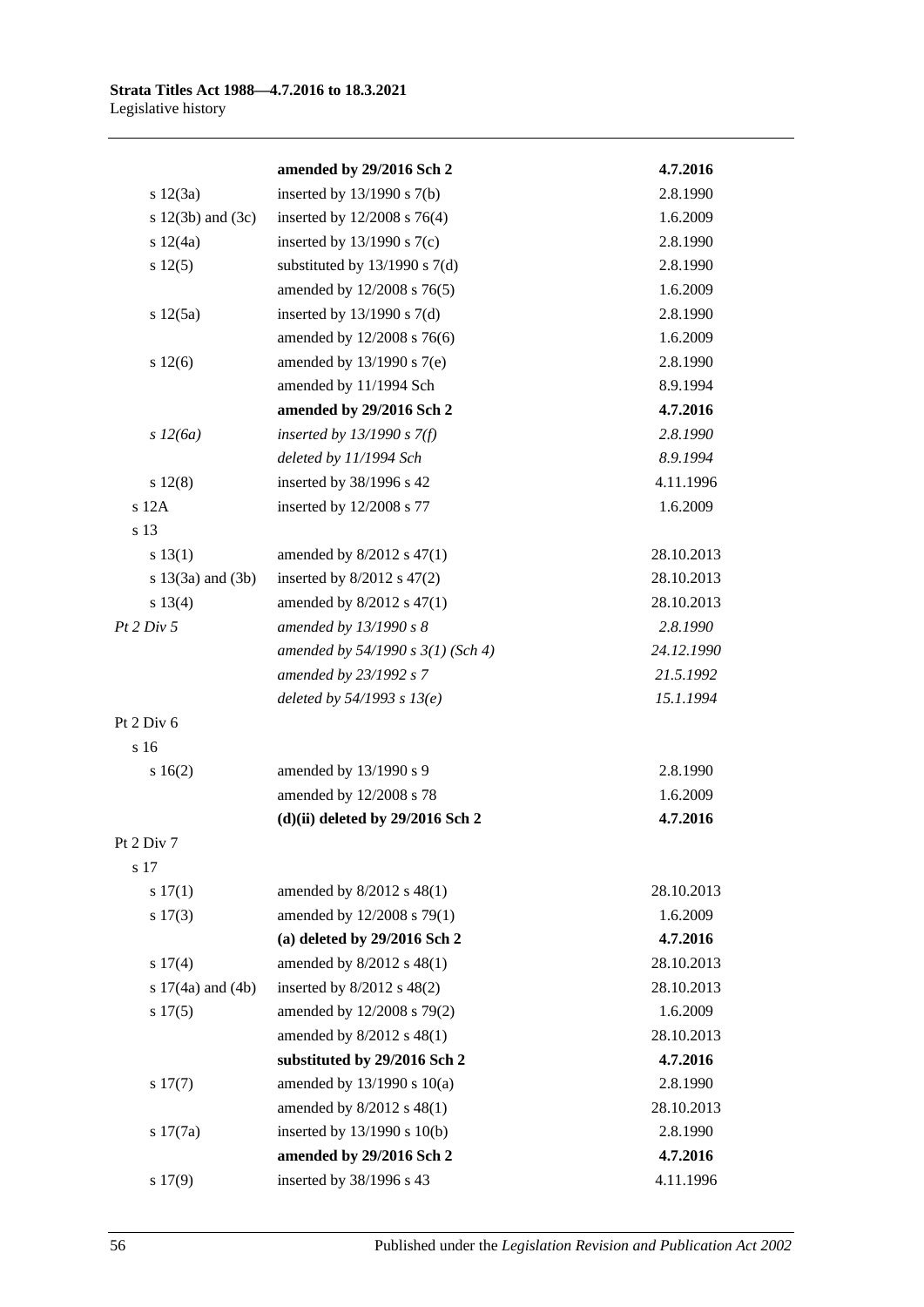| | | |
|---|---|---|
| | **amended by 29/2016 Sch 2** | **4.7.2016** |
| s 12(3a) | inserted by 13/1990 s 7(b) | 2.8.1990 |
| s 12(3b) and (3c) | inserted by 12/2008 s 76(4) | 1.6.2009 |
| s 12(4a) | inserted by 13/1990 s 7(c) | 2.8.1990 |
| s 12(5) | substituted by 13/1990 s 7(d) | 2.8.1990 |
| | amended by 12/2008 s 76(5) | 1.6.2009 |
| s 12(5a) | inserted by 13/1990 s 7(d) | 2.8.1990 |
| | amended by 12/2008 s 76(6) | 1.6.2009 |
| s 12(6) | amended by 13/1990 s 7(e) | 2.8.1990 |
| | amended by 11/1994 Sch | 8.9.1994 |
| | **amended by 29/2016 Sch 2** | **4.7.2016** |
| *s 12(6a)* | *inserted by 13/1990 s 7(f)* | *2.8.1990* |
| | *deleted by 11/1994 Sch* | *8.9.1994* |
| s 12(8) | inserted by 38/1996 s 42 | 4.11.1996 |
| s 12A | inserted by 12/2008 s 77 | 1.6.2009 |
| s 13 | | |
| s 13(1) | amended by 8/2012 s 47(1) | 28.10.2013 |
| s 13(3a) and (3b) | inserted by 8/2012 s 47(2) | 28.10.2013 |
| s 13(4) | amended by 8/2012 s 47(1) | 28.10.2013 |
| *Pt 2 Div 5* | *amended by 13/1990 s 8* | *2.8.1990* |
| | *amended by 54/1990 s 3(1) (Sch 4)* | *24.12.1990* |
| | *amended by 23/1992 s 7* | *21.5.1992* |
| | *deleted by 54/1993 s 13(e)* | *15.1.1994* |
| Pt 2 Div 6 | | |
| s 16 | | |
| s 16(2) | amended by 13/1990 s 9 | 2.8.1990 |
| | amended by 12/2008 s 78 | 1.6.2009 |
| | **(d)(ii) deleted by 29/2016 Sch 2** | **4.7.2016** |
| Pt 2 Div 7 | | |
| s 17 | | |
| s 17(1) | amended by 8/2012 s 48(1) | 28.10.2013 |
| s 17(3) | amended by 12/2008 s 79(1) | 1.6.2009 |
| | **(a) deleted by 29/2016 Sch 2** | **4.7.2016** |
| s 17(4) | amended by 8/2012 s 48(1) | 28.10.2013 |
| s 17(4a) and (4b) | inserted by 8/2012 s 48(2) | 28.10.2013 |
| s 17(5) | amended by 12/2008 s 79(2) | 1.6.2009 |
| | amended by 8/2012 s 48(1) | 28.10.2013 |
| | **substituted by 29/2016 Sch 2** | **4.7.2016** |
| s 17(7) | amended by 13/1990 s 10(a) | 2.8.1990 |
| | amended by 8/2012 s 48(1) | 28.10.2013 |
| s 17(7a) | inserted by 13/1990 s 10(b) | 2.8.1990 |
| | **amended by 29/2016 Sch 2** | **4.7.2016** |
| s 17(9) | inserted by 38/1996 s 43 | 4.11.1996 |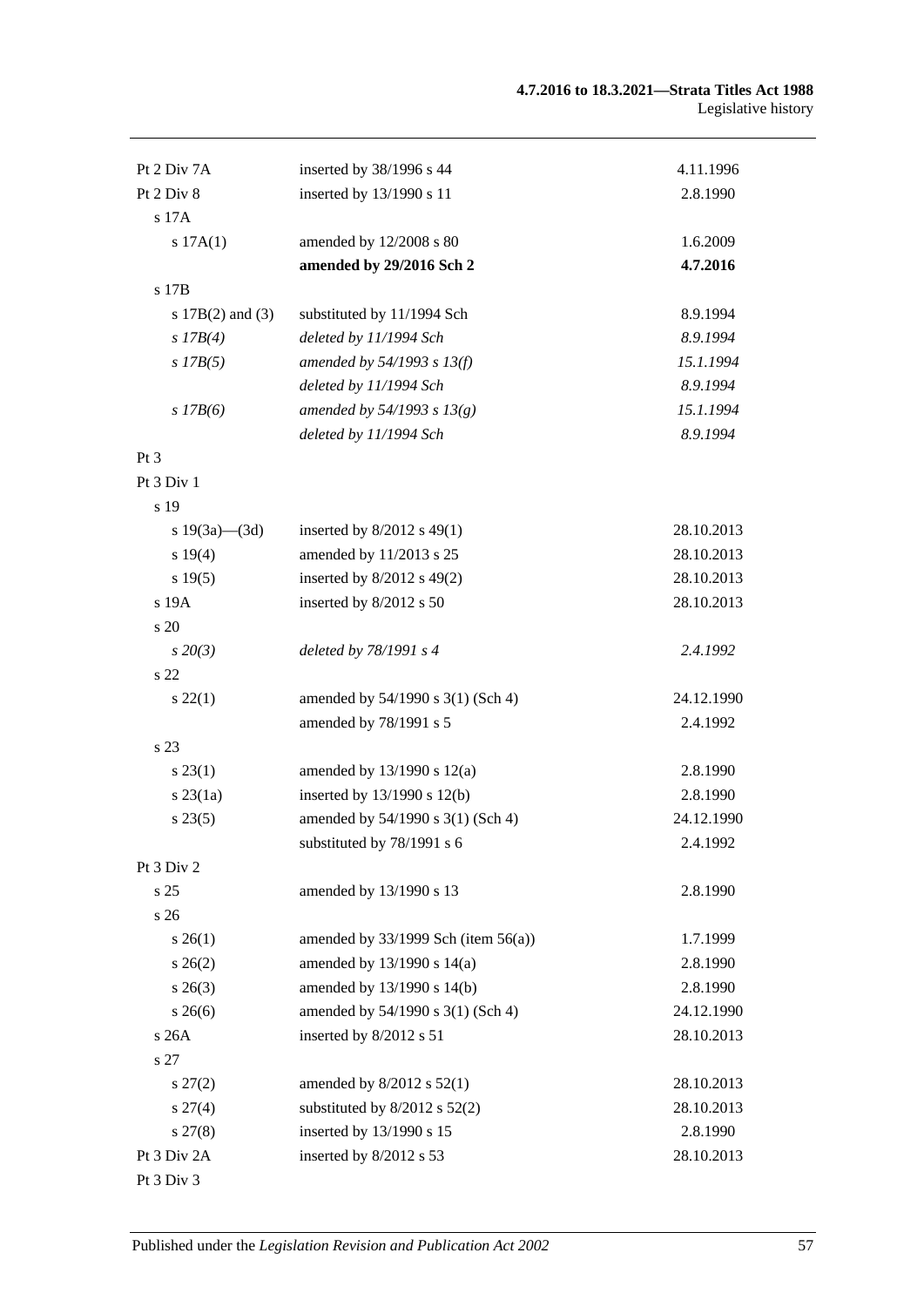| | | |
|---|---|---|
| Pt 2 Div 7A | inserted by 38/1996 s 44 | 4.11.1996 |
| Pt 2 Div 8 | inserted by 13/1990 s 11 | 2.8.1990 |
| s 17A | | |
| s 17A(1) | amended by 12/2008 s 80 | 1.6.2009 |
| | **amended by 29/2016 Sch 2** | **4.7.2016** |
| s 17B | | |
| s 17B(2) and (3) | substituted by 11/1994 Sch | 8.9.1994 |
| *s 17B(4)* | *deleted by 11/1994 Sch* | *8.9.1994* |
| *s 17B(5)* | *amended by 54/1993 s 13(f)* | *15.1.1994* |
| | *deleted by 11/1994 Sch* | *8.9.1994* |
| *s 17B(6)* | *amended by 54/1993 s 13(g)* | *15.1.1994* |
| | *deleted by 11/1994 Sch* | *8.9.1994* |
| Pt 3 | | |
| Pt 3 Div 1 | | |
| s 19 | | |
| s 19(3a)—(3d) | inserted by 8/2012 s 49(1) | 28.10.2013 |
| s 19(4) | amended by 11/2013 s 25 | 28.10.2013 |
| s 19(5) | inserted by 8/2012 s 49(2) | 28.10.2013 |
| s 19A | inserted by 8/2012 s 50 | 28.10.2013 |
| s 20 | | |
| *s 20(3)* | *deleted by 78/1991 s 4* | *2.4.1992* |
| s 22 | | |
| s 22(1) | amended by 54/1990 s 3(1) (Sch 4) | 24.12.1990 |
| | amended by 78/1991 s 5 | 2.4.1992 |
| s 23 | | |
| s 23(1) | amended by 13/1990 s 12(a) | 2.8.1990 |
| s 23(1a) | inserted by 13/1990 s 12(b) | 2.8.1990 |
| s 23(5) | amended by 54/1990 s 3(1) (Sch 4) | 24.12.1990 |
| | substituted by 78/1991 s 6 | 2.4.1992 |
| Pt 3 Div 2 | | |
| s 25 | amended by 13/1990 s 13 | 2.8.1990 |
| s 26 | | |
| s 26(1) | amended by 33/1999 Sch (item 56(a)) | 1.7.1999 |
| s 26(2) | amended by 13/1990 s 14(a) | 2.8.1990 |
| s 26(3) | amended by 13/1990 s 14(b) | 2.8.1990 |
| s 26(6) | amended by 54/1990 s 3(1) (Sch 4) | 24.12.1990 |
| s 26A | inserted by 8/2012 s 51 | 28.10.2013 |
| s 27 | | |
| s 27(2) | amended by 8/2012 s 52(1) | 28.10.2013 |
| s 27(4) | substituted by 8/2012 s 52(2) | 28.10.2013 |
| s 27(8) | inserted by 13/1990 s 15 | 2.8.1990 |
| Pt 3 Div 2A | inserted by 8/2012 s 53 | 28.10.2013 |
| Pt 3 Div 3 | | |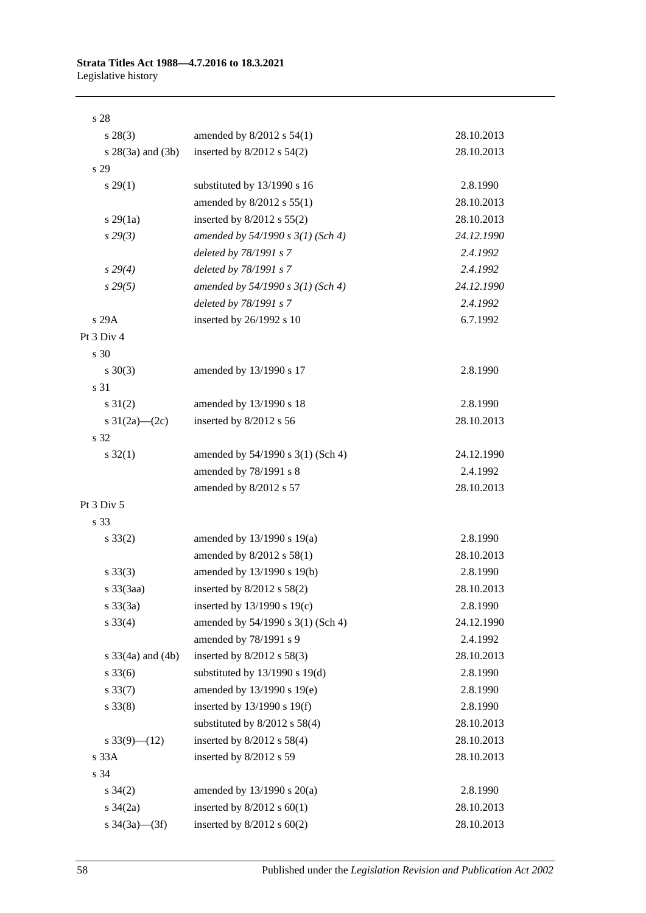| | | |
|---|---|---|
| s 28 | | |
| s 28(3) | amended by 8/2012 s 54(1) | 28.10.2013 |
| s 28(3a) and (3b) | inserted by 8/2012 s 54(2) | 28.10.2013 |
| s 29 | | |
| s 29(1) | substituted by 13/1990 s 16 | 2.8.1990 |
| | amended by 8/2012 s 55(1) | 28.10.2013 |
| s 29(1a) | inserted by 8/2012 s 55(2) | 28.10.2013 |
| *s 29(3)* | *amended by 54/1990 s 3(1) (Sch 4)* | *24.12.1990* |
| | *deleted by 78/1991 s 7* | *2.4.1992* |
| *s 29(4)* | *deleted by 78/1991 s 7* | *2.4.1992* |
| *s 29(5)* | *amended by 54/1990 s 3(1) (Sch 4)* | *24.12.1990* |
| | *deleted by 78/1991 s 7* | *2.4.1992* |
| s 29A | inserted by 26/1992 s 10 | 6.7.1992 |
| Pt 3 Div 4 | | |
| s 30 | | |
| s 30(3) | amended by 13/1990 s 17 | 2.8.1990 |
| s 31 | | |
| s 31(2) | amended by 13/1990 s 18 | 2.8.1990 |
| s 31(2a)—(2c) | inserted by 8/2012 s 56 | 28.10.2013 |
| s 32 | | |
| s 32(1) | amended by 54/1990 s 3(1) (Sch 4) | 24.12.1990 |
| | amended by 78/1991 s 8 | 2.4.1992 |
| | amended by 8/2012 s 57 | 28.10.2013 |
| Pt 3 Div 5 | | |
| s 33 | | |
| s 33(2) | amended by 13/1990 s 19(a) | 2.8.1990 |
| | amended by 8/2012 s 58(1) | 28.10.2013 |
| s 33(3) | amended by 13/1990 s 19(b) | 2.8.1990 |
| s 33(3aa) | inserted by 8/2012 s 58(2) | 28.10.2013 |
| s 33(3a) | inserted by 13/1990 s 19(c) | 2.8.1990 |
| s 33(4) | amended by 54/1990 s 3(1) (Sch 4) | 24.12.1990 |
| | amended by 78/1991 s 9 | 2.4.1992 |
| s 33(4a) and (4b) | inserted by 8/2012 s 58(3) | 28.10.2013 |
| s 33(6) | substituted by 13/1990 s 19(d) | 2.8.1990 |
| s 33(7) | amended by 13/1990 s 19(e) | 2.8.1990 |
| s 33(8) | inserted by 13/1990 s 19(f) | 2.8.1990 |
| | substituted by 8/2012 s 58(4) | 28.10.2013 |
| s 33(9)—(12) | inserted by 8/2012 s 58(4) | 28.10.2013 |
| s 33A | inserted by 8/2012 s 59 | 28.10.2013 |
| s 34 | | |
| s 34(2) | amended by 13/1990 s 20(a) | 2.8.1990 |
| s 34(2a) | inserted by 8/2012 s 60(1) | 28.10.2013 |
| s 34(3a)—(3f) | inserted by 8/2012 s 60(2) | 28.10.2013 |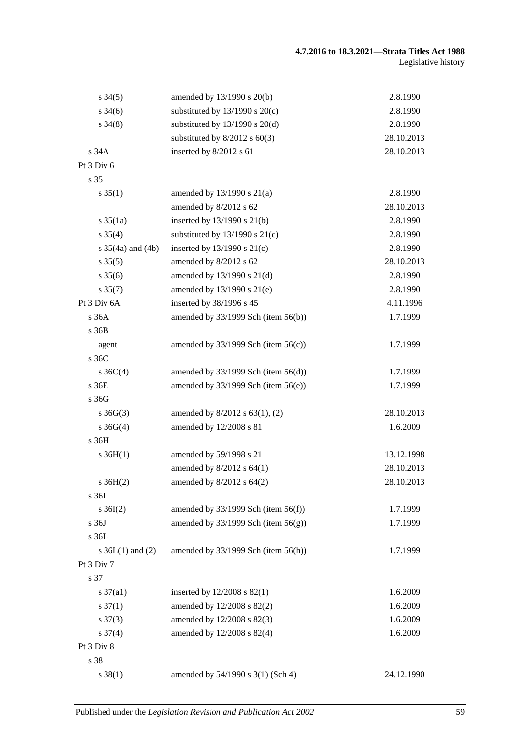| | | |
|---|---|---|
| s 34(5) | amended by 13/1990 s 20(b) | 2.8.1990 |
| s 34(6) | substituted by 13/1990 s 20(c) | 2.8.1990 |
| s 34(8) | substituted by 13/1990 s 20(d) | 2.8.1990 |
| | substituted by 8/2012 s 60(3) | 28.10.2013 |
| s 34A | inserted by 8/2012 s 61 | 28.10.2013 |
| Pt 3 Div 6 | | |
| s 35 | | |
| s 35(1) | amended by 13/1990 s 21(a) | 2.8.1990 |
| | amended by 8/2012 s 62 | 28.10.2013 |
| s 35(1a) | inserted by 13/1990 s 21(b) | 2.8.1990 |
| s 35(4) | substituted by 13/1990 s 21(c) | 2.8.1990 |
| s 35(4a) and (4b) | inserted by 13/1990 s 21(c) | 2.8.1990 |
| s 35(5) | amended by 8/2012 s 62 | 28.10.2013 |
| s 35(6) | amended by 13/1990 s 21(d) | 2.8.1990 |
| s 35(7) | amended by 13/1990 s 21(e) | 2.8.1990 |
| Pt 3 Div 6A | inserted by 38/1996 s 45 | 4.11.1996 |
| s 36A | amended by 33/1999 Sch (item 56(b)) | 1.7.1999 |
| s 36B | | |
| agent | amended by 33/1999 Sch (item 56(c)) | 1.7.1999 |
| s 36C | | |
| s 36C(4) | amended by 33/1999 Sch (item 56(d)) | 1.7.1999 |
| s 36E | amended by 33/1999 Sch (item 56(e)) | 1.7.1999 |
| s 36G | | |
| s 36G(3) | amended by 8/2012 s 63(1), (2) | 28.10.2013 |
| s 36G(4) | amended by 12/2008 s 81 | 1.6.2009 |
| s 36H | | |
| s 36H(1) | amended by 59/1998 s 21 | 13.12.1998 |
| | amended by 8/2012 s 64(1) | 28.10.2013 |
| s 36H(2) | amended by 8/2012 s 64(2) | 28.10.2013 |
| s 36I | | |
| s 36I(2) | amended by 33/1999 Sch (item 56(f)) | 1.7.1999 |
| s 36J | amended by 33/1999 Sch (item 56(g)) | 1.7.1999 |
| s 36L | | |
| s 36L(1) and (2) | amended by 33/1999 Sch (item 56(h)) | 1.7.1999 |
| Pt 3 Div 7 | | |
| s 37 | | |
| s 37(a1) | inserted by 12/2008 s 82(1) | 1.6.2009 |
| s 37(1) | amended by 12/2008 s 82(2) | 1.6.2009 |
| s 37(3) | amended by 12/2008 s 82(3) | 1.6.2009 |
| s 37(4) | amended by 12/2008 s 82(4) | 1.6.2009 |
| Pt 3 Div 8 | | |
| s 38 | | |
| s 38(1) | amended by 54/1990 s 3(1) (Sch 4) | 24.12.1990 |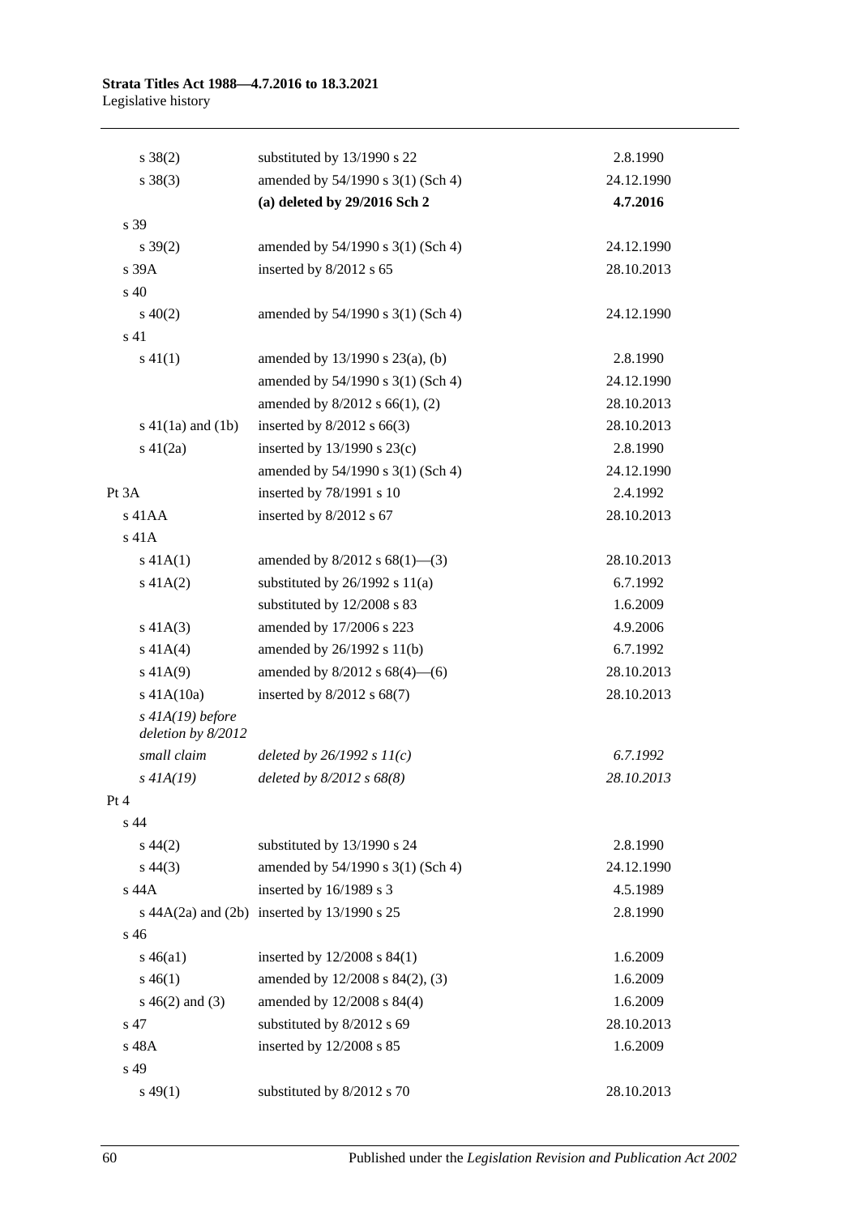| | | |
|---|---|---|
| s 38(2) | substituted by 13/1990 s 22 | 2.8.1990 |
| s 38(3) | amended by 54/1990 s 3(1) (Sch 4) | 24.12.1990 |
| | **(a) deleted by 29/2016 Sch 2** | **4.7.2016** |
| s 39 | | |
| s 39(2) | amended by 54/1990 s 3(1) (Sch 4) | 24.12.1990 |
| s 39A | inserted by 8/2012 s 65 | 28.10.2013 |
| s 40 | | |
| s 40(2) | amended by 54/1990 s 3(1) (Sch 4) | 24.12.1990 |
| s 41 | | |
| s 41(1) | amended by 13/1990 s 23(a), (b) | 2.8.1990 |
| | amended by 54/1990 s 3(1) (Sch 4) | 24.12.1990 |
| | amended by 8/2012 s 66(1), (2) | 28.10.2013 |
| s 41(1a) and (1b) | inserted by 8/2012 s 66(3) | 28.10.2013 |
| s 41(2a) | inserted by 13/1990 s 23(c) | 2.8.1990 |
| | amended by 54/1990 s 3(1) (Sch 4) | 24.12.1990 |
| Pt 3A | inserted by 78/1991 s 10 | 2.4.1992 |
| s 41AA | inserted by 8/2012 s 67 | 28.10.2013 |
| s 41A | | |
| s 41A(1) | amended by 8/2012 s 68(1)—(3) | 28.10.2013 |
| s 41A(2) | substituted by 26/1992 s 11(a) | 6.7.1992 |
| | substituted by 12/2008 s 83 | 1.6.2009 |
| s 41A(3) | amended by 17/2006 s 223 | 4.9.2006 |
| s 41A(4) | amended by 26/1992 s 11(b) | 6.7.1992 |
| s 41A(9) | amended by 8/2012 s 68(4)—(6) | 28.10.2013 |
| s 41A(10a) | inserted by 8/2012 s 68(7) | 28.10.2013 |
| *s 41A(19) before deletion by 8/2012* | | |
| *small claim* | *deleted by 26/1992 s 11(c)* | *6.7.1992* |
| *s 41A(19)* | *deleted by 8/2012 s 68(8)* | *28.10.2013* |
| Pt 4 | | |
| s 44 | | |
| s 44(2) | substituted by 13/1990 s 24 | 2.8.1990 |
| s 44(3) | amended by 54/1990 s 3(1) (Sch 4) | 24.12.1990 |
| s 44A | inserted by 16/1989 s 3 | 4.5.1989 |
| s 44A(2a) and (2b) | inserted by 13/1990 s 25 | 2.8.1990 |
| s 46 | | |
| s 46(a1) | inserted by 12/2008 s 84(1) | 1.6.2009 |
| s 46(1) | amended by 12/2008 s 84(2), (3) | 1.6.2009 |
| s 46(2) and (3) | amended by 12/2008 s 84(4) | 1.6.2009 |
| s 47 | substituted by 8/2012 s 69 | 28.10.2013 |
| s 48A | inserted by 12/2008 s 85 | 1.6.2009 |
| s 49 | | |
| s 49(1) | substituted by 8/2012 s 70 | 28.10.2013 |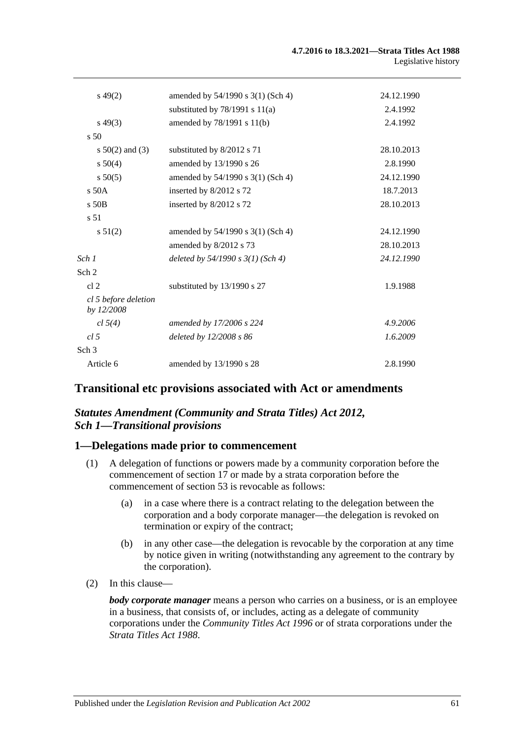| | | |
|---|---|---|
| s 49(2) | amended by 54/1990 s 3(1) (Sch 4) | 24.12.1990 |
| | substituted by 78/1991 s 11(a) | 2.4.1992 |
| s 49(3) | amended by 78/1991 s 11(b) | 2.4.1992 |
| s 50 | | |
| s 50(2) and (3) | substituted by 8/2012 s 71 | 28.10.2013 |
| s 50(4) | amended by 13/1990 s 26 | 2.8.1990 |
| s 50(5) | amended by 54/1990 s 3(1) (Sch 4) | 24.12.1990 |
| s 50A | inserted by 8/2012 s 72 | 18.7.2013 |
| s 50B | inserted by 8/2012 s 72 | 28.10.2013 |
| s 51 | | |
| s 51(2) | amended by 54/1990 s 3(1) (Sch 4) | 24.12.1990 |
| | amended by 8/2012 s 73 | 28.10.2013 |
| *Sch 1* | *deleted by 54/1990 s 3(1) (Sch 4)* | *24.12.1990* |
| Sch 2 | | |
| cl 2 | substituted by 13/1990 s 27 | 1.9.1988 |
| *cl 5 before deletion by 12/2008* | | |
| *cl 5(4)* | *amended by 17/2006 s 224* | *4.9.2006* |
| *cl 5* | *deleted by 12/2008 s 86* | *1.6.2009* |
| Sch 3 | | |
| Article 6 | amended by 13/1990 s 28 | 2.8.1990 |

## Transitional etc provisions associated with Act or amendments

### *Statutes Amendment (Community and Strata Titles) Act 2012, Sch 1—Transitional provisions*

### 1—Delegations made prior to commencement

(1) A delegation of functions or powers made by a community corporation before the commencement of section 17 or made by a strata corporation before the commencement of section 53 is revocable as follows:

(a) in a case where there is a contract relating to the delegation between the corporation and a body corporate manager—the delegation is revoked on termination or expiry of the contract;

(b) in any other case—the delegation is revocable by the corporation at any time by notice given in writing (notwithstanding any agreement to the contrary by the corporation).

(2) In this clause—

***body corporate manager*** means a person who carries on a business, or is an employee in a business, that consists of, or includes, acting as a delegate of community corporations under the *Community Titles Act 1996* or of strata corporations under the *Strata Titles Act 1988*.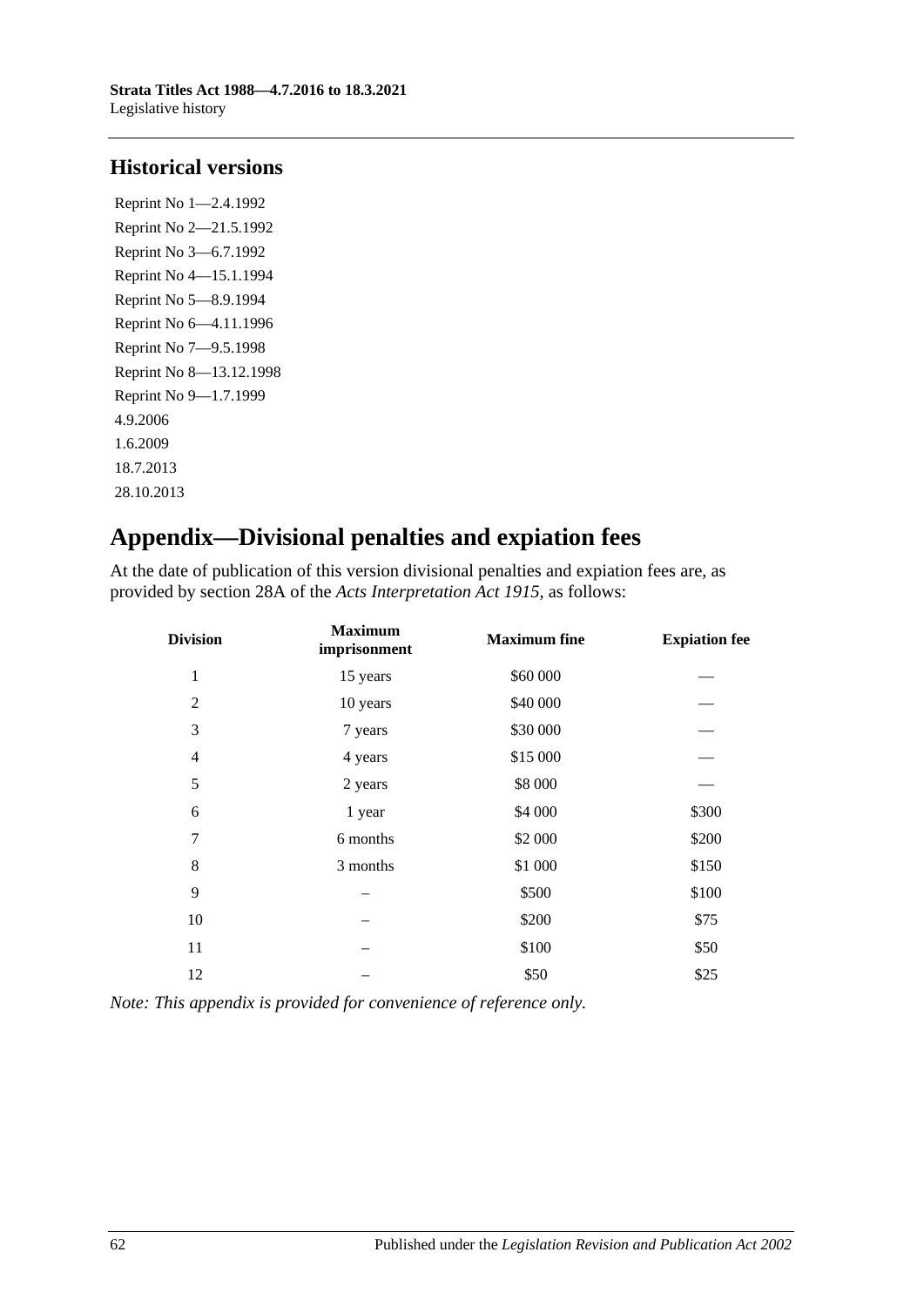## Historical versions

Reprint No 1—2.4.1992

Reprint No 2—21.5.1992

Reprint No 3—6.7.1992

Reprint No 4—15.1.1994

Reprint No 5—8.9.1994

Reprint No 6—4.11.1996

Reprint No 7—9.5.1998

Reprint No 8—13.12.1998

Reprint No 9—1.7.1999

4.9.2006

1.6.2009

18.7.2013

28.10.2013

# Appendix—Divisional penalties and expiation fees

At the date of publication of this version divisional penalties and expiation fees are, as provided by section 28A of the *Acts Interpretation Act 1915*, as follows:

| Division | Maximum imprisonment | Maximum fine | Expiation fee |
|---|---|---|---|
| 1 | 15 years | \$60 000 | — |
| 2 | 10 years | \$40 000 | — |
| 3 | 7 years | \$30 000 | — |
| 4 | 4 years | \$15 000 | — |
| 5 | 2 years | \$8 000 | — |
| 6 | 1 year | \$4 000 | \$300 |
| 7 | 6 months | \$2 000 | \$200 |
| 8 | 3 months | \$1 000 | \$150 |
| 9 | – | \$500 | \$100 |
| 10 | – | \$200 | \$75 |
| 11 | – | \$100 | \$50 |
| 12 | – | \$50 | \$25 |

*Note: This appendix is provided for convenience of reference only.*